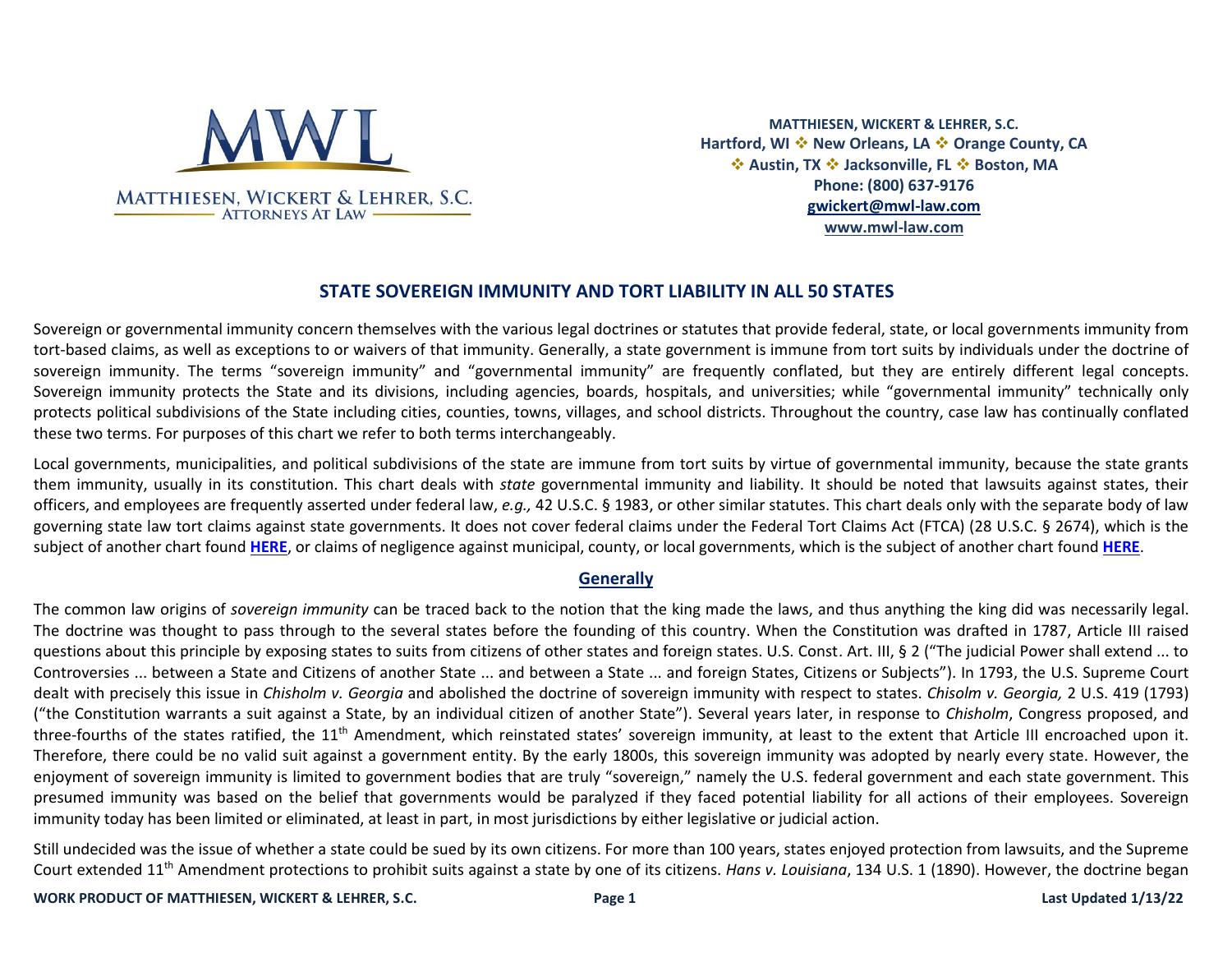MATTHIESEN, WICKERT & LEHRER, S.C.
ATTORNEYS AT LAW

**MATTHIESEN, WICKERT & LEHRER, S.C.**
**Hartford, WI ❖ New Orleans, LA ❖ Orange County, CA**
**❖ Austin, TX ❖ Jacksonville, FL ❖ Boston, MA**
**Phone: (800) 637-9176**
**gwickert@mwl-law.com**
**www.mwl-law.com**

# STATE SOVEREIGN IMMUNITY AND TORT LIABILITY IN ALL 50 STATES

Sovereign or governmental immunity concern themselves with the various legal doctrines or statutes that provide federal, state, or local governments immunity from tort-based claims, as well as exceptions to or waivers of that immunity. Generally, a state government is immune from tort suits by individuals under the doctrine of sovereign immunity. The terms "sovereign immunity" and "governmental immunity" are frequently conflated, but they are entirely different legal concepts. Sovereign immunity protects the State and its divisions, including agencies, boards, hospitals, and universities; while "governmental immunity" technically only protects political subdivisions of the State including cities, counties, towns, villages, and school districts. Throughout the country, case law has continually conflated these two terms. For purposes of this chart we refer to both terms interchangeably.

Local governments, municipalities, and political subdivisions of the state are immune from tort suits by virtue of governmental immunity, because the state grants them immunity, usually in its constitution. This chart deals with *state* governmental immunity and liability. It should be noted that lawsuits against states, their officers, and employees are frequently asserted under federal law, *e.g.,* 42 U.S.C. § 1983, or other similar statutes. This chart deals only with the separate body of law governing state law tort claims against state governments. It does not cover federal claims under the Federal Tort Claims Act (FTCA) (28 U.S.C. § 2674), which is the subject of another chart found **HERE**, or claims of negligence against municipal, county, or local governments, which is the subject of another chart found **HERE**.

## Generally

The common law origins of *sovereign immunity* can be traced back to the notion that the king made the laws, and thus anything the king did was necessarily legal. The doctrine was thought to pass through to the several states before the founding of this country. When the Constitution was drafted in 1787, Article III raised questions about this principle by exposing states to suits from citizens of other states and foreign states. U.S. Const. Art. III, § 2 ("The judicial Power shall extend ... to Controversies ... between a State and Citizens of another State ... and between a State ... and foreign States, Citizens or Subjects"). In 1793, the U.S. Supreme Court dealt with precisely this issue in *Chisholm v. Georgia* and abolished the doctrine of sovereign immunity with respect to states. *Chisolm v. Georgia,* 2 U.S. 419 (1793) ("the Constitution warrants a suit against a State, by an individual citizen of another State"). Several years later, in response to *Chisholm*, Congress proposed, and three-fourths of the states ratified, the 11th Amendment, which reinstated states' sovereign immunity, at least to the extent that Article III encroached upon it. Therefore, there could be no valid suit against a government entity. By the early 1800s, this sovereign immunity was adopted by nearly every state. However, the enjoyment of sovereign immunity is limited to government bodies that are truly "sovereign," namely the U.S. federal government and each state government. This presumed immunity was based on the belief that governments would be paralyzed if they faced potential liability for all actions of their employees. Sovereign immunity today has been limited or eliminated, at least in part, in most jurisdictions by either legislative or judicial action.

Still undecided was the issue of whether a state could be sued by its own citizens. For more than 100 years, states enjoyed protection from lawsuits, and the Supreme Court extended 11th Amendment protections to prohibit suits against a state by one of its citizens. *Hans v. Louisiana*, 134 U.S. 1 (1890). However, the doctrine began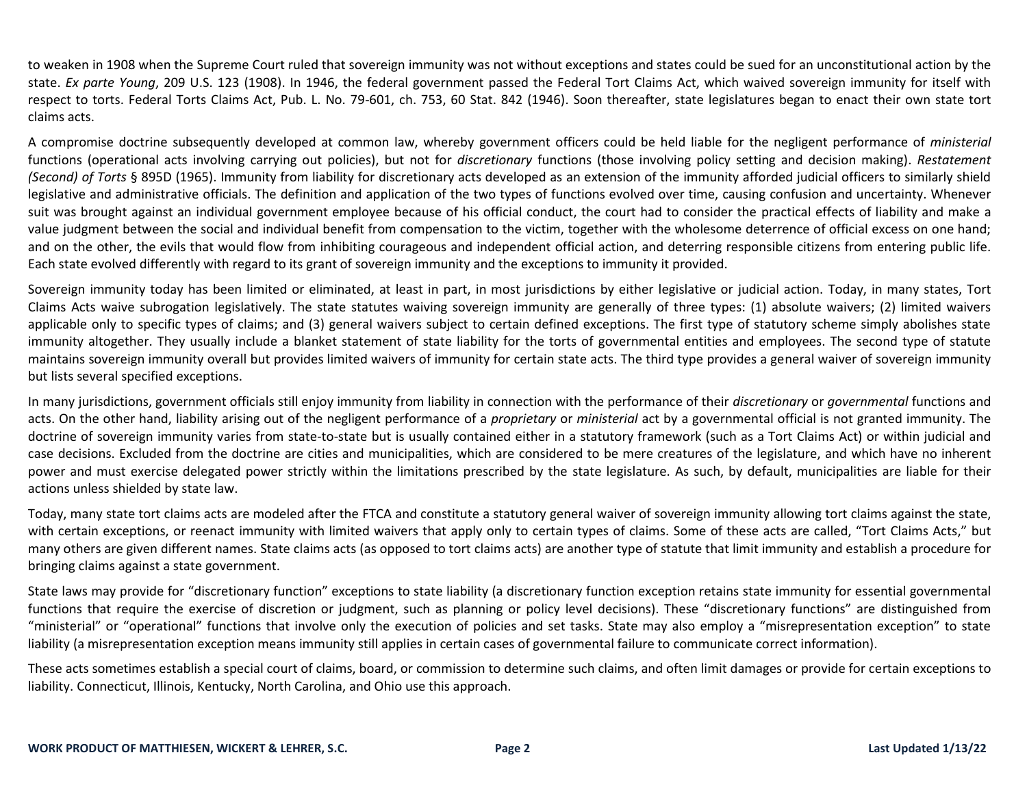to weaken in 1908 when the Supreme Court ruled that sovereign immunity was not without exceptions and states could be sued for an unconstitutional action by the state. *Ex parte Young*, 209 U.S. 123 (1908). In 1946, the federal government passed the Federal Tort Claims Act, which waived sovereign immunity for itself with respect to torts. Federal Torts Claims Act, Pub. L. No. 79-601, ch. 753, 60 Stat. 842 (1946). Soon thereafter, state legislatures began to enact their own state tort claims acts.

A compromise doctrine subsequently developed at common law, whereby government officers could be held liable for the negligent performance of *ministerial* functions (operational acts involving carrying out policies), but not for *discretionary* functions (those involving policy setting and decision making). *Restatement (Second) of Torts* § 895D (1965). Immunity from liability for discretionary acts developed as an extension of the immunity afforded judicial officers to similarly shield legislative and administrative officials. The definition and application of the two types of functions evolved over time, causing confusion and uncertainty. Whenever suit was brought against an individual government employee because of his official conduct, the court had to consider the practical effects of liability and make a value judgment between the social and individual benefit from compensation to the victim, together with the wholesome deterrence of official excess on one hand; and on the other, the evils that would flow from inhibiting courageous and independent official action, and deterring responsible citizens from entering public life. Each state evolved differently with regard to its grant of sovereign immunity and the exceptions to immunity it provided.

Sovereign immunity today has been limited or eliminated, at least in part, in most jurisdictions by either legislative or judicial action. Today, in many states, Tort Claims Acts waive subrogation legislatively. The state statutes waiving sovereign immunity are generally of three types: (1) absolute waivers; (2) limited waivers applicable only to specific types of claims; and (3) general waivers subject to certain defined exceptions. The first type of statutory scheme simply abolishes state immunity altogether. They usually include a blanket statement of state liability for the torts of governmental entities and employees. The second type of statute maintains sovereign immunity overall but provides limited waivers of immunity for certain state acts. The third type provides a general waiver of sovereign immunity but lists several specified exceptions.

In many jurisdictions, government officials still enjoy immunity from liability in connection with the performance of their *discretionary* or *governmental* functions and acts. On the other hand, liability arising out of the negligent performance of a *proprietary* or *ministerial* act by a governmental official is not granted immunity. The doctrine of sovereign immunity varies from state-to-state but is usually contained either in a statutory framework (such as a Tort Claims Act) or within judicial and case decisions. Excluded from the doctrine are cities and municipalities, which are considered to be mere creatures of the legislature, and which have no inherent power and must exercise delegated power strictly within the limitations prescribed by the state legislature. As such, by default, municipalities are liable for their actions unless shielded by state law.

Today, many state tort claims acts are modeled after the FTCA and constitute a statutory general waiver of sovereign immunity allowing tort claims against the state, with certain exceptions, or reenact immunity with limited waivers that apply only to certain types of claims. Some of these acts are called, "Tort Claims Acts," but many others are given different names. State claims acts (as opposed to tort claims acts) are another type of statute that limit immunity and establish a procedure for bringing claims against a state government.

State laws may provide for "discretionary function" exceptions to state liability (a discretionary function exception retains state immunity for essential governmental functions that require the exercise of discretion or judgment, such as planning or policy level decisions). These "discretionary functions" are distinguished from "ministerial" or "operational" functions that involve only the execution of policies and set tasks. State may also employ a "misrepresentation exception" to state liability (a misrepresentation exception means immunity still applies in certain cases of governmental failure to communicate correct information).

These acts sometimes establish a special court of claims, board, or commission to determine such claims, and often limit damages or provide for certain exceptions to liability. Connecticut, Illinois, Kentucky, North Carolina, and Ohio use this approach.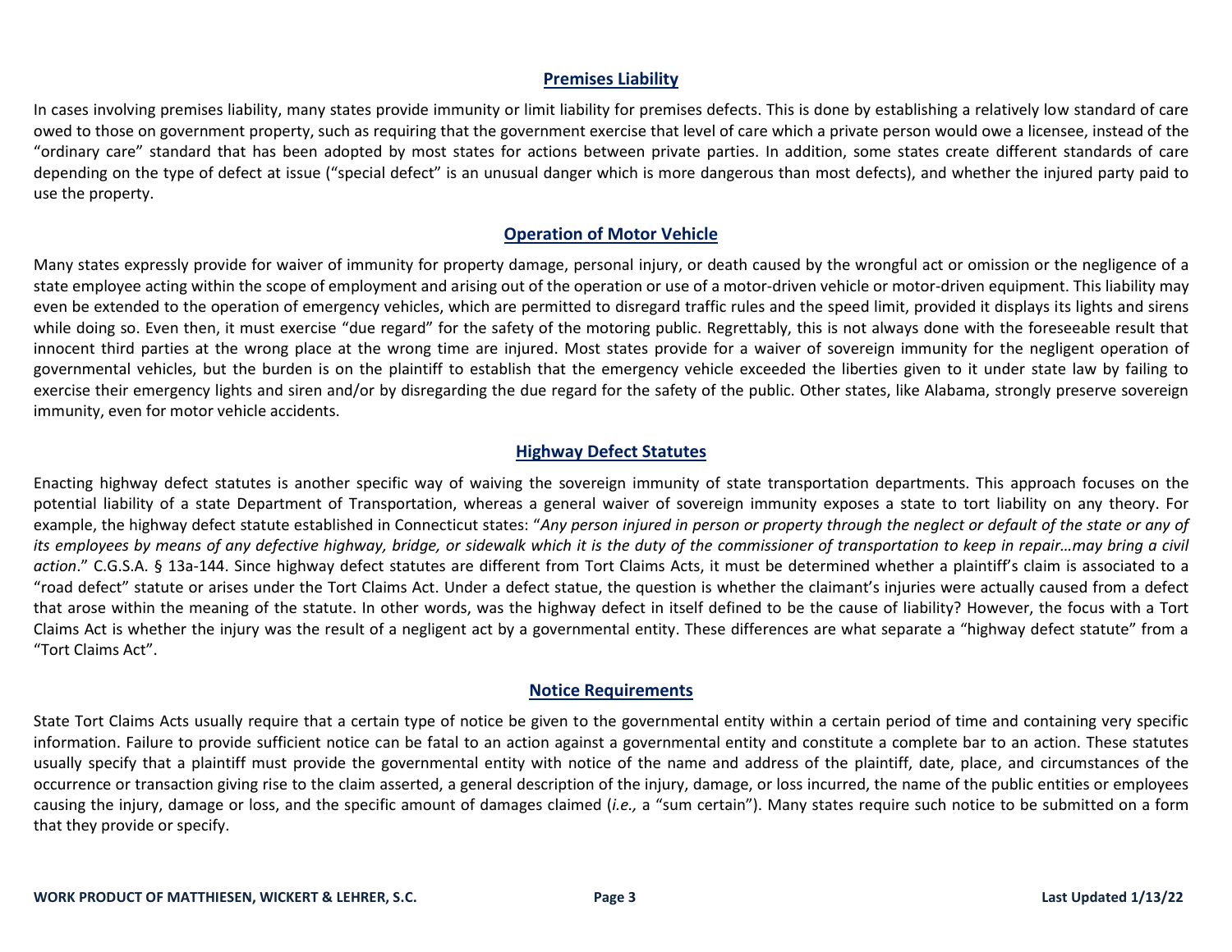## Premises Liability

In cases involving premises liability, many states provide immunity or limit liability for premises defects. This is done by establishing a relatively low standard of care owed to those on government property, such as requiring that the government exercise that level of care which a private person would owe a licensee, instead of the "ordinary care" standard that has been adopted by most states for actions between private parties. In addition, some states create different standards of care depending on the type of defect at issue ("special defect" is an unusual danger which is more dangerous than most defects), and whether the injured party paid to use the property.

## Operation of Motor Vehicle

Many states expressly provide for waiver of immunity for property damage, personal injury, or death caused by the wrongful act or omission or the negligence of a state employee acting within the scope of employment and arising out of the operation or use of a motor-driven vehicle or motor-driven equipment. This liability may even be extended to the operation of emergency vehicles, which are permitted to disregard traffic rules and the speed limit, provided it displays its lights and sirens while doing so. Even then, it must exercise "due regard" for the safety of the motoring public. Regrettably, this is not always done with the foreseeable result that innocent third parties at the wrong place at the wrong time are injured. Most states provide for a waiver of sovereign immunity for the negligent operation of governmental vehicles, but the burden is on the plaintiff to establish that the emergency vehicle exceeded the liberties given to it under state law by failing to exercise their emergency lights and siren and/or by disregarding the due regard for the safety of the public. Other states, like Alabama, strongly preserve sovereign immunity, even for motor vehicle accidents.

## Highway Defect Statutes

Enacting highway defect statutes is another specific way of waiving the sovereign immunity of state transportation departments. This approach focuses on the potential liability of a state Department of Transportation, whereas a general waiver of sovereign immunity exposes a state to tort liability on any theory. For example, the highway defect statute established in Connecticut states: "*Any person injured in person or property through the neglect or default of the state or any of its employees by means of any defective highway, bridge, or sidewalk which it is the duty of the commissioner of transportation to keep in repair…may bring a civil action*." C.G.S.A. § 13a-144. Since highway defect statutes are different from Tort Claims Acts, it must be determined whether a plaintiff's claim is associated to a "road defect" statute or arises under the Tort Claims Act. Under a defect statue, the question is whether the claimant's injuries were actually caused from a defect that arose within the meaning of the statute. In other words, was the highway defect in itself defined to be the cause of liability? However, the focus with a Tort Claims Act is whether the injury was the result of a negligent act by a governmental entity. These differences are what separate a "highway defect statute" from a "Tort Claims Act".

## Notice Requirements

State Tort Claims Acts usually require that a certain type of notice be given to the governmental entity within a certain period of time and containing very specific information. Failure to provide sufficient notice can be fatal to an action against a governmental entity and constitute a complete bar to an action. These statutes usually specify that a plaintiff must provide the governmental entity with notice of the name and address of the plaintiff, date, place, and circumstances of the occurrence or transaction giving rise to the claim asserted, a general description of the injury, damage, or loss incurred, the name of the public entities or employees causing the injury, damage or loss, and the specific amount of damages claimed (*i.e.,* a "sum certain"). Many states require such notice to be submitted on a form that they provide or specify.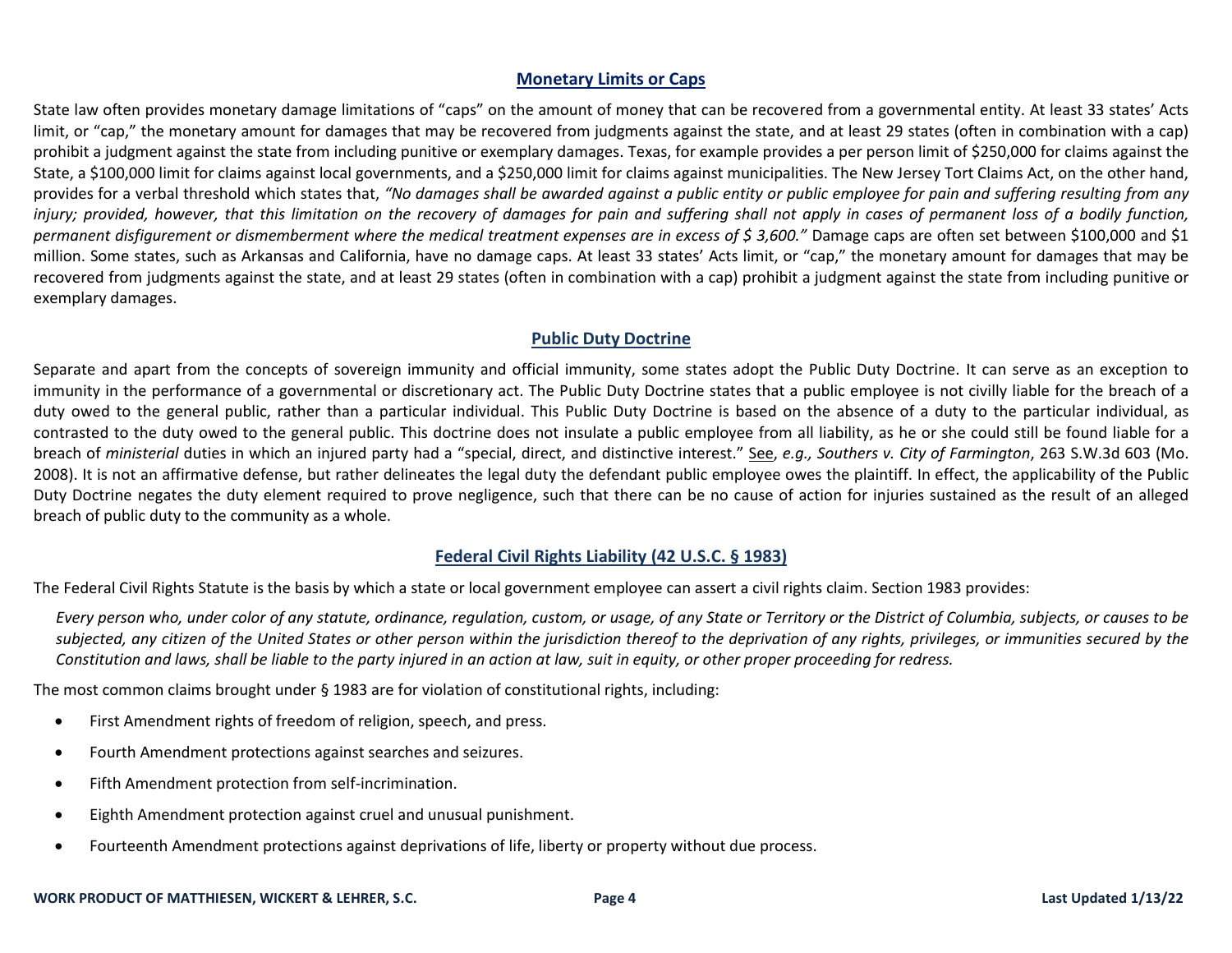## Monetary Limits or Caps

State law often provides monetary damage limitations of "caps" on the amount of money that can be recovered from a governmental entity. At least 33 states' Acts limit, or "cap," the monetary amount for damages that may be recovered from judgments against the state, and at least 29 states (often in combination with a cap) prohibit a judgment against the state from including punitive or exemplary damages. Texas, for example provides a per person limit of $250,000 for claims against the State, a $100,000 limit for claims against local governments, and a $250,000 limit for claims against municipalities. The New Jersey Tort Claims Act, on the other hand, provides for a verbal threshold which states that, *"No damages shall be awarded against a public entity or public employee for pain and suffering resulting from any injury; provided, however, that this limitation on the recovery of damages for pain and suffering shall not apply in cases of permanent loss of a bodily function, permanent disfigurement or dismemberment where the medical treatment expenses are in excess of $ 3,600."* Damage caps are often set between $100,000 and $1 million. Some states, such as Arkansas and California, have no damage caps. At least 33 states' Acts limit, or "cap," the monetary amount for damages that may be recovered from judgments against the state, and at least 29 states (often in combination with a cap) prohibit a judgment against the state from including punitive or exemplary damages.

## Public Duty Doctrine

Separate and apart from the concepts of sovereign immunity and official immunity, some states adopt the Public Duty Doctrine. It can serve as an exception to immunity in the performance of a governmental or discretionary act. The Public Duty Doctrine states that a public employee is not civilly liable for the breach of a duty owed to the general public, rather than a particular individual. This Public Duty Doctrine is based on the absence of a duty to the particular individual, as contrasted to the duty owed to the general public. This doctrine does not insulate a public employee from all liability, as he or she could still be found liable for a breach of *ministerial* duties in which an injured party had a "special, direct, and distinctive interest." See*, e.g., Southers v. City of Farmington*, 263 S.W.3d 603 (Mo. 2008). It is not an affirmative defense, but rather delineates the legal duty the defendant public employee owes the plaintiff. In effect, the applicability of the Public Duty Doctrine negates the duty element required to prove negligence, such that there can be no cause of action for injuries sustained as the result of an alleged breach of public duty to the community as a whole.

## Federal Civil Rights Liability (42 U.S.C. § 1983)

The Federal Civil Rights Statute is the basis by which a state or local government employee can assert a civil rights claim. Section 1983 provides:

> *Every person who, under color of any statute, ordinance, regulation, custom, or usage, of any State or Territory or the District of Columbia, subjects, or causes to be subjected, any citizen of the United States or other person within the jurisdiction thereof to the deprivation of any rights, privileges, or immunities secured by the Constitution and laws, shall be liable to the party injured in an action at law, suit in equity, or other proper proceeding for redress.*

The most common claims brought under § 1983 are for violation of constitutional rights, including:

- First Amendment rights of freedom of religion, speech, and press.
- Fourth Amendment protections against searches and seizures.
- Fifth Amendment protection from self-incrimination.
- Eighth Amendment protection against cruel and unusual punishment.
- Fourteenth Amendment protections against deprivations of life, liberty or property without due process.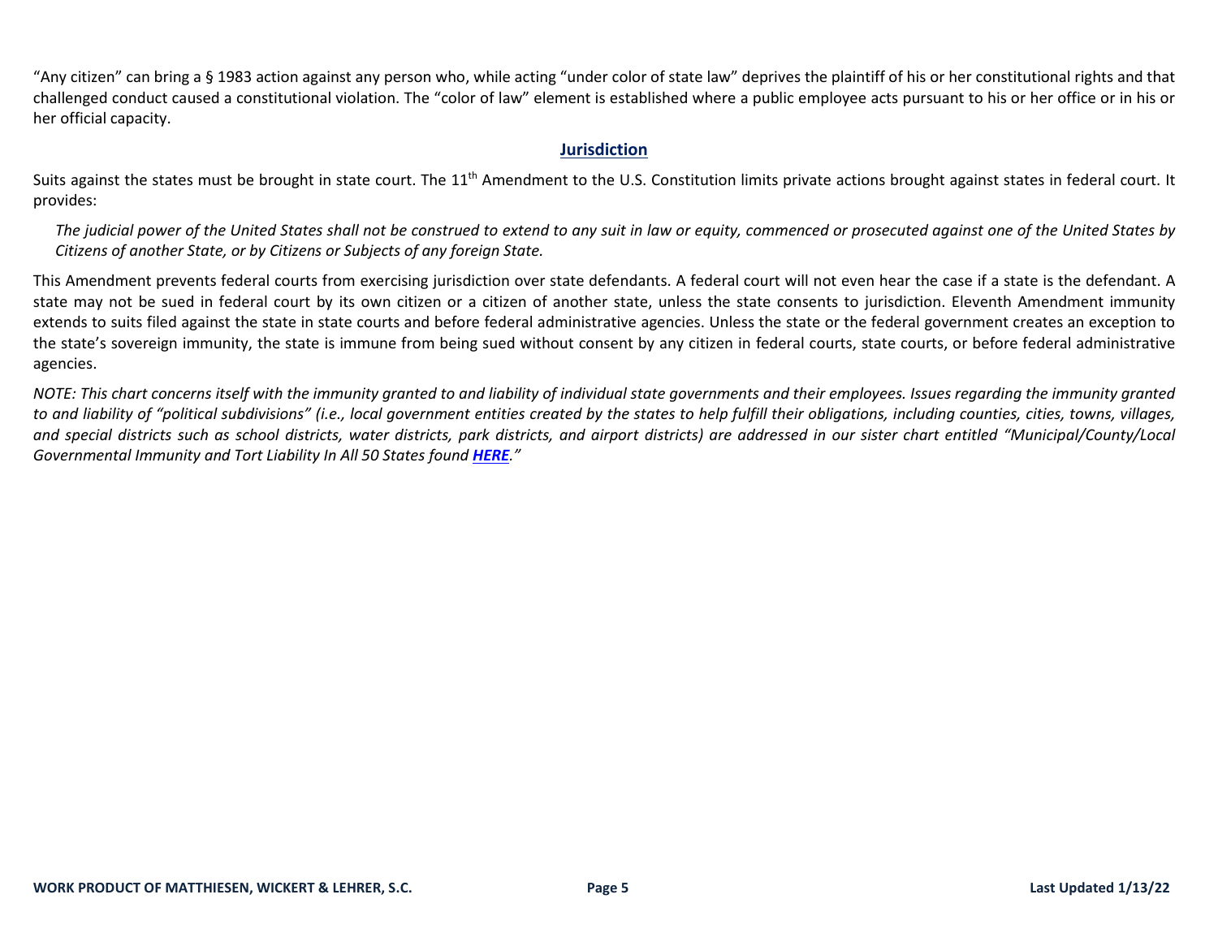"Any citizen" can bring a § 1983 action against any person who, while acting "under color of state law" deprives the plaintiff of his or her constitutional rights and that challenged conduct caused a constitutional violation. The "color of law" element is established where a public employee acts pursuant to his or her office or in his or her official capacity.

## Jurisdiction

Suits against the states must be brought in state court. The 11th Amendment to the U.S. Constitution limits private actions brought against states in federal court. It provides:

> *The judicial power of the United States shall not be construed to extend to any suit in law or equity, commenced or prosecuted against one of the United States by Citizens of another State, or by Citizens or Subjects of any foreign State.*

This Amendment prevents federal courts from exercising jurisdiction over state defendants. A federal court will not even hear the case if a state is the defendant. A state may not be sued in federal court by its own citizen or a citizen of another state, unless the state consents to jurisdiction. Eleventh Amendment immunity extends to suits filed against the state in state courts and before federal administrative agencies. Unless the state or the federal government creates an exception to the state's sovereign immunity, the state is immune from being sued without consent by any citizen in federal courts, state courts, or before federal administrative agencies.

*NOTE: This chart concerns itself with the immunity granted to and liability of individual state governments and their employees. Issues regarding the immunity granted to and liability of "political subdivisions" (i.e., local government entities created by the states to help fulfill their obligations, including counties, cities, towns, villages, and special districts such as school districts, water districts, park districts, and airport districts) are addressed in our sister chart entitled "Municipal/County/Local Governmental Immunity and Tort Liability In All 50 States found **HERE**."*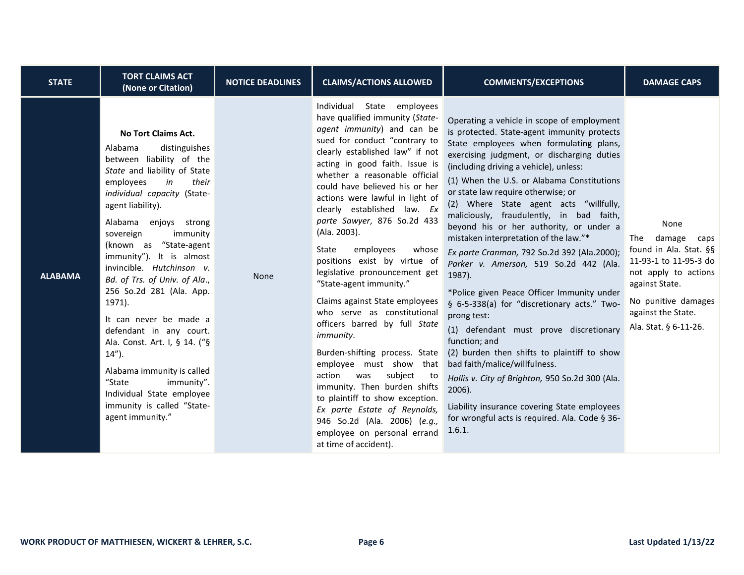| STATE | TORT CLAIMS ACT (None or Citation) | NOTICE DEADLINES | CLAIMS/ACTIONS ALLOWED | COMMENTS/EXCEPTIONS | DAMAGE CAPS |
|---|---|---|---|---|---|
| **ALABAMA** | **No Tort Claims Act.**<br><br>Alabama distinguishes between liability of the *State* and liability of State employees *in their individual capacity* (State-agent liability).<br><br>Alabama enjoys strong sovereign immunity (known as "State-agent immunity"). It is almost invincible. *Hutchinson v. Bd. of Trs. of Univ. of Ala*., 256 So.2d 281 (Ala. App. 1971).<br><br>It can never be made a defendant in any court. Ala. Const. Art. I, § 14. ("§ 14").<br><br>Alabama immunity is called "State immunity". Individual State employee immunity is called "State-agent immunity." | None | Individual State employees have qualified immunity (*State-agent immunity*) and can be sued for conduct "contrary to clearly established law" if not acting in good faith. Issue is whether a reasonable official could have believed his or her actions were lawful in light of clearly established law. *Ex parte Sawyer*, 876 So.2d 433 (Ala. 2003).<br><br>State employees whose positions exist by virtue of legislative pronouncement get "State-agent immunity."<br><br>Claims against State employees who serve as constitutional officers barred by full *State immunity*.<br><br>Burden-shifting process. State employee must show that action was subject to immunity. Then burden shifts to plaintiff to show exception. *Ex parte Estate of Reynolds,* 946 So.2d (Ala. 2006) (*e.g.,* employee on personal errand at time of accident). | Operating a vehicle in scope of employment is protected. State-agent immunity protects State employees when formulating plans, exercising judgment, or discharging duties (including driving a vehicle), unless:<br><br>(1) When the U.S. or Alabama Constitutions or state law require otherwise; or<br>(2) Where State agent acts "willfully, maliciously, fraudulently, in bad faith, beyond his or her authority, or under a mistaken interpretation of the law."*<br><br>*Ex parte Cranman,* 792 So.2d 392 (Ala.2000); *Parker v. Amerson,* 519 So.2d 442 (Ala. 1987).<br><br>*Police given Peace Officer Immunity under § 6-5-338(a) for "discretionary acts." Two-prong test:<br><br>(1) defendant must prove discretionary function; and<br>(2) burden then shifts to plaintiff to show bad faith/malice/willfulness.<br><br>*Hollis v. City of Brighton,* 950 So.2d 300 (Ala. 2006).<br><br>Liability insurance covering State employees for wrongful acts is required. Ala. Code § 36-1.6.1. | None<br><br>The damage caps found in Ala. Stat. §§ 11-93-1 to 11-95-3 do not apply to actions against State.<br><br>No punitive damages against the State.<br><br>Ala. Stat. § 6-11-26. |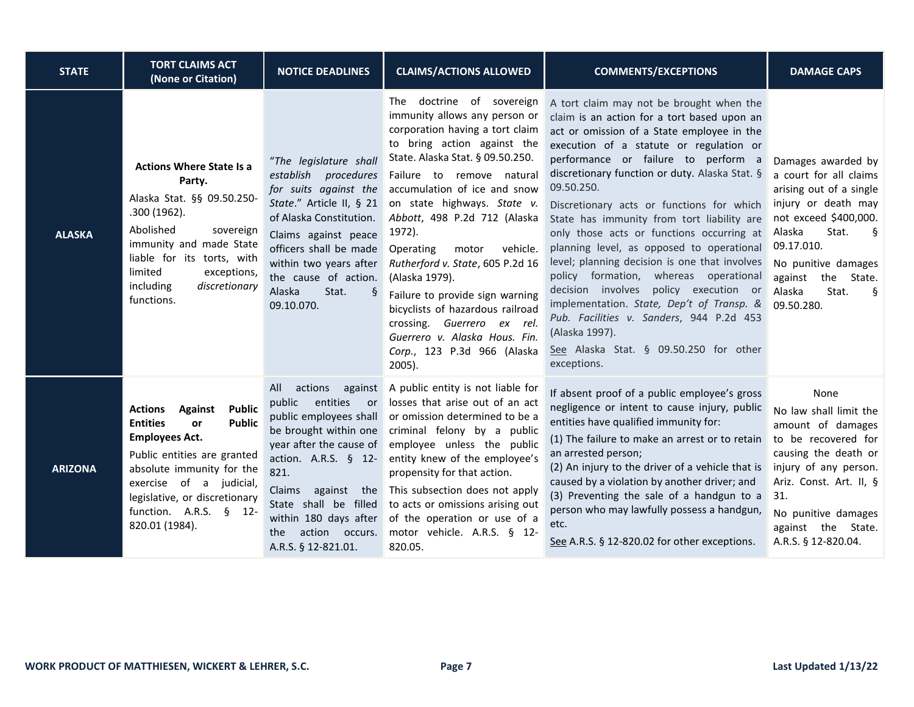| STATE | TORT CLAIMS ACT (None or Citation) | NOTICE DEADLINES | CLAIMS/ACTIONS ALLOWED | COMMENTS/EXCEPTIONS | DAMAGE CAPS |
|---|---|---|---|---|---|
| **ALASKA** | **Actions Where State Is a Party.** Alaska Stat. §§ 09.50.250-.300 (1962). Abolished sovereign immunity and made State liable for its torts, with limited exceptions, including *discretionary* functions. | "*The legislature shall establish procedures for suits against the State*." Article II, § 21 of Alaska Constitution. Claims against peace officers shall be made within two years after the cause of action. Alaska Stat. § 09.10.070. | The doctrine of sovereign immunity allows any person or corporation having a tort claim to bring action against the State. Alaska Stat. § 09.50.250. Failure to remove natural accumulation of ice and snow on state highways. *State v. Abbott*, 498 P.2d 712 (Alaska 1972). Operating motor vehicle. *Rutherford v. State*, 605 P.2d 16 (Alaska 1979). Failure to provide sign warning bicyclists of hazardous railroad crossing. *Guerrero ex rel. Guerrero v. Alaska Hous. Fin. Corp.*, 123 P.3d 966 (Alaska 2005). | A tort claim may not be brought when the claim is an action for a tort based upon an act or omission of a State employee in the execution of a statute or regulation or performance or failure to perform a discretionary function or duty. Alaska Stat. § 09.50.250. Discretionary acts or functions for which State has immunity from tort liability are only those acts or functions occurring at planning level, as opposed to operational level; planning decision is one that involves policy formation, whereas operational decision involves policy execution or implementation. *State, Dep't of Transp. & Pub. Facilities v. Sanders*, 944 P.2d 453 (Alaska 1997). See Alaska Stat. § 09.50.250 for other exceptions. | Damages awarded by a court for all claims arising out of a single injury or death may not exceed $400,000. Alaska Stat. § 09.17.010. No punitive damages against the State. Alaska Stat. § 09.50.280. |
| **ARIZONA** | **Actions Against Public Entities or Public Employees Act.** Public entities are granted absolute immunity for the exercise of a judicial, legislative, or discretionary function. A.R.S. § 12-820.01 (1984). | All actions against public entities or public employees shall be brought within one year after the cause of action. A.R.S. § 12-821. Claims against the State shall be filled within 180 days after the action occurs. A.R.S. § 12-821.01. | A public entity is not liable for losses that arise out of an act or omission determined to be a criminal felony by a public employee unless the public entity knew of the employee's propensity for that action. This subsection does not apply to acts or omissions arising out of the operation or use of a motor vehicle. A.R.S. § 12-820.05. | If absent proof of a public employee's gross negligence or intent to cause injury, public entities have qualified immunity for: (1) The failure to make an arrest or to retain an arrested person; (2) An injury to the driver of a vehicle that is caused by a violation by another driver; and (3) Preventing the sale of a handgun to a person who may lawfully possess a handgun, etc. See A.R.S. § 12-820.02 for other exceptions. | None. No law shall limit the amount of damages to be recovered for causing the death or injury of any person. Ariz. Const. Art. II, § 31. No punitive damages against the State. A.R.S. § 12-820.04. |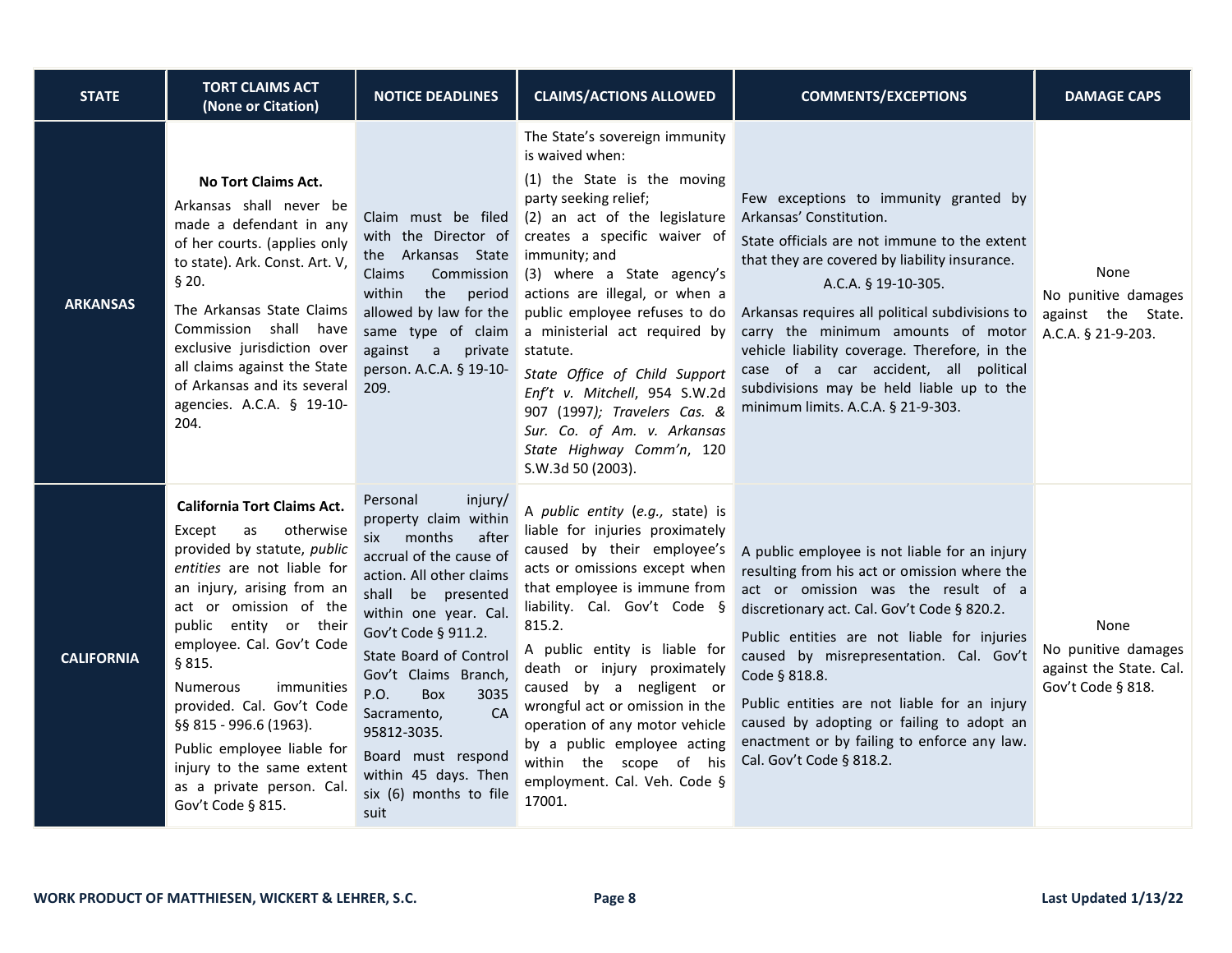| STATE | TORT CLAIMS ACT (None or Citation) | NOTICE DEADLINES | CLAIMS/ACTIONS ALLOWED | COMMENTS/EXCEPTIONS | DAMAGE CAPS |
|---|---|---|---|---|---|
| **ARKANSAS** | **No Tort Claims Act.**<br>Arkansas shall never be made a defendant in any of her courts. (applies only to state). Ark. Const. Art. V, § 20.<br>The Arkansas State Claims Commission shall have exclusive jurisdiction over all claims against the State of Arkansas and its several agencies. A.C.A. § 19-10-204. | Claim must be filed with the Director of the Arkansas State Claims Commission within the period allowed by law for the same type of claim against a private person. A.C.A. § 19-10-209. | The State's sovereign immunity is waived when:<br>(1) the State is the moving party seeking relief;<br>(2) an act of the legislature creates a specific waiver of immunity; and<br>(3) where a State agency's actions are illegal, or when a public employee refuses to do a ministerial act required by statute.<br>*State Office of Child Support Enf't v. Mitchell*, 954 S.W.2d 907 (1997*); Travelers Cas. & Sur. Co. of Am. v. Arkansas State Highway Comm'n*, 120 S.W.3d 50 (2003). | Few exceptions to immunity granted by Arkansas' Constitution.<br>State officials are not immune to the extent that they are covered by liability insurance.<br>A.C.A. § 19-10-305.<br>Arkansas requires all political subdivisions to carry the minimum amounts of motor vehicle liability coverage. Therefore, in the case of a car accident, all political subdivisions may be held liable up to the minimum limits. A.C.A. § 21-9-303. | None<br>No punitive damages against the State. A.C.A. § 21-9-203. |
| **CALIFORNIA** | **California Tort Claims Act.**<br>Except as otherwise provided by statute, *public entities* are not liable for an injury, arising from an act or omission of the public entity or their employee. Cal. Gov't Code § 815.<br>Numerous immunities provided. Cal. Gov't Code §§ 815 - 996.6 (1963).<br>Public employee liable for injury to the same extent as a private person. Cal. Gov't Code § 815. | Personal injury/ property claim within six months after accrual of the cause of action. All other claims shall be presented within one year. Cal. Gov't Code § 911.2.<br>State Board of Control Gov't Claims Branch, P.O. Box 3035 Sacramento, CA 95812-3035.<br>Board must respond within 45 days. Then six (6) months to file suit | A *public entity* (*e.g.,* state) is liable for injuries proximately caused by their employee's acts or omissions except when that employee is immune from liability. Cal. Gov't Code § 815.2.<br>A public entity is liable for death or injury proximately caused by a negligent or wrongful act or omission in the operation of any motor vehicle by a public employee acting within the scope of his employment. Cal. Veh. Code § 17001. | A public employee is not liable for an injury resulting from his act or omission where the act or omission was the result of a discretionary act. Cal. Gov't Code § 820.2.<br>Public entities are not liable for injuries caused by misrepresentation. Cal. Gov't Code § 818.8.<br>Public entities are not liable for an injury caused by adopting or failing to adopt an enactment or by failing to enforce any law. Cal. Gov't Code § 818.2. | None<br>No punitive damages against the State. Cal. Gov't Code § 818. |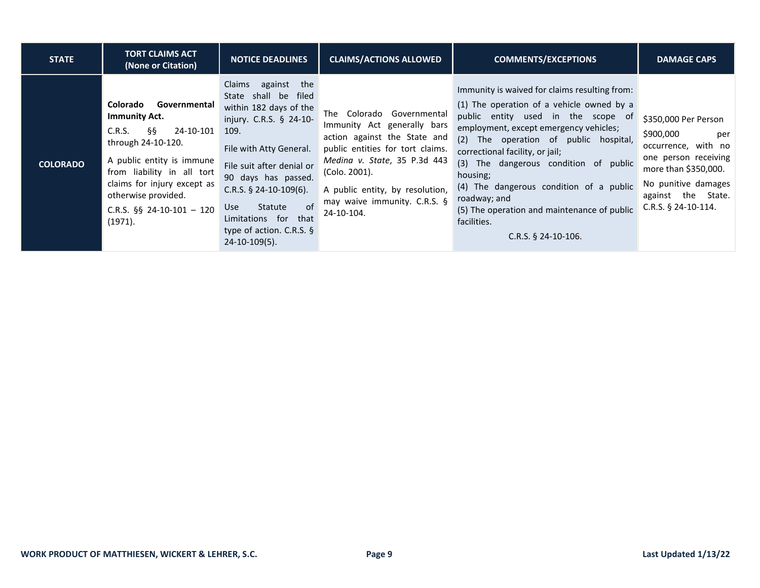| STATE | TORT CLAIMS ACT (None or Citation) | NOTICE DEADLINES | CLAIMS/ACTIONS ALLOWED | COMMENTS/EXCEPTIONS | DAMAGE CAPS |
|---|---|---|---|---|---|
| **COLORADO** | **Colorado Governmental Immunity Act.**<br><br>C.R.S. §§ 24-10-101 through 24-10-120.<br><br>A public entity is immune from liability in all tort claims for injury except as otherwise provided.<br><br>C.R.S. §§ 24-10-101 – 120 (1971). | Claims against the State shall be filed within 182 days of the injury. C.R.S. § 24-10-109.<br><br>File with Atty General.<br><br>File suit after denial or 90 days has passed. C.R.S. § 24-10-109(6).<br><br>Use Statute of Limitations for that type of action. C.R.S. § 24-10-109(5). | The Colorado Governmental Immunity Act generally bars action against the State and public entities for tort claims. *Medina v. State*, 35 P.3d 443 (Colo. 2001).<br><br>A public entity, by resolution, may waive immunity. C.R.S. § 24-10-104. | Immunity is waived for claims resulting from:<br><br>(1) The operation of a vehicle owned by a public entity used in the scope of employment, except emergency vehicles;<br>(2) The operation of public hospital, correctional facility, or jail;<br>(3) The dangerous condition of public housing;<br>(4) The dangerous condition of a public roadway; and<br>(5) The operation and maintenance of public facilities.<br><br>C.R.S. § 24-10-106. | $350,000 Per Person<br><br>$900,000 per occurrence, with no one person receiving more than $350,000.<br><br>No punitive damages against the State. C.R.S. § 24-10-114. |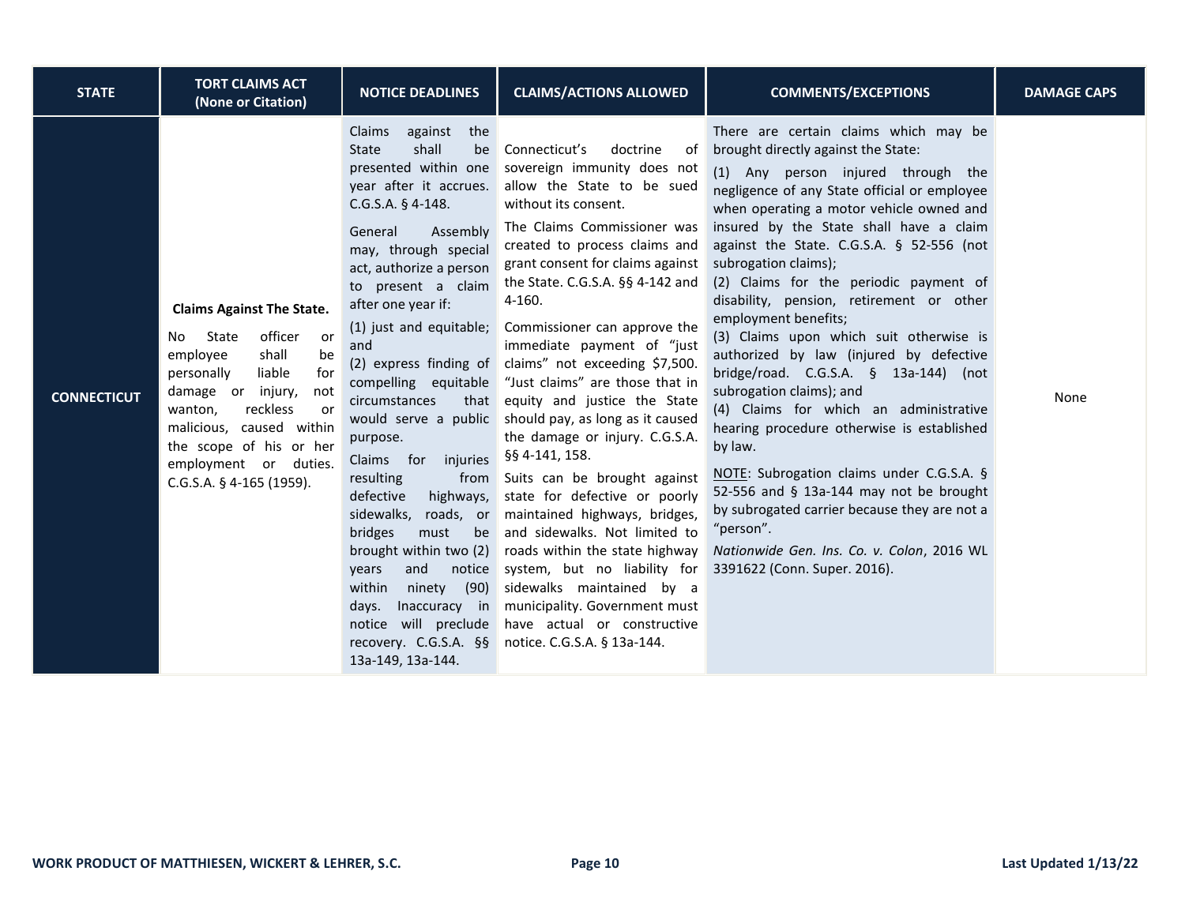| STATE | TORT CLAIMS ACT (None or Citation) | NOTICE DEADLINES | CLAIMS/ACTIONS ALLOWED | COMMENTS/EXCEPTIONS | DAMAGE CAPS |
|---|---|---|---|---|---|
| **CONNECTICUT** | **Claims Against The State.**<br><br>No State officer or employee shall be personally liable for damage or injury, not wanton, reckless or malicious, caused within the scope of his or her employment or duties. C.G.S.A. § 4-165 (1959). | Claims against the State shall be presented within one year after it accrues. C.G.S.A. § 4-148.<br><br>General Assembly may, through special act, authorize a person to present a claim after one year if:<br><br>(1) just and equitable; and<br>(2) express finding of compelling equitable circumstances that would serve a public purpose.<br><br>Claims for injuries resulting from defective highways, sidewalks, roads, or bridges must be brought within two (2) years and notice within ninety (90) days. Inaccuracy in notice will preclude recovery. C.G.S.A. §§ 13a-149, 13a-144. | Connecticut's doctrine of sovereign immunity does not allow the State to be sued without its consent.<br><br>The Claims Commissioner was created to process claims and grant consent for claims against the State. C.G.S.A. §§ 4-142 and 4-160.<br><br>Commissioner can approve the immediate payment of "just claims" not exceeding $7,500. "Just claims" are those that in equity and justice the State should pay, as long as it caused the damage or injury. C.G.S.A. §§ 4-141, 158.<br><br>Suits can be brought against state for defective or poorly maintained highways, bridges, and sidewalks. Not limited to roads within the state highway system, but no liability for sidewalks maintained by a municipality. Government must have actual or constructive notice. C.G.S.A. § 13a-144. | There are certain claims which may be brought directly against the State:<br><br>(1) Any person injured through the negligence of any State official or employee when operating a motor vehicle owned and insured by the State shall have a claim against the State. C.G.S.A. § 52-556 (not subrogation claims);<br>(2) Claims for the periodic payment of disability, pension, retirement or other employment benefits;<br>(3) Claims upon which suit otherwise is authorized by law (injured by defective bridge/road. C.G.S.A. § 13a-144) (not subrogation claims); and<br>(4) Claims for which an administrative hearing procedure otherwise is established by law.<br><br>NOTE: Subrogation claims under C.G.S.A. § 52-556 and § 13a-144 may not be brought by subrogated carrier because they are not a "person".<br><br>*Nationwide Gen. Ins. Co. v. Colon*, 2016 WL 3391622 (Conn. Super. 2016). | None |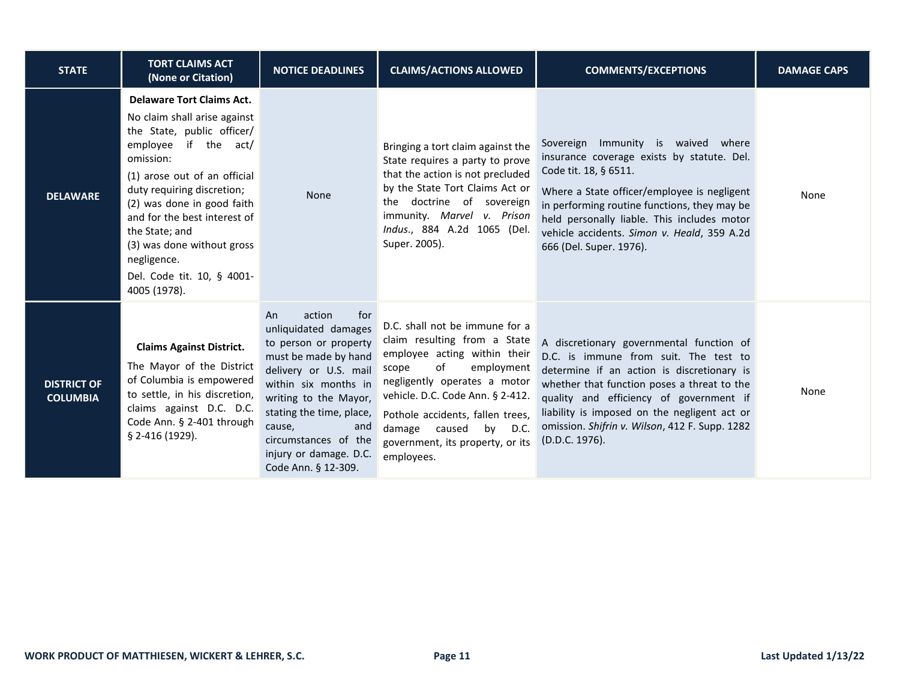| STATE | TORT CLAIMS ACT (None or Citation) | NOTICE DEADLINES | CLAIMS/ACTIONS ALLOWED | COMMENTS/EXCEPTIONS | DAMAGE CAPS |
|---|---|---|---|---|---|
| **DELAWARE** | **Delaware Tort Claims Act.** No claim shall arise against the State, public officer/ employee if the act/ omission: (1) arose out of an official duty requiring discretion; (2) was done in good faith and for the best interest of the State; and (3) was done without gross negligence. Del. Code tit. 10, § 4001-4005 (1978). | None | Bringing a tort claim against the State requires a party to prove that the action is not precluded by the State Tort Claims Act or the doctrine of sovereign immunity. *Marvel v. Prison Indus.*, 884 A.2d 1065 (Del. Super. 2005). | Sovereign Immunity is waived where insurance coverage exists by statute. Del. Code tit. 18, § 6511. Where a State officer/employee is negligent in performing routine functions, they may be held personally liable. This includes motor vehicle accidents. *Simon v. Heald*, 359 A.2d 666 (Del. Super. 1976). | None |
| **DISTRICT OF COLUMBIA** | **Claims Against District.** The Mayor of the District of Columbia is empowered to settle, in his discretion, claims against D.C. D.C. Code Ann. § 2-401 through § 2-416 (1929). | An action for unliquidated damages to person or property must be made by hand delivery or U.S. mail within six months in writing to the Mayor, stating the time, place, cause, and circumstances of the injury or damage. D.C. Code Ann. § 12-309. | D.C. shall not be immune for a claim resulting from a State employee acting within their scope of employment negligently operates a motor vehicle. D.C. Code Ann. § 2-412. Pothole accidents, fallen trees, damage caused by D.C. government, its property, or its employees. | A discretionary governmental function of D.C. is immune from suit. The test to determine if an action is discretionary is whether that function poses a threat to the quality and efficiency of government if liability is imposed on the negligent act or omission. *Shifrin v. Wilson*, 412 F. Supp. 1282 (D.D.C. 1976). | None |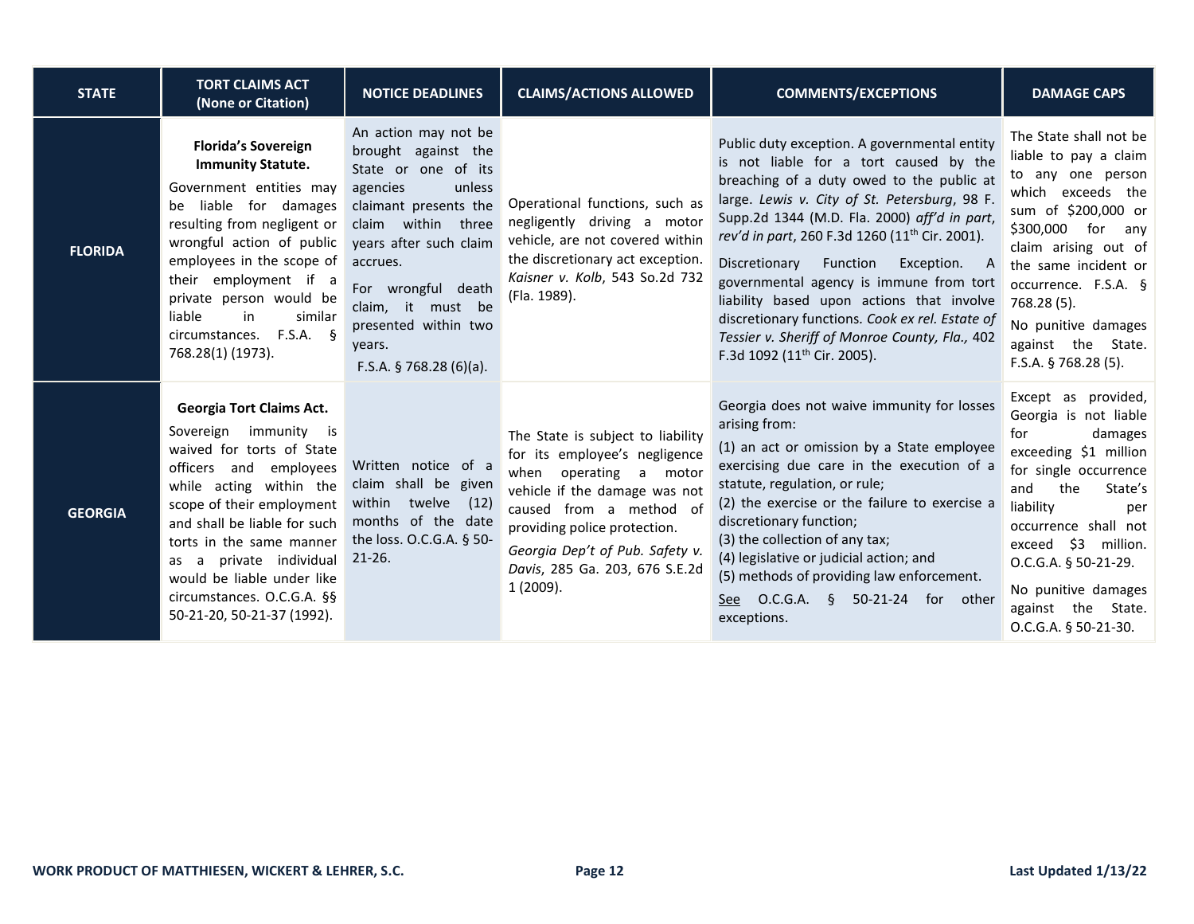| STATE | TORT CLAIMS ACT (None or Citation) | NOTICE DEADLINES | CLAIMS/ACTIONS ALLOWED | COMMENTS/EXCEPTIONS | DAMAGE CAPS |
|---|---|---|---|---|---|
| **FLORIDA** | **Florida's Sovereign Immunity Statute.** Government entities may be liable for damages resulting from negligent or wrongful action of public employees in the scope of their employment if a private person would be liable in similar circumstances. F.S.A. § 768.28(1) (1973). | An action may not be brought against the State or one of its agencies unless claimant presents the claim within three years after such claim accrues. For wrongful death claim, it must be presented within two years. F.S.A. § 768.28 (6)(a). | Operational functions, such as negligently driving a motor vehicle, are not covered within the discretionary act exception. *Kaisner v. Kolb*, 543 So.2d 732 (Fla. 1989). | Public duty exception. A governmental entity is not liable for a tort caused by the breaching of a duty owed to the public at large. *Lewis v. City of St. Petersburg*, 98 F. Supp.2d 1344 (M.D. Fla. 2000) *aff'd in part, rev'd in part*, 260 F.3d 1260 (11th Cir. 2001). Discretionary Function Exception. A governmental agency is immune from tort liability based upon actions that involve discretionary functions. *Cook ex rel. Estate of Tessier v. Sheriff of Monroe County, Fla.,* 402 F.3d 1092 (11th Cir. 2005). | The State shall not be liable to pay a claim to any one person which exceeds the sum of $200,000 or $300,000 for any claim arising out of the same incident or occurrence. F.S.A. § 768.28 (5). No punitive damages against the State. F.S.A. § 768.28 (5). |
| **GEORGIA** | **Georgia Tort Claims Act.** Sovereign immunity is waived for torts of State officers and employees while acting within the scope of their employment and shall be liable for such torts in the same manner as a private individual would be liable under like circumstances. O.C.G.A. §§ 50-21-20, 50-21-37 (1992). | Written notice of a claim shall be given within twelve (12) months of the date the loss. O.C.G.A. § 50-21-26. | The State is subject to liability for its employee's negligence when operating a motor vehicle if the damage was not caused from a method of providing police protection. *Georgia Dep't of Pub. Safety v. Davis*, 285 Ga. 203, 676 S.E.2d 1 (2009). | Georgia does not waive immunity for losses arising from: (1) an act or omission by a State employee exercising due care in the execution of a statute, regulation, or rule; (2) the exercise or the failure to exercise a discretionary function; (3) the collection of any tax; (4) legislative or judicial action; and (5) methods of providing law enforcement. See O.C.G.A. § 50-21-24 for other exceptions. | Except as provided, Georgia is not liable for damages exceeding $1 million for single occurrence and the State's liability per occurrence shall not exceed $3 million. O.C.G.A. § 50-21-29. No punitive damages against the State. O.C.G.A. § 50-21-30. |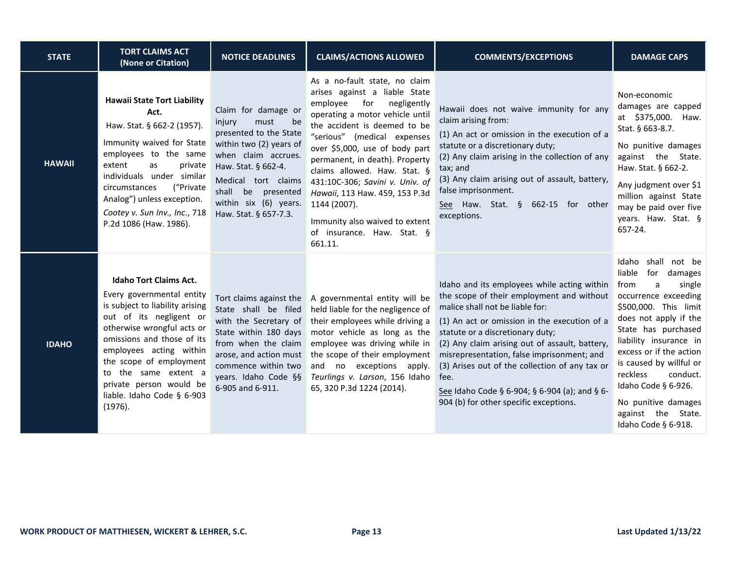| STATE | TORT CLAIMS ACT (None or Citation) | NOTICE DEADLINES | CLAIMS/ACTIONS ALLOWED | COMMENTS/EXCEPTIONS | DAMAGE CAPS |
|---|---|---|---|---|---|
| **HAWAII** | **Hawaii State Tort Liability Act.** Haw. Stat. § 662-2 (1957). Immunity waived for State employees to the same extent as private individuals under similar circumstances ("Private Analog") unless exception. *Cootey v. Sun Inv., Inc.*, 718 P.2d 1086 (Haw. 1986). | Claim for damage or injury must be presented to the State within two (2) years of when claim accrues. Haw. Stat. § 662-4. Medical tort claims shall be presented within six (6) years. Haw. Stat. § 657-7.3. | As a no-fault state, no claim arises against a liable State employee for negligently operating a motor vehicle until the accident is deemed to be "serious" (medical expenses over $5,000, use of body part permanent, in death). Property claims allowed. Haw. Stat. § 431:10C-306; *Savini v. Univ. of Hawaii*, 113 Haw. 459, 153 P.3d 1144 (2007). Immunity also waived to extent of insurance. Haw. Stat. § 661.11. | Hawaii does not waive immunity for any claim arising from: (1) An act or omission in the execution of a statute or a discretionary duty; (2) Any claim arising in the collection of any tax; and (3) Any claim arising out of assault, battery, false imprisonment. See Haw. Stat. § 662-15 for other exceptions. | Non-economic damages are capped at $375,000. Haw. Stat. § 663-8.7. No punitive damages against the State. Haw. Stat. § 662-2. Any judgment over $1 million against State may be paid over five years. Haw. Stat. § 657-24. |
| **IDAHO** | **Idaho Tort Claims Act.** Every governmental entity is subject to liability arising out of its negligent or otherwise wrongful acts or omissions and those of its employees acting within the scope of employment to the same extent a private person would be liable. Idaho Code § 6-903 (1976). | Tort claims against the State shall be filed with the Secretary of State within 180 days from when the claim arose, and action must commence within two years. Idaho Code §§ 6-905 and 6-911. | A governmental entity will be held liable for the negligence of their employees while driving a motor vehicle as long as the employee was driving while in the scope of their employment and no exceptions apply. *Teurlings v. Larson*, 156 Idaho 65, 320 P.3d 1224 (2014). | Idaho and its employees while acting within the scope of their employment and without malice shall not be liable for: (1) An act or omission in the execution of a statute or a discretionary duty; (2) Any claim arising out of assault, battery, misrepresentation, false imprisonment; and (3) Arises out of the collection of any tax or fee. See Idaho Code § 6-904; § 6-904 (a); and § 6-904 (b) for other specific exceptions. | Idaho shall not be liable for damages from a single occurrence exceeding $500,000. This limit does not apply if the State has purchased liability insurance in excess or if the action is caused by willful or reckless conduct. Idaho Code § 6-926. No punitive damages against the State. Idaho Code § 6-918. |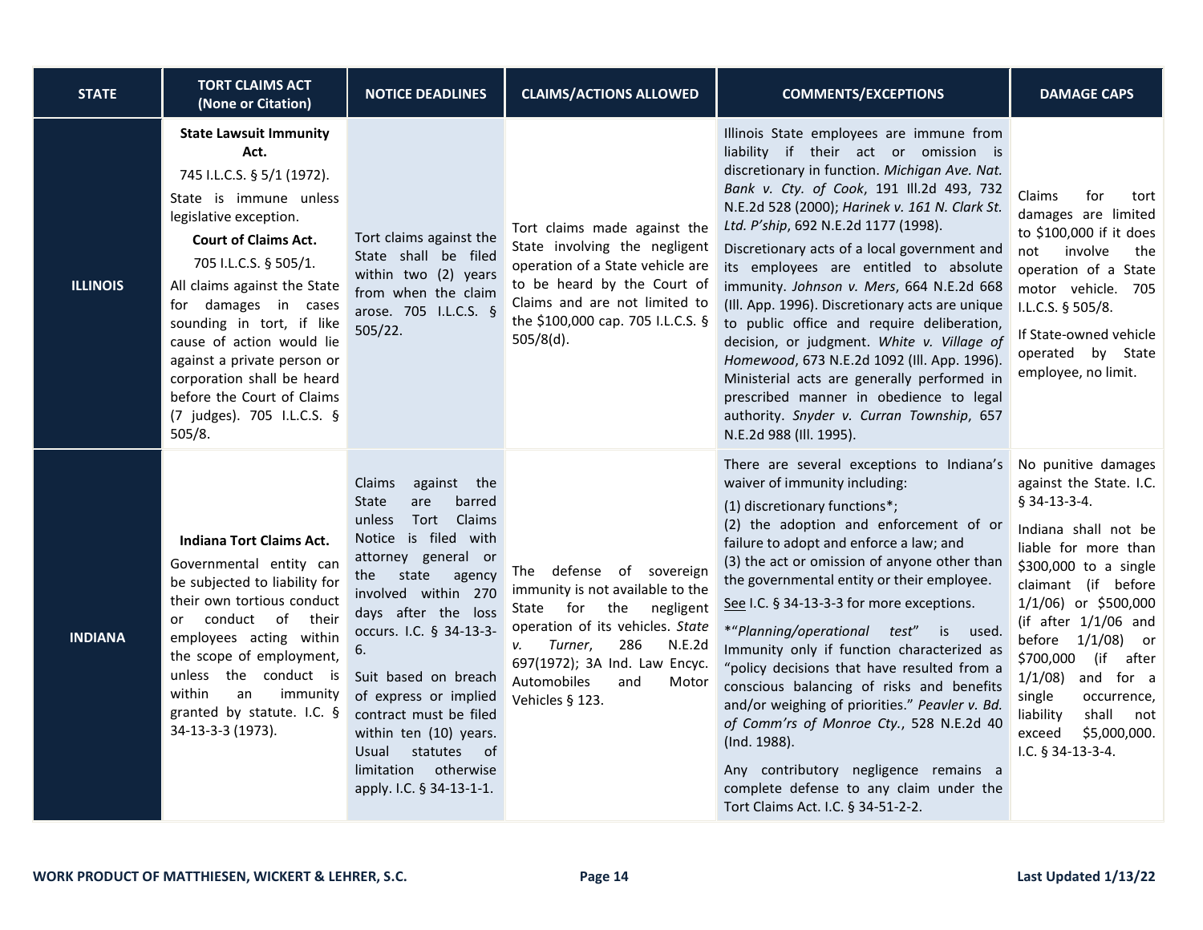| STATE | TORT CLAIMS ACT (None or Citation) | NOTICE DEADLINES | CLAIMS/ACTIONS ALLOWED | COMMENTS/EXCEPTIONS | DAMAGE CAPS |
|---|---|---|---|---|---|
| **ILLINOIS** | **State Lawsuit Immunity Act.** 745 I.L.C.S. § 5/1 (1972). State is immune unless legislative exception. **Court of Claims Act.** 705 I.L.C.S. § 505/1. All claims against the State for damages in cases sounding in tort, if like cause of action would lie against a private person or corporation shall be heard before the Court of Claims (7 judges). 705 I.L.C.S. § 505/8. | Tort claims against the State shall be filed within two (2) years from when the claim arose. 705 I.L.C.S. § 505/22. | Tort claims made against the State involving the negligent operation of a State vehicle are to be heard by the Court of Claims and are not limited to the $100,000 cap. 705 I.L.C.S. § 505/8(d). | Illinois State employees are immune from liability if their act or omission is discretionary in function. *Michigan Ave. Nat. Bank v. Cty. of Cook*, 191 Ill.2d 493, 732 N.E.2d 528 (2000); *Harinek v. 161 N. Clark St. Ltd. P'ship*, 692 N.E.2d 1177 (1998). Discretionary acts of a local government and its employees are entitled to absolute immunity. *Johnson v. Mers*, 664 N.E.2d 668 (Ill. App. 1996). Discretionary acts are unique to public office and require deliberation, decision, or judgment. *White v. Village of Homewood*, 673 N.E.2d 1092 (Ill. App. 1996). Ministerial acts are generally performed in prescribed manner in obedience to legal authority. *Snyder v. Curran Township*, 657 N.E.2d 988 (Ill. 1995). | Claims for tort damages are limited to $100,000 if it does not involve the operation of a State motor vehicle. 705 I.L.C.S. § 505/8. If State-owned vehicle operated by State employee, no limit. |
| **INDIANA** | **Indiana Tort Claims Act.** Governmental entity can be subjected to liability for their own tortious conduct or conduct of their employees acting within the scope of employment, unless the conduct is within an immunity granted by statute. I.C. § 34-13-3-3 (1973). | Claims against the State are barred unless Tort Claims Notice is filed with attorney general or the state agency involved within 270 days after the loss occurs. I.C. § 34-13-3-6. Suit based on breach of express or implied contract must be filed within ten (10) years. Usual statutes of limitation otherwise apply. I.C. § 34-13-1-1. | The defense of sovereign immunity is not available to the State for the negligent operation of its vehicles. *State v. Turner*, 286 N.E.2d 697(1972); 3A Ind. Law Encyc. Automobiles and Motor Vehicles § 123. | There are several exceptions to Indiana's waiver of immunity including: (1) discretionary functions*; (2) the adoption and enforcement of or failure to adopt and enforce a law; and (3) the act or omission of anyone other than the governmental entity or their employee. <u>See</u> I.C. § 34-13-3-3 for more exceptions. *"*Planning/operational test*" is used. Immunity only if function characterized as "policy decisions that have resulted from a conscious balancing of risks and benefits and/or weighing of priorities." *Peavler v. Bd. of Comm'rs of Monroe Cty.*, 528 N.E.2d 40 (Ind. 1988). Any contributory negligence remains a complete defense to any claim under the Tort Claims Act. I.C. § 34-51-2-2. | No punitive damages against the State. I.C. § 34-13-3-4. Indiana shall not be liable for more than $300,000 to a single claimant (if before 1/1/06) or $500,000 (if after 1/1/06 and before 1/1/08) or $700,000 (if after 1/1/08) and for a single occurrence, liability shall not exceed $5,000,000. I.C. § 34-13-3-4. |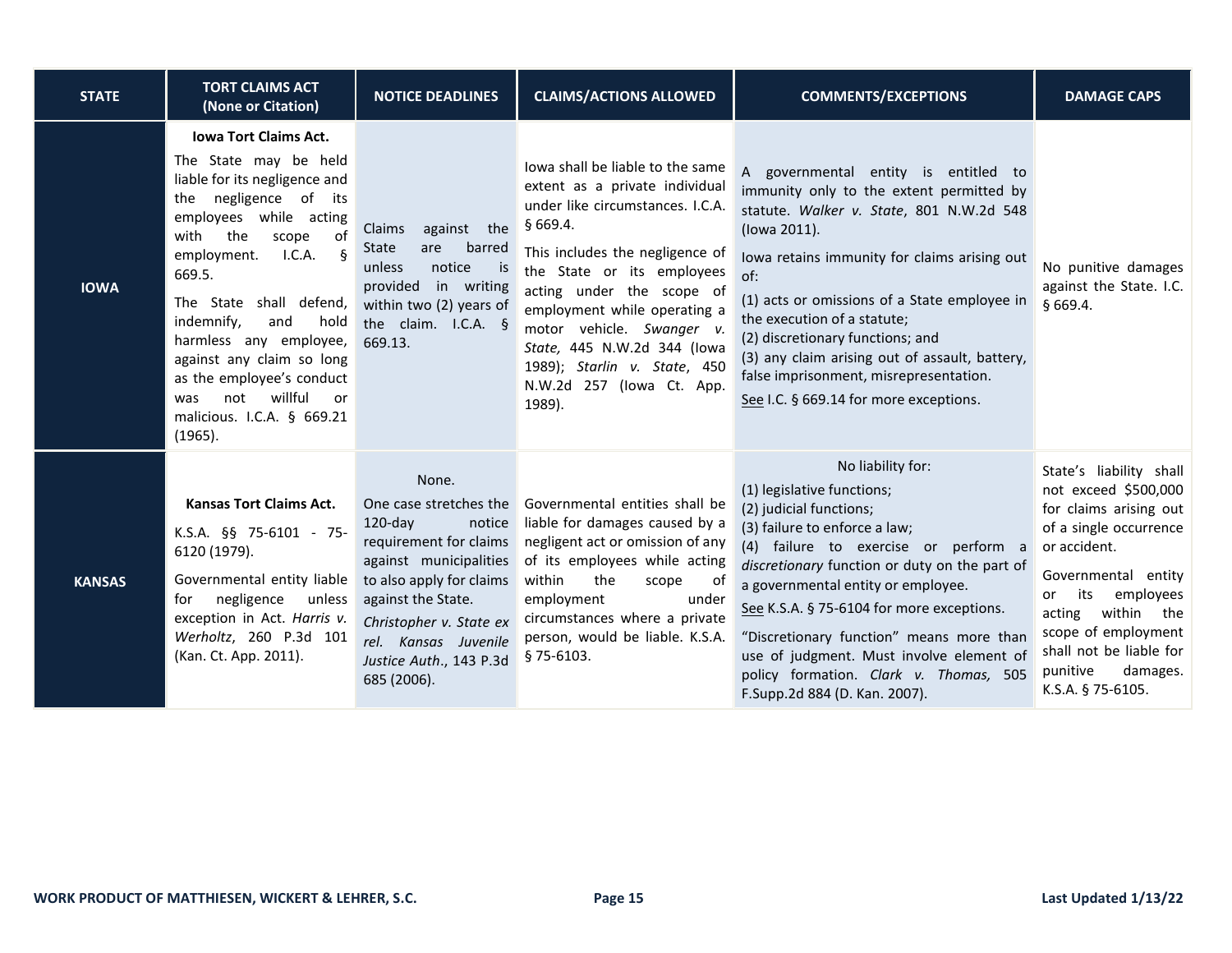| STATE | TORT CLAIMS ACT (None or Citation) | NOTICE DEADLINES | CLAIMS/ACTIONS ALLOWED | COMMENTS/EXCEPTIONS | DAMAGE CAPS |
|---|---|---|---|---|---|
| **IOWA** | **Iowa Tort Claims Act.**<br><br>The State may be held liable for its negligence and the negligence of its employees while acting with the scope of employment. I.C.A. § 669.5.<br><br>The State shall defend, indemnify, and hold harmless any employee, against any claim so long as the employee's conduct was not willful or malicious. I.C.A. § 669.21 (1965). | Claims against the State are barred unless notice is provided in writing within two (2) years of the claim. I.C.A. § 669.13. | Iowa shall be liable to the same extent as a private individual under like circumstances. I.C.A. § 669.4.<br><br>This includes the negligence of the State or its employees acting under the scope of employment while operating a motor vehicle. *Swanger v. State,* 445 N.W.2d 344 (Iowa 1989); *Starlin v. State*, 450 N.W.2d 257 (Iowa Ct. App. 1989). | A governmental entity is entitled to immunity only to the extent permitted by statute. *Walker v. State*, 801 N.W.2d 548 (Iowa 2011).<br><br>Iowa retains immunity for claims arising out of:<br><br>(1) acts or omissions of a State employee in the execution of a statute;<br>(2) discretionary functions; and<br>(3) any claim arising out of assault, battery, false imprisonment, misrepresentation.<br><br>See I.C. § 669.14 for more exceptions. | No punitive damages against the State. I.C. § 669.4. |
| **KANSAS** | **Kansas Tort Claims Act.**<br><br>K.S.A. §§ 75-6101 - 75-6120 (1979).<br><br>Governmental entity liable for negligence unless exception in Act. *Harris v. Werholtz*, 260 P.3d 101 (Kan. Ct. App. 2011). | None.<br><br>One case stretches the 120-day notice requirement for claims against municipalities to also apply for claims against the State.<br><br>*Christopher v. State ex rel. Kansas Juvenile Justice Auth*., 143 P.3d 685 (2006). | Governmental entities shall be liable for damages caused by a negligent act or omission of any of its employees while acting within the scope of employment under circumstances where a private person, would be liable. K.S.A. § 75-6103. | No liability for:<br><br>(1) legislative functions;<br>(2) judicial functions;<br>(3) failure to enforce a law;<br>(4) failure to exercise or perform a *discretionary* function or duty on the part of a governmental entity or employee.<br><br>See K.S.A. § 75-6104 for more exceptions.<br><br>"Discretionary function" means more than use of judgment. Must involve element of policy formation. *Clark v. Thomas,* 505 F.Supp.2d 884 (D. Kan. 2007). | State's liability shall not exceed $500,000 for claims arising out of a single occurrence or accident.<br><br>Governmental entity or its employees acting within the scope of employment shall not be liable for punitive damages. K.S.A. § 75-6105. |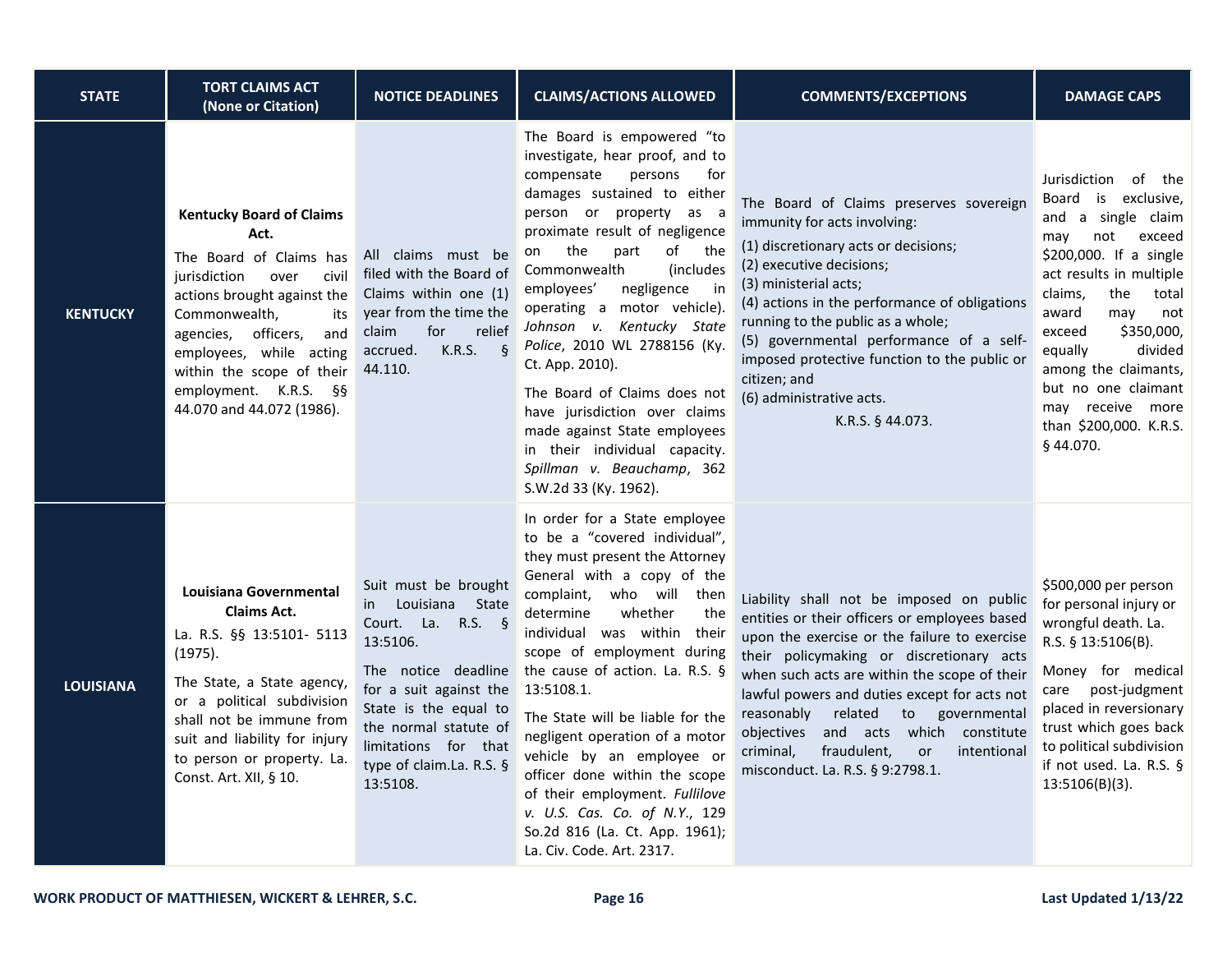| STATE | TORT CLAIMS ACT (None or Citation) | NOTICE DEADLINES | CLAIMS/ACTIONS ALLOWED | COMMENTS/EXCEPTIONS | DAMAGE CAPS |
|---|---|---|---|---|---|
| **KENTUCKY** | **Kentucky Board of Claims Act.**<br>The Board of Claims has jurisdiction over civil actions brought against the Commonwealth, its agencies, officers, and employees, while acting within the scope of their employment. K.R.S. §§ 44.070 and 44.072 (1986). | All claims must be filed with the Board of Claims within one (1) year from the time the claim for relief accrued. K.R.S. § 44.110. | The Board is empowered "to investigate, hear proof, and to compensate persons for damages sustained to either person or property as a proximate result of negligence on the part of the Commonwealth (includes employees' negligence in operating a motor vehicle). *Johnson v. Kentucky State Police*, 2010 WL 2788156 (Ky. Ct. App. 2010).<br><br>The Board of Claims does not have jurisdiction over claims made against State employees in their individual capacity. *Spillman v. Beauchamp*, 362 S.W.2d 33 (Ky. 1962). | The Board of Claims preserves sovereign immunity for acts involving:<br>(1) discretionary acts or decisions;<br>(2) executive decisions;<br>(3) ministerial acts;<br>(4) actions in the performance of obligations running to the public as a whole;<br>(5) governmental performance of a self-imposed protective function to the public or citizen; and<br>(6) administrative acts.<br>K.R.S. § 44.073. | Jurisdiction of the Board is exclusive, and a single claim may not exceed $200,000. If a single act results in multiple claims, the total award may not exceed $350,000, equally divided among the claimants, but no one claimant may receive more than $200,000. K.R.S. § 44.070. |
| **LOUISIANA** | **Louisiana Governmental Claims Act.**<br>La. R.S. §§ 13:5101- 5113 (1975).<br><br>The State, a State agency, or a political subdivision shall not be immune from suit and liability for injury to person or property. La. Const. Art. XII, § 10. | Suit must be brought in Louisiana State Court. La. R.S. § 13:5106.<br><br>The notice deadline for a suit against the State is the equal to the normal statute of limitations for that type of claim.La. R.S. § 13:5108. | In order for a State employee to be a "covered individual", they must present the Attorney General with a copy of the complaint, who will then determine whether the individual was within their scope of employment during the cause of action. La. R.S. § 13:5108.1.<br><br>The State will be liable for the negligent operation of a motor vehicle by an employee or officer done within the scope of their employment. *Fullilove v. U.S. Cas. Co. of N.Y.*, 129 So.2d 816 (La. Ct. App. 1961); La. Civ. Code. Art. 2317. | Liability shall not be imposed on public entities or their officers or employees based upon the exercise or the failure to exercise their policymaking or discretionary acts when such acts are within the scope of their lawful powers and duties except for acts not reasonably related to governmental objectives and acts which constitute criminal, fraudulent, or intentional misconduct. La. R.S. § 9:2798.1. | $500,000 per person for personal injury or wrongful death. La. R.S. § 13:5106(B).<br><br>Money for medical care post-judgment placed in reversionary trust which goes back to political subdivision if not used. La. R.S. § 13:5106(B)(3). |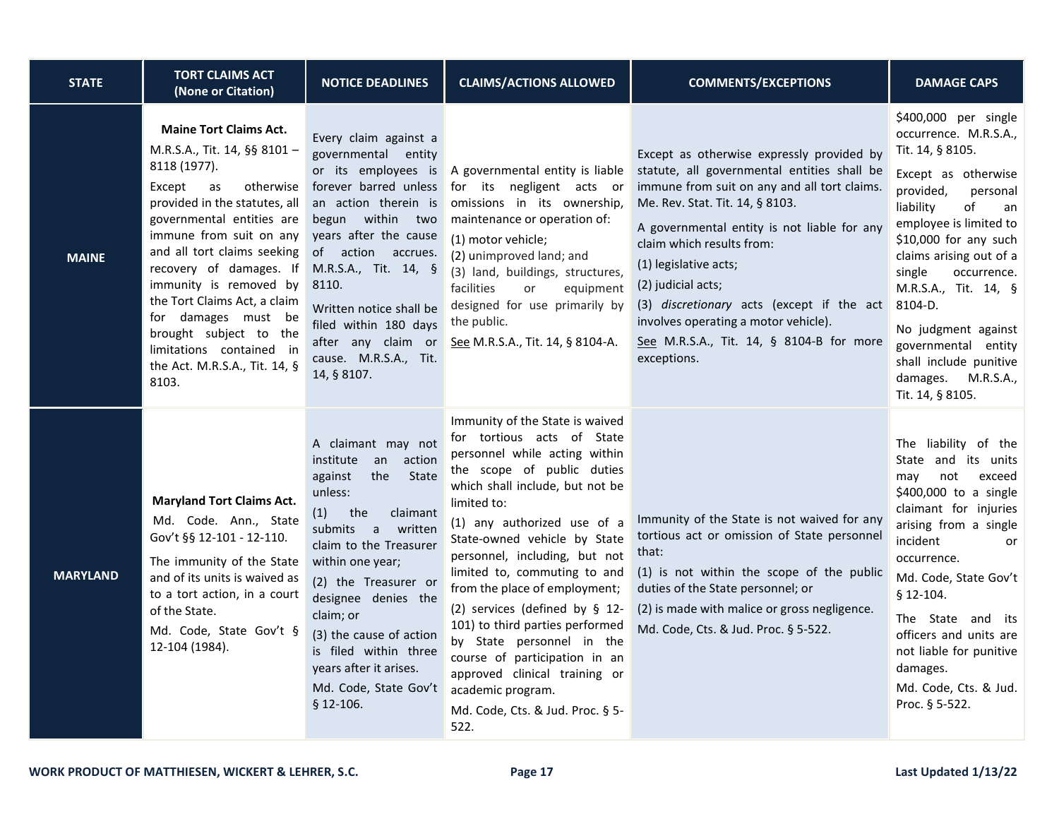| STATE | TORT CLAIMS ACT (None or Citation) | NOTICE DEADLINES | CLAIMS/ACTIONS ALLOWED | COMMENTS/EXCEPTIONS | DAMAGE CAPS |
|---|---|---|---|---|---|
| **MAINE** | **Maine Tort Claims Act.** M.R.S.A., Tit. 14, §§ 8101 – 8118 (1977).<br>Except as otherwise provided in the statutes, all governmental entities are immune from suit on any and all tort claims seeking recovery of damages. If immunity is removed by the Tort Claims Act, a claim for damages must be brought subject to the limitations contained in the Act. M.R.S.A., Tit. 14, § 8103. | Every claim against a governmental entity or its employees is forever barred unless an action therein is begun within two years after the cause of action accrues. M.R.S.A., Tit. 14, § 8110.<br>Written notice shall be filed within 180 days after any claim or cause. M.R.S.A., Tit. 14, § 8107. | A governmental entity is liable for its negligent acts or omissions in its ownership, maintenance or operation of:<br>(1) motor vehicle;<br>(2) unimproved land; and<br>(3) land, buildings, structures, facilities or equipment designed for use primarily by the public.<br>See M.R.S.A., Tit. 14, § 8104-A. | Except as otherwise expressly provided by statute, all governmental entities shall be immune from suit on any and all tort claims. Me. Rev. Stat. Tit. 14, § 8103.<br>A governmental entity is not liable for any claim which results from:<br>(1) legislative acts;<br>(2) judicial acts;<br>(3) *discretionary* acts (except if the act involves operating a motor vehicle).<br>See M.R.S.A., Tit. 14, § 8104-B for more exceptions. | $400,000 per single occurrence. M.R.S.A., Tit. 14, § 8105.<br>Except as otherwise provided, personal liability of an employee is limited to $10,000 for any such claims arising out of a single occurrence. M.R.S.A., Tit. 14, § 8104-D.<br>No judgment against governmental entity shall include punitive damages. M.R.S.A., Tit. 14, § 8105. |
| **MARYLAND** | **Maryland Tort Claims Act.** Md. Code. Ann., State Gov't §§ 12-101 - 12-110.<br>The immunity of the State and of its units is waived as to a tort action, in a court of the State.<br>Md. Code, State Gov't § 12-104 (1984). | A claimant may not institute an action against the State unless:<br>(1) the claimant submits a written claim to the Treasurer within one year;<br>(2) the Treasurer or designee denies the claim; or<br>(3) the cause of action is filed within three years after it arises.<br>Md. Code, State Gov't § 12-106. | Immunity of the State is waived for tortious acts of State personnel while acting within the scope of public duties which shall include, but not be limited to:<br>(1) any authorized use of a State-owned vehicle by State personnel, including, but not limited to, commuting to and from the place of employment;<br>(2) services (defined by § 12-101) to third parties performed by State personnel in the course of participation in an approved clinical training or academic program.<br>Md. Code, Cts. & Jud. Proc. § 5-522. | Immunity of the State is not waived for any tortious act or omission of State personnel that:<br>(1) is not within the scope of the public duties of the State personnel; or<br>(2) is made with malice or gross negligence.<br>Md. Code, Cts. & Jud. Proc. § 5-522. | The liability of the State and its units may not exceed $400,000 to a single claimant for injuries arising from a single incident or occurrence.<br>Md. Code, State Gov't § 12-104.<br>The State and its officers and units are not liable for punitive damages.<br>Md. Code, Cts. & Jud. Proc. § 5-522. |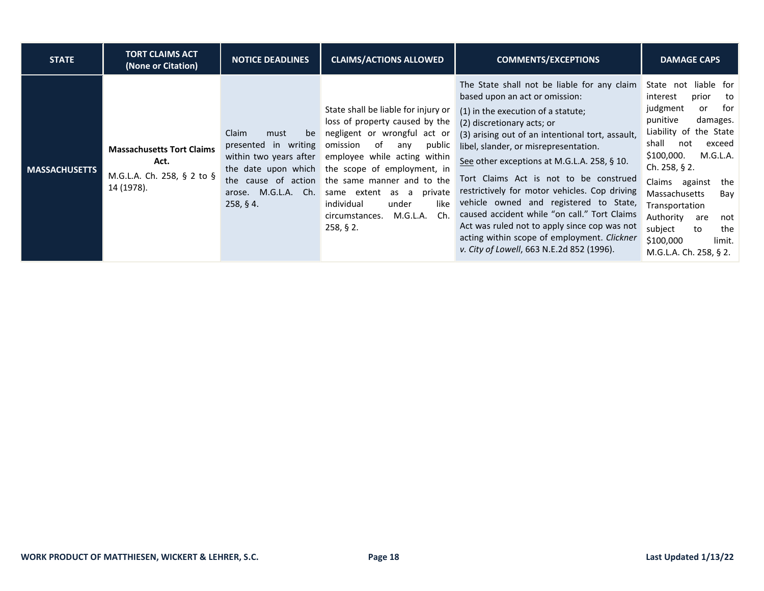| STATE | TORT CLAIMS ACT (None or Citation) | NOTICE DEADLINES | CLAIMS/ACTIONS ALLOWED | COMMENTS/EXCEPTIONS | DAMAGE CAPS |
|---|---|---|---|---|---|
| **MASSACHUSETTS** | **Massachusetts Tort Claims Act.**<br>M.G.L.A. Ch. 258, § 2 to § 14 (1978). | Claim must be presented in writing within two years after the date upon which the cause of action arose. M.G.L.A. Ch. 258, § 4. | State shall be liable for injury or loss of property caused by the negligent or wrongful act or omission of any public employee while acting within the scope of employment, in the same manner and to the same extent as a private individual under like circumstances. M.G.L.A. Ch. 258, § 2. | The State shall not be liable for any claim based upon an act or omission:<br>(1) in the execution of a statute;<br>(2) discretionary acts; or<br>(3) arising out of an intentional tort, assault, libel, slander, or misrepresentation.<br>See other exceptions at M.G.L.A. 258, § 10.<br>Tort Claims Act is not to be construed restrictively for motor vehicles. Cop driving vehicle owned and registered to State, caused accident while "on call." Tort Claims Act was ruled not to apply since cop was not acting within scope of employment. *Clickner v. City of Lowell*, 663 N.E.2d 852 (1996). | State not liable for interest prior to judgment or for punitive damages. Liability of the State shall not exceed $100,000. M.G.L.A. Ch. 258, § 2.<br>Claims against the Massachusetts Bay Transportation Authority are not subject to the $100,000 limit. M.G.L.A. Ch. 258, § 2. |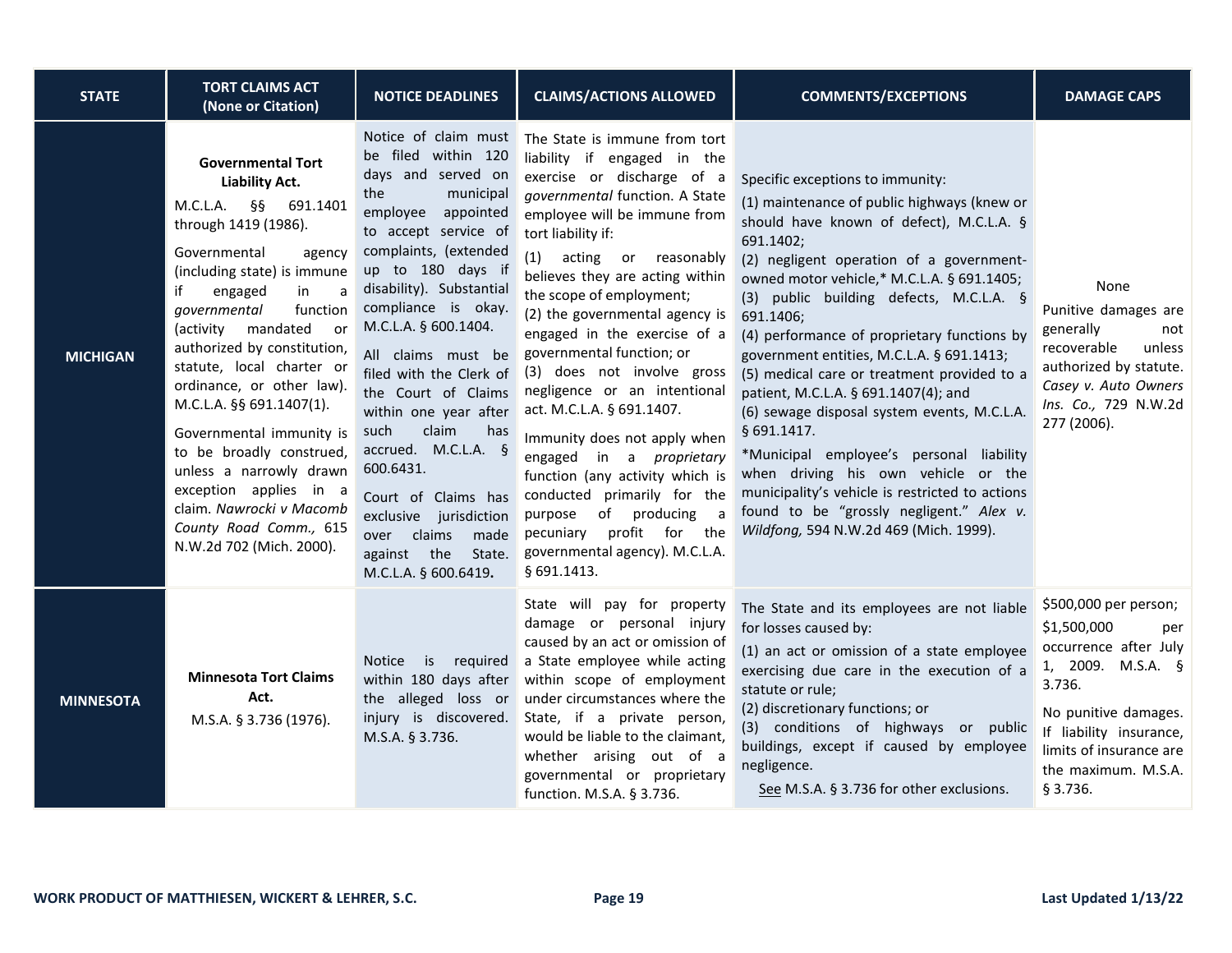| STATE | TORT CLAIMS ACT (None or Citation) | NOTICE DEADLINES | CLAIMS/ACTIONS ALLOWED | COMMENTS/EXCEPTIONS | DAMAGE CAPS |
|---|---|---|---|---|---|
| **MICHIGAN** | **Governmental Tort Liability Act.**<br>M.C.L.A. §§ 691.1401 through 1419 (1986).<br>Governmental agency (including state) is immune if engaged in a *governmental* function (activity mandated or authorized by constitution, statute, local charter or ordinance, or other law). M.C.L.A. §§ 691.1407(1).<br>Governmental immunity is to be broadly construed, unless a narrowly drawn exception applies in a claim. *Nawrocki v Macomb County Road Comm.,* 615 N.W.2d 702 (Mich. 2000). | Notice of claim must be filed within 120 days and served on the municipal employee appointed to accept service of complaints, (extended up to 180 days if disability). Substantial compliance is okay. M.C.L.A. § 600.1404.<br>All claims must be filed with the Clerk of the Court of Claims within one year after such claim has accrued. M.C.L.A. § 600.6431.<br>Court of Claims has exclusive jurisdiction over claims made against the State. M.C.L.A. § 600.6419**.** | The State is immune from tort liability if engaged in the exercise or discharge of a *governmental* function. A State employee will be immune from tort liability if:<br>(1) acting or reasonably believes they are acting within the scope of employment;<br>(2) the governmental agency is engaged in the exercise of a governmental function; or<br>(3) does not involve gross negligence or an intentional act. M.C.L.A. § 691.1407.<br>Immunity does not apply when engaged in a *proprietary* function (any activity which is conducted primarily for the purpose of producing a pecuniary profit for the governmental agency). M.C.L.A. § 691.1413. | Specific exceptions to immunity:<br>(1) maintenance of public highways (knew or should have known of defect), M.C.L.A. § 691.1402;<br>(2) negligent operation of a government-owned motor vehicle,* M.C.L.A. § 691.1405;<br>(3) public building defects, M.C.L.A. § 691.1406;<br>(4) performance of proprietary functions by government entities, M.C.L.A. § 691.1413;<br>(5) medical care or treatment provided to a patient, M.C.L.A. § 691.1407(4); and<br>(6) sewage disposal system events, M.C.L.A. § 691.1417.<br>*Municipal employee's personal liability when driving his own vehicle or the municipality's vehicle is restricted to actions found to be "grossly negligent." *Alex v. Wildfong,* 594 N.W.2d 469 (Mich. 1999). | None<br>Punitive damages are generally not recoverable unless authorized by statute. *Casey v. Auto Owners Ins. Co.,* 729 N.W.2d 277 (2006). |
| **MINNESOTA** | **Minnesota Tort Claims Act.**<br>M.S.A. § 3.736 (1976). | Notice is required within 180 days after the alleged loss or injury is discovered. M.S.A. § 3.736. | State will pay for property damage or personal injury caused by an act or omission of a State employee while acting within scope of employment under circumstances where the State, if a private person, would be liable to the claimant, whether arising out of a governmental or proprietary function. M.S.A. § 3.736. | The State and its employees are not liable for losses caused by:<br>(1) an act or omission of a state employee exercising due care in the execution of a statute or rule;<br>(2) discretionary functions; or<br>(3) conditions of highways or public buildings, except if caused by employee negligence.<br>See M.S.A. § 3.736 for other exclusions. | $500,000 per person; $1,500,000 per occurrence after July 1, 2009. M.S.A. § 3.736.<br>No punitive damages. If liability insurance, limits of insurance are the maximum. M.S.A. § 3.736. |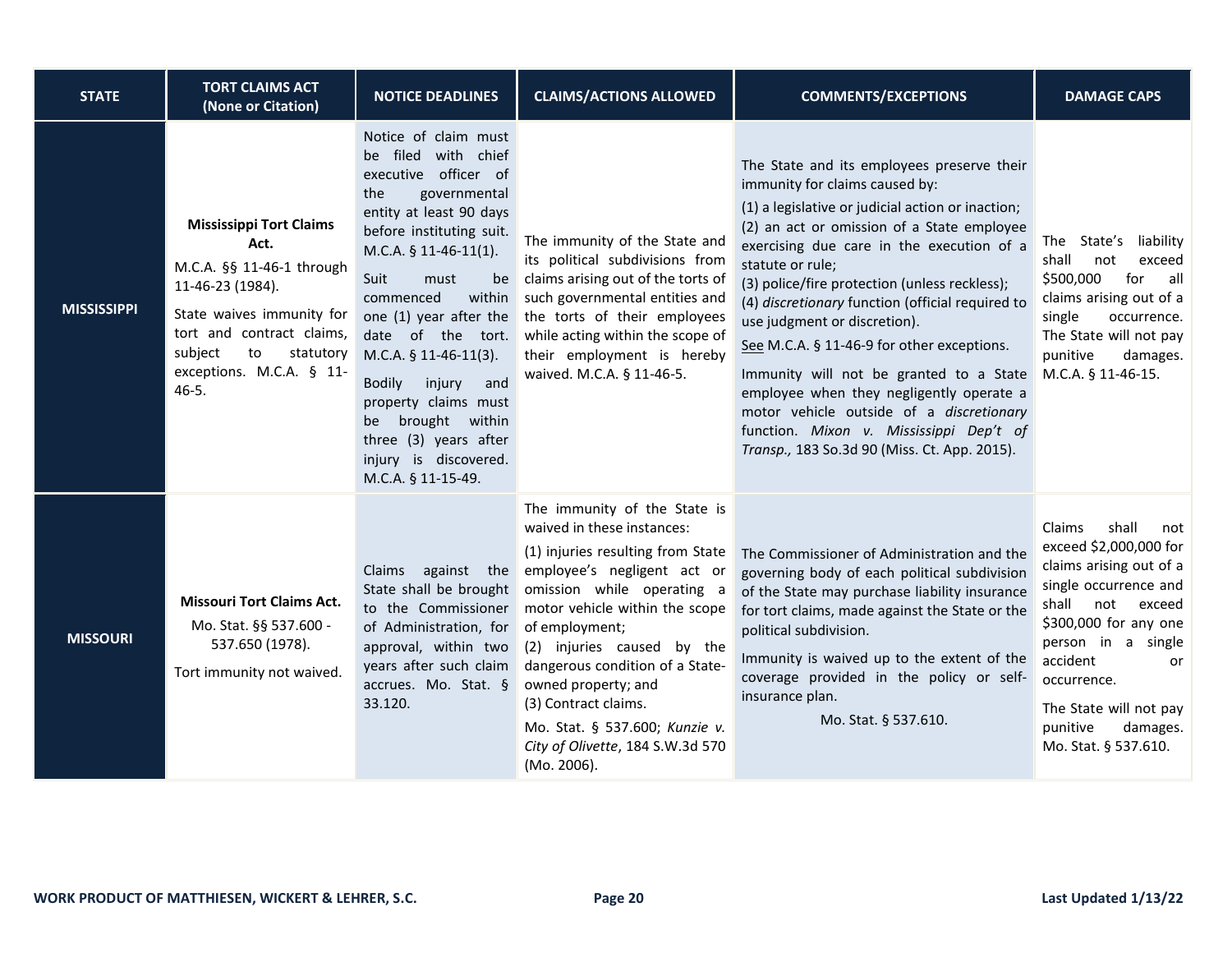| STATE | TORT CLAIMS ACT (None or Citation) | NOTICE DEADLINES | CLAIMS/ACTIONS ALLOWED | COMMENTS/EXCEPTIONS | DAMAGE CAPS |
|---|---|---|---|---|---|
| **MISSISSIPPI** | **Mississippi Tort Claims Act.**<br>M.C.A. §§ 11-46-1 through 11-46-23 (1984).<br>State waives immunity for tort and contract claims, subject to statutory exceptions. M.C.A. § 11-46-5. | Notice of claim must be filed with chief executive officer of the governmental entity at least 90 days before instituting suit. M.C.A. § 11-46-11(1).<br>Suit must be commenced within one (1) year after the date of the tort. M.C.A. § 11-46-11(3).<br>Bodily injury and property claims must be brought within three (3) years after injury is discovered. M.C.A. § 11-15-49. | The immunity of the State and its political subdivisions from claims arising out of the torts of such governmental entities and the torts of their employees while acting within the scope of their employment is hereby waived. M.C.A. § 11-46-5. | The State and its employees preserve their immunity for claims caused by:<br>(1) a legislative or judicial action or inaction;<br>(2) an act or omission of a State employee exercising due care in the execution of a statute or rule;<br>(3) police/fire protection (unless reckless);<br>(4) *discretionary* function (official required to use judgment or discretion).<br>See M.C.A. § 11-46-9 for other exceptions.<br>Immunity will not be granted to a State employee when they negligently operate a motor vehicle outside of a *discretionary* function. *Mixon v. Mississippi Dep't of Transp.,* 183 So.3d 90 (Miss. Ct. App. 2015). | The State's liability shall not exceed $500,000 for all claims arising out of a single occurrence. The State will not pay punitive damages. M.C.A. § 11-46-15. |
| **MISSOURI** | **Missouri Tort Claims Act.**<br>Mo. Stat. §§ 537.600 - 537.650 (1978).<br>Tort immunity not waived. | Claims against the State shall be brought to the Commissioner of Administration, for approval, within two years after such claim accrues. Mo. Stat. § 33.120. | The immunity of the State is waived in these instances:<br>(1) injuries resulting from State employee's negligent act or omission while operating a motor vehicle within the scope of employment;<br>(2) injuries caused by the dangerous condition of a State-owned property; and<br>(3) Contract claims.<br>Mo. Stat. § 537.600; *Kunzie v. City of Olivette*, 184 S.W.3d 570 (Mo. 2006). | The Commissioner of Administration and the governing body of each political subdivision of the State may purchase liability insurance for tort claims, made against the State or the political subdivision.<br>Immunity is waived up to the extent of the coverage provided in the policy or self-insurance plan.<br>Mo. Stat. § 537.610. | Claims shall not exceed $2,000,000 for claims arising out of a single occurrence and shall not exceed $300,000 for any one person in a single accident or occurrence.<br>The State will not pay punitive damages. Mo. Stat. § 537.610. |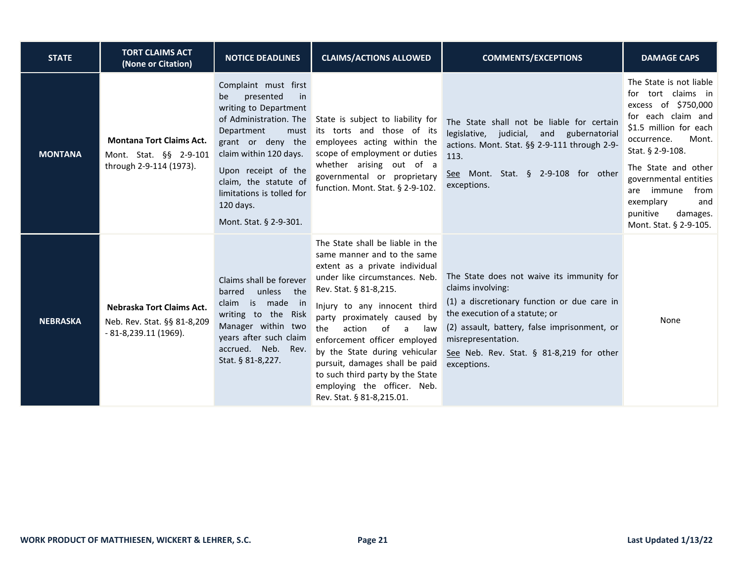| STATE | TORT CLAIMS ACT (None or Citation) | NOTICE DEADLINES | CLAIMS/ACTIONS ALLOWED | COMMENTS/EXCEPTIONS | DAMAGE CAPS |
|---|---|---|---|---|---|
| **MONTANA** | **Montana Tort Claims Act.** Mont. Stat. §§ 2-9-101 through 2-9-114 (1973). | Complaint must first be presented in writing to Department of Administration. The Department must grant or deny the claim within 120 days. Upon receipt of the claim, the statute of limitations is tolled for 120 days. Mont. Stat. § 2-9-301. | State is subject to liability for its torts and those of its employees acting within the scope of employment or duties whether arising out of a governmental or proprietary function. Mont. Stat. § 2-9-102. | The State shall not be liable for certain legislative, judicial, and gubernatorial actions. Mont. Stat. §§ 2-9-111 through 2-9-113. See Mont. Stat. § 2-9-108 for other exceptions. | The State is not liable for tort claims in excess of $750,000 for each claim and $1.5 million for each occurrence. Mont. Stat. § 2-9-108. The State and other governmental entities are immune from exemplary and punitive damages. Mont. Stat. § 2-9-105. |
| **NEBRASKA** | **Nebraska Tort Claims Act.** Neb. Rev. Stat. §§ 81-8,209 - 81-8,239.11 (1969). | Claims shall be forever barred unless the claim is made in writing to the Risk Manager within two years after such claim accrued. Neb. Rev. Stat. § 81-8,227. | The State shall be liable in the same manner and to the same extent as a private individual under like circumstances. Neb. Rev. Stat. § 81-8,215. Injury to any innocent third party proximately caused by the action of a law enforcement officer employed by the State during vehicular pursuit, damages shall be paid to such third party by the State employing the officer. Neb. Rev. Stat. § 81-8,215.01. | The State does not waive its immunity for claims involving: (1) a discretionary function or due care in the execution of a statute; or (2) assault, battery, false imprisonment, or misrepresentation. See Neb. Rev. Stat. § 81-8,219 for other exceptions. | None |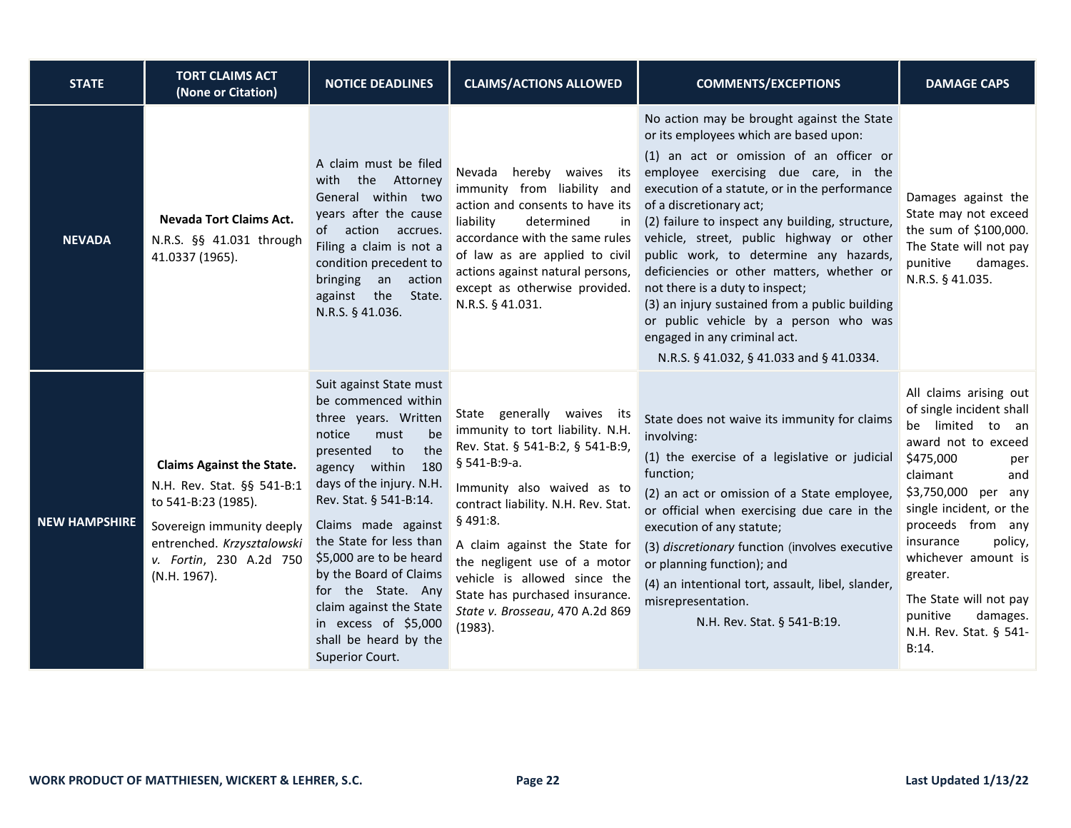| STATE | TORT CLAIMS ACT (None or Citation) | NOTICE DEADLINES | CLAIMS/ACTIONS ALLOWED | COMMENTS/EXCEPTIONS | DAMAGE CAPS |
|---|---|---|---|---|---|
| **NEVADA** | **Nevada Tort Claims Act.** N.R.S. §§ 41.031 through 41.0337 (1965). | A claim must be filed with the Attorney General within two years after the cause of action accrues. Filing a claim is not a condition precedent to bringing an action against the State. N.R.S. § 41.036. | Nevada hereby waives its immunity from liability and action and consents to have its liability determined in accordance with the same rules of law as are applied to civil actions against natural persons, except as otherwise provided. N.R.S. § 41.031. | No action may be brought against the State or its employees which are based upon:<br>(1) an act or omission of an officer or employee exercising due care, in the execution of a statute, or in the performance of a discretionary act;<br>(2) failure to inspect any building, structure, vehicle, street, public highway or other public work, to determine any hazards, deficiencies or other matters, whether or not there is a duty to inspect;<br>(3) an injury sustained from a public building or public vehicle by a person who was engaged in any criminal act.<br>N.R.S. § 41.032, § 41.033 and § 41.0334. | Damages against the State may not exceed the sum of $100,000. The State will not pay punitive damages. N.R.S. § 41.035. |
| **NEW HAMPSHIRE** | **Claims Against the State.** N.H. Rev. Stat. §§ 541-B:1 to 541-B:23 (1985).<br>Sovereign immunity deeply entrenched. *Krzysztalowski v. Fortin*, 230 A.2d 750 (N.H. 1967). | Suit against State must be commenced within three years. Written notice must be presented to the agency within 180 days of the injury. N.H. Rev. Stat. § 541-B:14.<br>Claims made against the State for less than $5,000 are to be heard by the Board of Claims for the State. Any claim against the State in excess of $5,000 shall be heard by the Superior Court. | State generally waives its immunity to tort liability. N.H. Rev. Stat. § 541-B:2, § 541-B:9, § 541-B:9-a.<br>Immunity also waived as to contract liability. N.H. Rev. Stat. § 491:8.<br>A claim against the State for the negligent use of a motor vehicle is allowed since the State has purchased insurance. *State v. Brosseau*, 470 A.2d 869 (1983). | State does not waive its immunity for claims involving:<br>(1) the exercise of a legislative or judicial function;<br>(2) an act or omission of a State employee, or official when exercising due care in the execution of any statute;<br>(3) *discretionary* function (involves executive or planning function); and<br>(4) an intentional tort, assault, libel, slander, misrepresentation.<br>N.H. Rev. Stat. § 541-B:19. | All claims arising out of single incident shall be limited to an award not to exceed $475,000 per claimant and $3,750,000 per any single incident, or the proceeds from any insurance policy, whichever amount is greater.<br>The State will not pay punitive damages. N.H. Rev. Stat. § 541-B:14. |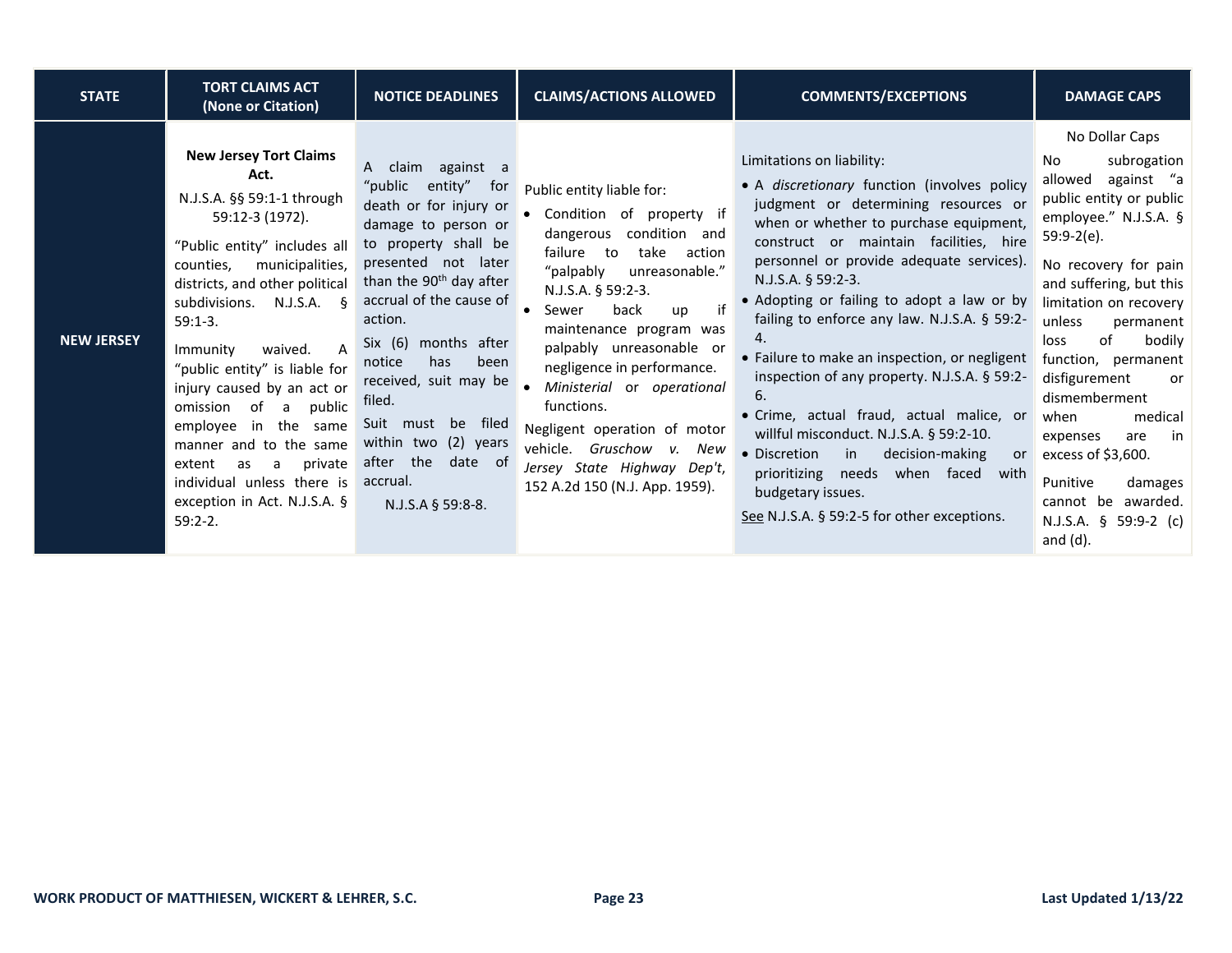| STATE | TORT CLAIMS ACT (None or Citation) | NOTICE DEADLINES | CLAIMS/ACTIONS ALLOWED | COMMENTS/EXCEPTIONS | DAMAGE CAPS |
|---|---|---|---|---|---|
| **NEW JERSEY** | **New Jersey Tort Claims Act.**<br>N.J.S.A. §§ 59:1-1 through 59:12-3 (1972).<br><br>"Public entity" includes all counties, municipalities, districts, and other political subdivisions. N.J.S.A. § 59:1-3.<br><br>Immunity waived. A "public entity" is liable for injury caused by an act or omission of a public employee in the same manner and to the same extent as a private individual unless there is exception in Act. N.J.S.A. § 59:2-2. | A claim against a "public entity" for death or for injury or damage to person or to property shall be presented not later than the 90th day after accrual of the cause of action.<br><br>Six (6) months after notice has been received, suit may be filed.<br><br>Suit must be filed within two (2) years after the date of accrual.<br><br>N.J.S.A § 59:8-8. | Public entity liable for:<br>• Condition of property if dangerous condition and failure to take action "palpably unreasonable." N.J.S.A. § 59:2-3.<br>• Sewer back up if maintenance program was palpably unreasonable or negligence in performance.<br>• *Ministerial* or *operational* functions.<br><br>Negligent operation of motor vehicle. *Gruschow v. New Jersey State Highway Dep't*, 152 A.2d 150 (N.J. App. 1959). | Limitations on liability:<br>• A *discretionary* function (involves policy judgment or determining resources or when or whether to purchase equipment, construct or maintain facilities, hire personnel or provide adequate services). N.J.S.A. § 59:2-3.<br>• Adopting or failing to adopt a law or by failing to enforce any law. N.J.S.A. § 59:2-4.<br>• Failure to make an inspection, or negligent inspection of any property. N.J.S.A. § 59:2-6.<br>• Crime, actual fraud, actual malice, or willful misconduct. N.J.S.A. § 59:2-10.<br>• Discretion in decision-making or prioritizing needs when faced with budgetary issues.<br><br>See N.J.S.A. § 59:2-5 for other exceptions. | No Dollar Caps<br><br>No subrogation allowed against "a public entity or public employee." N.J.S.A. § 59:9-2(e).<br><br>No recovery for pain and suffering, but this limitation on recovery unless permanent loss of bodily function, permanent disfigurement or dismemberment when medical expenses are in excess of $3,600.<br><br>Punitive damages cannot be awarded. N.J.S.A. § 59:9-2 (c) and (d). |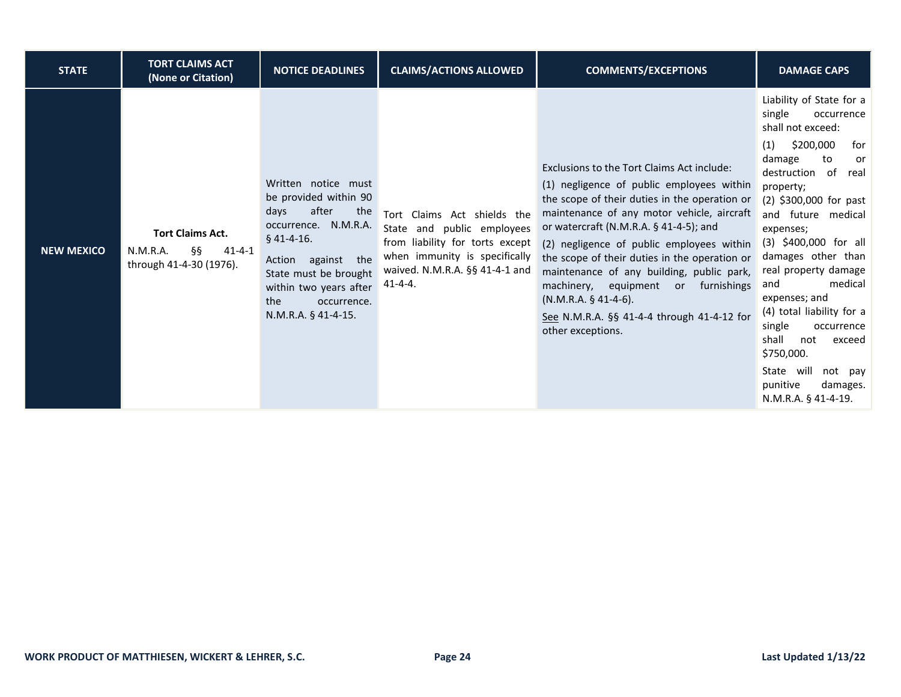| STATE | TORT CLAIMS ACT (None or Citation) | NOTICE DEADLINES | CLAIMS/ACTIONS ALLOWED | COMMENTS/EXCEPTIONS | DAMAGE CAPS |
|---|---|---|---|---|---|
| **NEW MEXICO** | **Tort Claims Act.** N.M.R.A. §§ 41-4-1 through 41-4-30 (1976). | Written notice must be provided within 90 days after the occurrence. N.M.R.A. § 41-4-16.<br><br>Action against the State must be brought within two years after the occurrence. N.M.R.A. § 41-4-15. | Tort Claims Act shields the State and public employees from liability for torts except when immunity is specifically waived. N.M.R.A. §§ 41-4-1 and 41-4-4. | Exclusions to the Tort Claims Act include:<br>(1) negligence of public employees within the scope of their duties in the operation or maintenance of any motor vehicle, aircraft or watercraft (N.M.R.A. § 41-4-5); and<br>(2) negligence of public employees within the scope of their duties in the operation or maintenance of any building, public park, machinery, equipment or furnishings (N.M.R.A. § 41-4-6).<br><br><u>See</u> N.M.R.A. §§ 41-4-4 through 41-4-12 for other exceptions. | Liability of State for a single occurrence shall not exceed:<br>(1) $200,000 for damage to or destruction of real property;<br>(2) $300,000 for past and future medical expenses;<br>(3) $400,000 for all damages other than real property damage and medical expenses; and<br>(4) total liability for a single occurrence shall not exceed $750,000.<br><br>State will not pay punitive damages. N.M.R.A. § 41-4-19. |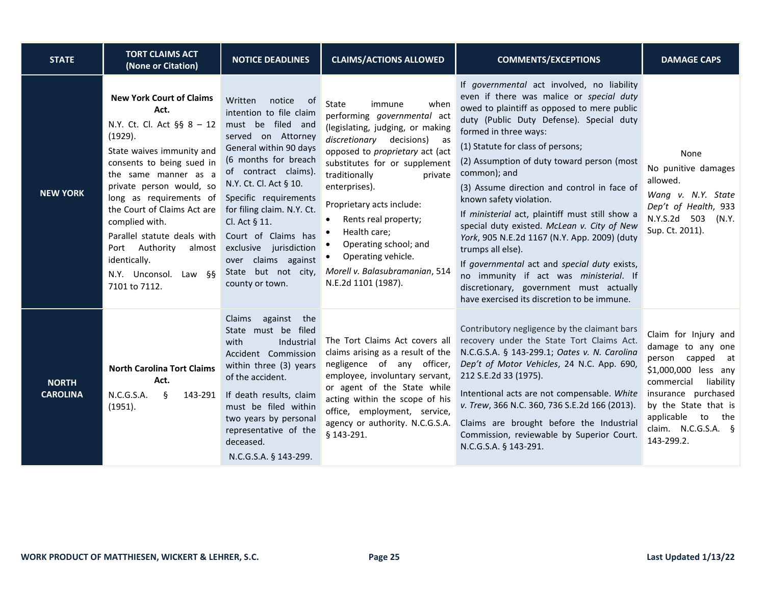| STATE | TORT CLAIMS ACT (None or Citation) | NOTICE DEADLINES | CLAIMS/ACTIONS ALLOWED | COMMENTS/EXCEPTIONS | DAMAGE CAPS |
|---|---|---|---|---|---|
| **NEW YORK** | **New York Court of Claims Act.**<br>N.Y. Ct. Cl. Act §§ 8 – 12 (1929).<br>State waives immunity and consents to being sued in the same manner as a private person would, so long as requirements of the Court of Claims Act are complied with.<br>Parallel statute deals with Port Authority almost identically.<br>N.Y. Unconsol. Law §§ 7101 to 7112. | Written notice of intention to file claim must be filed and served on Attorney General within 90 days (6 months for breach of contract claims). N.Y. Ct. Cl. Act § 10.<br>Specific requirements for filing claim. N.Y. Ct. Cl. Act § 11.<br>Court of Claims has exclusive jurisdiction over claims against State but not city, county or town. | State immune when performing *governmental* act (legislating, judging, or making *discretionary* decisions) as opposed to *proprietary* act (act substitutes for or supplement traditionally private enterprises).<br>Proprietary acts include:<br>• Rents real property;<br>• Health care;<br>• Operating school; and<br>• Operating vehicle.<br>*Morell v. Balasubramanian*, 514 N.E.2d 1101 (1987). | If *governmental* act involved, no liability even if there was malice or *special duty* owed to plaintiff as opposed to mere public duty (Public Duty Defense). Special duty formed in three ways:<br>(1) Statute for class of persons;<br>(2) Assumption of duty toward person (most common); and<br>(3) Assume direction and control in face of known safety violation.<br>If *ministerial* act, plaintiff must still show a special duty existed. *McLean v. City of New York*, 905 N.E.2d 1167 (N.Y. App. 2009) (duty trumps all else).<br>If *governmental* act and *special duty* exists, no immunity if act was *ministerial*. If discretionary, government must actually have exercised its discretion to be immune. | None<br>No punitive damages allowed.<br>*Wang v. N.Y. State Dep't of Health*, 933 N.Y.S.2d 503 (N.Y. Sup. Ct. 2011). |
| **NORTH CAROLINA** | **North Carolina Tort Claims Act.**<br>N.C.G.S.A. § 143-291 (1951). | Claims against the State must be filed with Industrial Accident Commission within three (3) years of the accident.<br>If death results, claim must be filed within two years by personal representative of the deceased.<br>N.C.G.S.A. § 143-299. | The Tort Claims Act covers all claims arising as a result of the negligence of any officer, employee, involuntary servant, or agent of the State while acting within the scope of his office, employment, service, agency or authority. N.C.G.S.A. § 143-291. | Contributory negligence by the claimant bars recovery under the State Tort Claims Act. N.C.G.S.A. § 143-299.1; *Oates v. N. Carolina Dep't of Motor Vehicles*, 24 N.C. App. 690, 212 S.E.2d 33 (1975).<br>Intentional acts are not compensable. *White v. Trew*, 366 N.C. 360, 736 S.E.2d 166 (2013).<br>Claims are brought before the Industrial Commission, reviewable by Superior Court. N.C.G.S.A. § 143-291. | Claim for Injury and damage to any one person capped at $1,000,000 less any commercial liability insurance purchased by the State that is applicable to the claim. N.C.G.S.A. § 143-299.2. |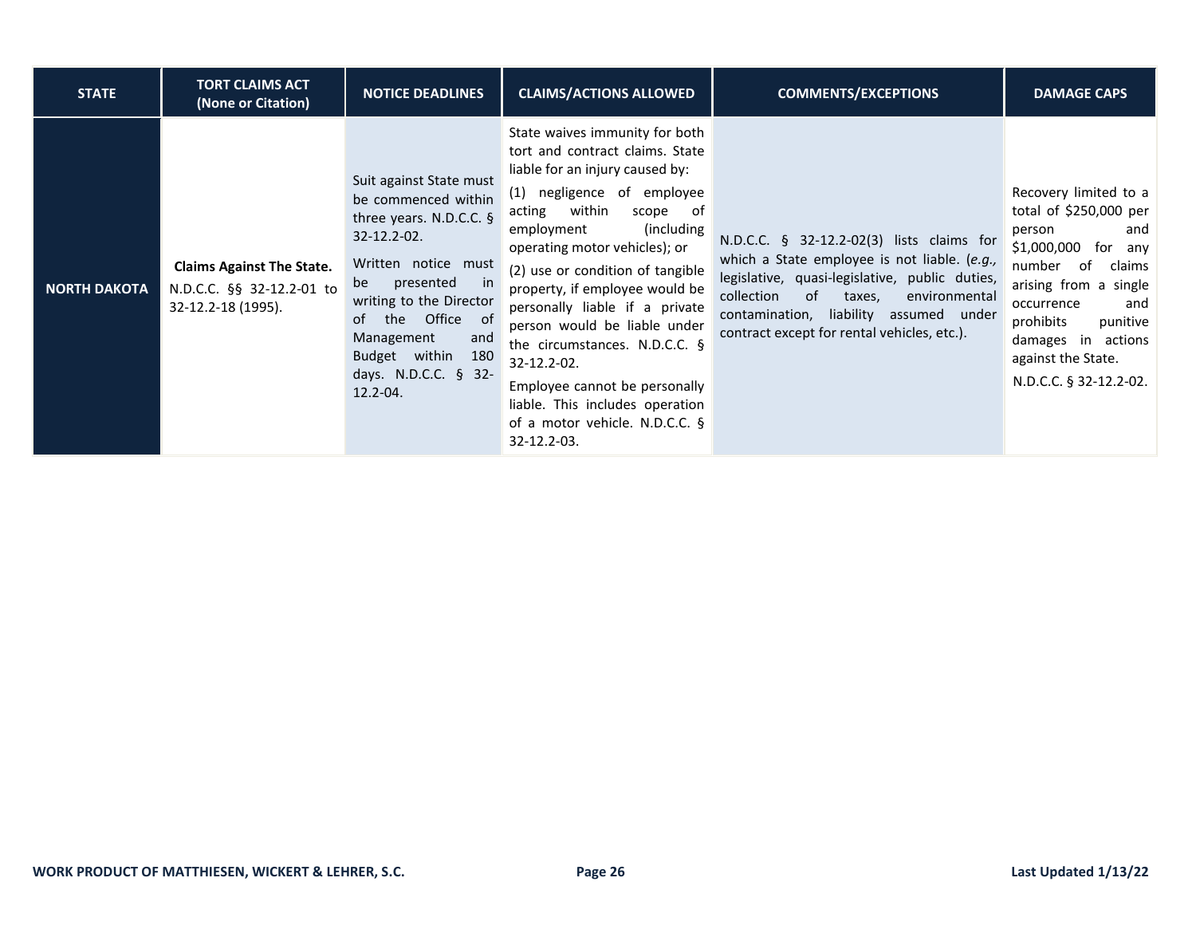| STATE | TORT CLAIMS ACT (None or Citation) | NOTICE DEADLINES | CLAIMS/ACTIONS ALLOWED | COMMENTS/EXCEPTIONS | DAMAGE CAPS |
|---|---|---|---|---|---|
| **NORTH DAKOTA** | **Claims Against The State.** N.D.C.C. §§ 32-12.2-01 to 32-12.2-18 (1995). | Suit against State must be commenced within three years. N.D.C.C. § 32-12.2-02.<br><br>Written notice must be presented in writing to the Director of the Office of Management and Budget within 180 days. N.D.C.C. § 32-12.2-04. | State waives immunity for both tort and contract claims. State liable for an injury caused by:<br><br>(1) negligence of employee acting within scope of employment (including operating motor vehicles); or<br><br>(2) use or condition of tangible property, if employee would be personally liable if a private person would be liable under the circumstances. N.D.C.C. § 32-12.2-02.<br><br>Employee cannot be personally liable. This includes operation of a motor vehicle. N.D.C.C. § 32-12.2-03. | N.D.C.C. § 32-12.2-02(3) lists claims for which a State employee is not liable. (*e.g.,* legislative, quasi-legislative, public duties, collection of taxes, environmental contamination, liability assumed under contract except for rental vehicles, etc.). | Recovery limited to a total of $250,000 per person and $1,000,000 for any number of claims arising from a single occurrence and prohibits punitive damages in actions against the State.<br><br>N.D.C.C. § 32-12.2-02. |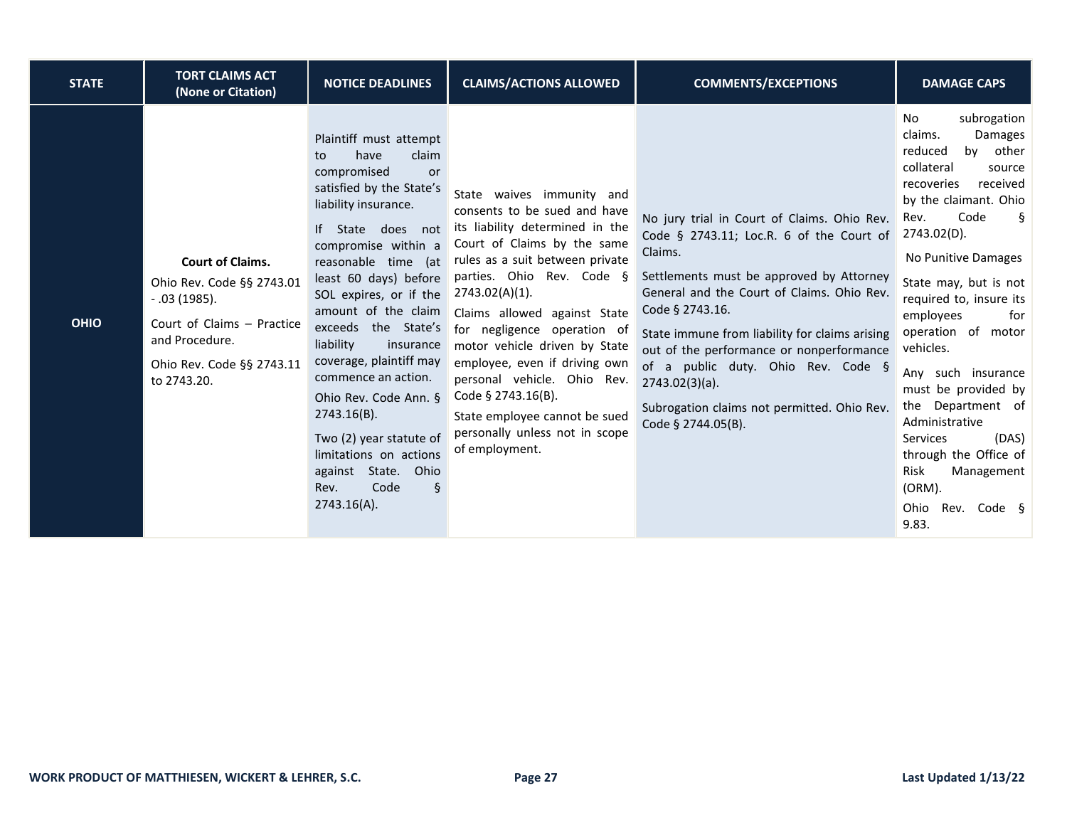| STATE | TORT CLAIMS ACT (None or Citation) | NOTICE DEADLINES | CLAIMS/ACTIONS ALLOWED | COMMENTS/EXCEPTIONS | DAMAGE CAPS |
|---|---|---|---|---|---|
| **OHIO** | **Court of Claims.** Ohio Rev. Code §§ 2743.01 - .03 (1985). Court of Claims – Practice and Procedure. Ohio Rev. Code §§ 2743.11 to 2743.20. | Plaintiff must attempt to have claim compromised or satisfied by the State's liability insurance. If State does not compromise within a reasonable time (at least 60 days) before SOL expires, or if the amount of the claim exceeds the State's liability insurance coverage, plaintiff may commence an action. Ohio Rev. Code Ann. § 2743.16(B). Two (2) year statute of limitations on actions against State. Ohio Rev. Code § 2743.16(A). | State waives immunity and consents to be sued and have its liability determined in the Court of Claims by the same rules as a suit between private parties. Ohio Rev. Code § 2743.02(A)(1). Claims allowed against State for negligence operation of motor vehicle driven by State employee, even if driving own personal vehicle. Ohio Rev. Code § 2743.16(B). State employee cannot be sued personally unless not in scope of employment. | No jury trial in Court of Claims. Ohio Rev. Code § 2743.11; Loc.R. 6 of the Court of Claims. Settlements must be approved by Attorney General and the Court of Claims. Ohio Rev. Code § 2743.16. State immune from liability for claims arising out of the performance or nonperformance of a public duty. Ohio Rev. Code § 2743.02(3)(a). Subrogation claims not permitted. Ohio Rev. Code § 2744.05(B). | No subrogation claims. Damages reduced by other collateral source recoveries received by the claimant. Ohio Rev. Code § 2743.02(D). No Punitive Damages. State may, but is not required to, insure its employees for operation of motor vehicles. Any such insurance must be provided by the Department of Administrative Services (DAS) through the Office of Risk Management (ORM). Ohio Rev. Code § 9.83. |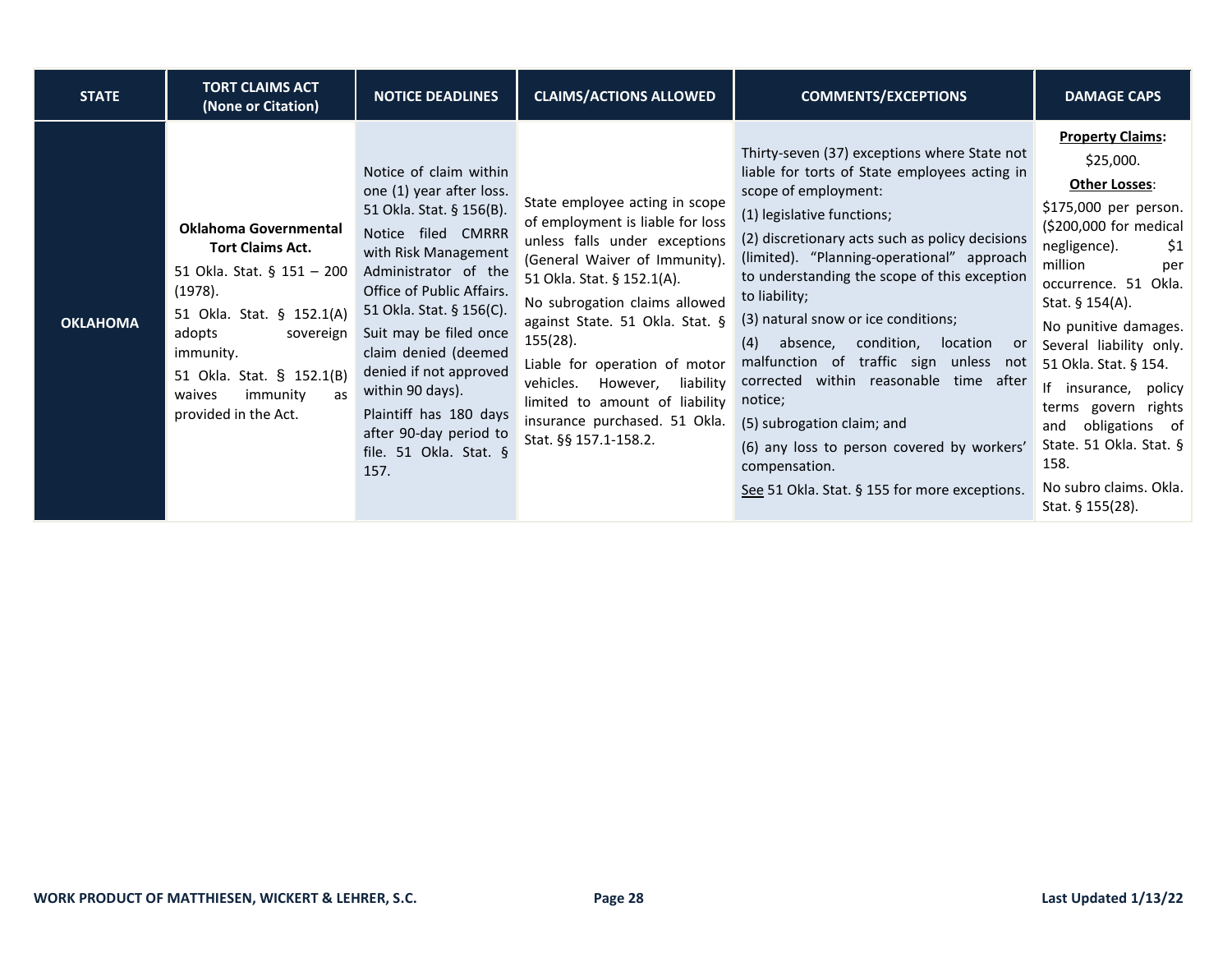| STATE | TORT CLAIMS ACT (None or Citation) | NOTICE DEADLINES | CLAIMS/ACTIONS ALLOWED | COMMENTS/EXCEPTIONS | DAMAGE CAPS |
|---|---|---|---|---|---|
| **OKLAHOMA** | **Oklahoma Governmental Tort Claims Act.**<br><br>51 Okla. Stat. § 151 – 200 (1978).<br><br>51 Okla. Stat. § 152.1(A) adopts sovereign immunity.<br><br>51 Okla. Stat. § 152.1(B) waives immunity as provided in the Act. | Notice of claim within one (1) year after loss. 51 Okla. Stat. § 156(B).<br><br>Notice filed CMRRR with Risk Management Administrator of the Office of Public Affairs. 51 Okla. Stat. § 156(C).<br><br>Suit may be filed once claim denied (deemed denied if not approved within 90 days).<br><br>Plaintiff has 180 days after 90-day period to file. 51 Okla. Stat. § 157. | State employee acting in scope of employment is liable for loss unless falls under exceptions (General Waiver of Immunity). 51 Okla. Stat. § 152.1(A).<br><br>No subrogation claims allowed against State. 51 Okla. Stat. § 155(28).<br><br>Liable for operation of motor vehicles. However, liability limited to amount of liability insurance purchased. 51 Okla. Stat. §§ 157.1-158.2. | Thirty-seven (37) exceptions where State not liable for torts of State employees acting in scope of employment:<br><br>(1) legislative functions;<br><br>(2) discretionary acts such as policy decisions (limited). "Planning-operational" approach to understanding the scope of this exception to liability;<br><br>(3) natural snow or ice conditions;<br><br>(4) absence, condition, location or malfunction of traffic sign unless not corrected within reasonable time after notice;<br><br>(5) subrogation claim; and<br><br>(6) any loss to person covered by workers' compensation.<br><br>See 51 Okla. Stat. § 155 for more exceptions. | **Property Claims:**<br><br>$25,000.<br><br>**Other Losses**:<br><br>$175,000 per person. ($200,000 for medical negligence). $1 million per occurrence. 51 Okla. Stat. § 154(A).<br><br>No punitive damages. Several liability only. 51 Okla. Stat. § 154.<br><br>If insurance, policy terms govern rights and obligations of State. 51 Okla. Stat. § 158.<br><br>No subro claims. Okla. Stat. § 155(28). |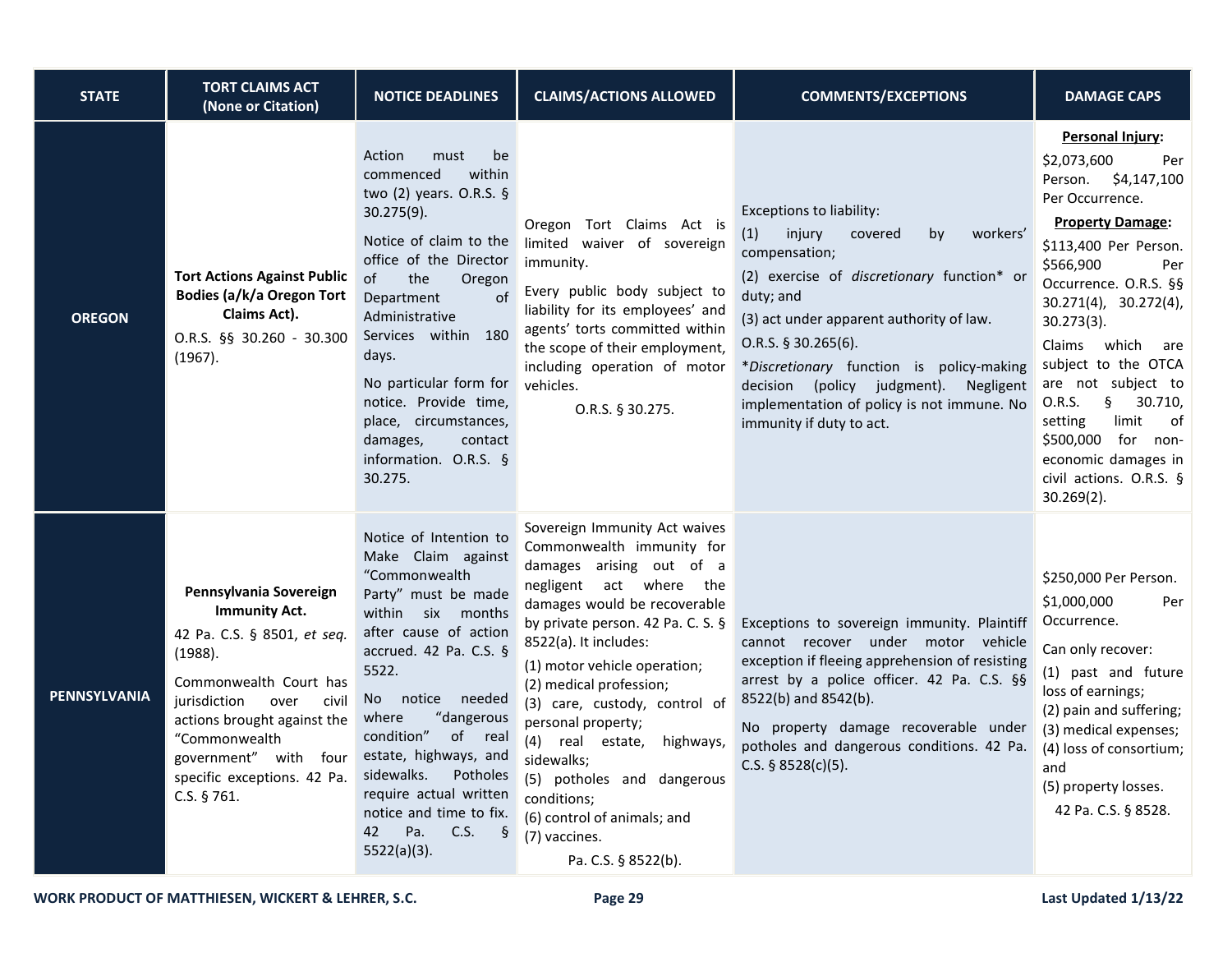| STATE | TORT CLAIMS ACT (None or Citation) | NOTICE DEADLINES | CLAIMS/ACTIONS ALLOWED | COMMENTS/EXCEPTIONS | DAMAGE CAPS |
|---|---|---|---|---|---|
| **OREGON** | **Tort Actions Against Public Bodies (a/k/a Oregon Tort Claims Act).**<br>O.R.S. §§ 30.260 - 30.300 (1967). | Action must be commenced within two (2) years. O.R.S. § 30.275(9).<br>Notice of claim to the office of the Director of the Oregon Department of Administrative Services within 180 days.<br>No particular form for notice. Provide time, place, circumstances, damages, contact information. O.R.S. § 30.275. | Oregon Tort Claims Act is limited waiver of sovereign immunity.<br>Every public body subject to liability for its employees' and agents' torts committed within the scope of their employment, including operation of motor vehicles.<br>O.R.S. § 30.275. | Exceptions to liability:<br>(1) injury covered by workers' compensation;<br>(2) exercise of *discretionary* function* or duty; and<br>(3) act under apparent authority of law.<br>O.R.S. § 30.265(6).<br>**Discretionary* function is policy-making decision (policy judgment). Negligent implementation of policy is not immune. No immunity if duty to act. | **Personal Injury:**<br>$2,073,600 Per Person. $4,147,100 Per Occurrence.<br>**Property Damage:**<br>$113,400 Per Person. $566,900 Per Occurrence. O.R.S. §§ 30.271(4), 30.272(4), 30.273(3).<br>Claims which are subject to the OTCA are not subject to O.R.S. § 30.710, setting limit of $500,000 for non-economic damages in civil actions. O.R.S. § 30.269(2). |
| **PENNSYLVANIA** | **Pennsylvania Sovereign Immunity Act.**<br>42 Pa. C.S. § 8501, *et seq.* (1988).<br>Commonwealth Court has jurisdiction over civil actions brought against the "Commonwealth government" with four specific exceptions. 42 Pa. C.S. § 761. | Notice of Intention to Make Claim against "Commonwealth Party" must be made within six months after cause of action accrued. 42 Pa. C.S. § 5522.<br>No notice needed where "dangerous condition" of real estate, highways, and sidewalks. Potholes require actual written notice and time to fix. 42 Pa. C.S. § 5522(a)(3). | Sovereign Immunity Act waives Commonwealth immunity for damages arising out of a negligent act where the damages would be recoverable by private person. 42 Pa. C. S. § 8522(a). It includes:<br>(1) motor vehicle operation;<br>(2) medical profession;<br>(3) care, custody, control of personal property;<br>(4) real estate, highways, sidewalks;<br>(5) potholes and dangerous conditions;<br>(6) control of animals; and<br>(7) vaccines.<br>Pa. C.S. § 8522(b). | Exceptions to sovereign immunity. Plaintiff cannot recover under motor vehicle exception if fleeing apprehension of resisting arrest by a police officer. 42 Pa. C.S. §§ 8522(b) and 8542(b).<br>No property damage recoverable under potholes and dangerous conditions. 42 Pa. C.S. § 8528(c)(5). | $250,000 Per Person.<br>$1,000,000 Per Occurrence.<br>Can only recover:<br>(1) past and future loss of earnings;<br>(2) pain and suffering;<br>(3) medical expenses;<br>(4) loss of consortium; and<br>(5) property losses.<br>42 Pa. C.S. § 8528. |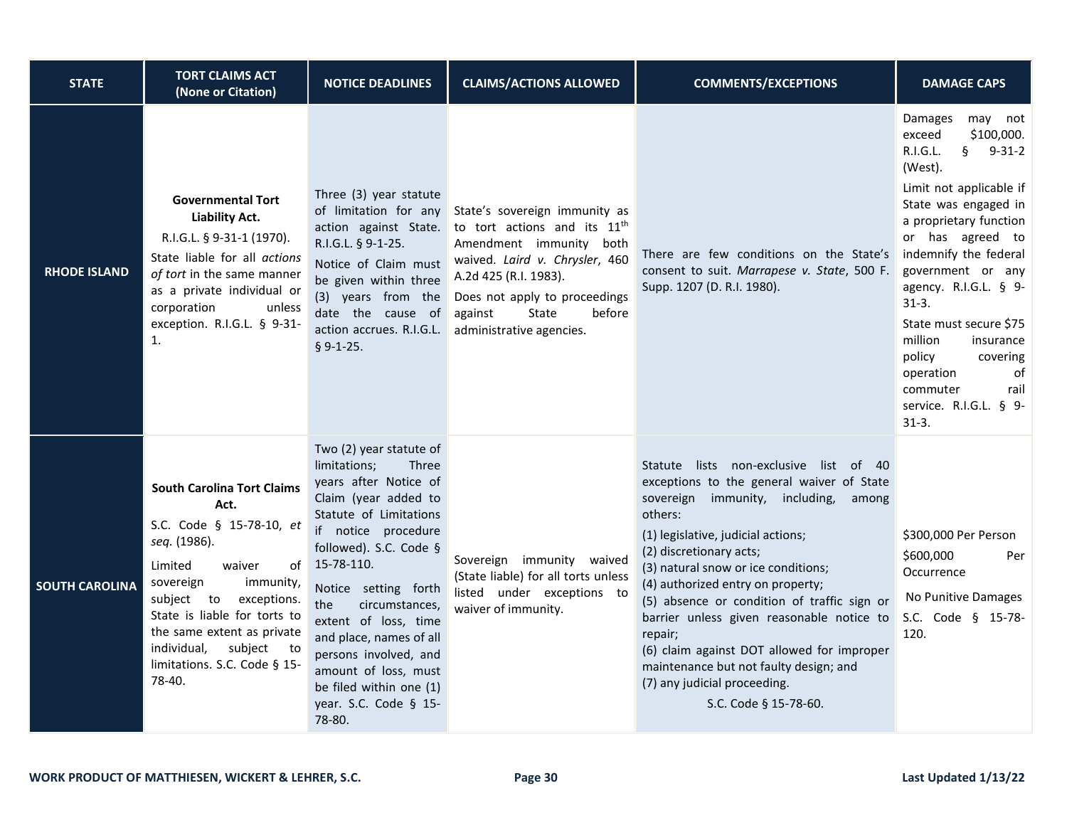| STATE | TORT CLAIMS ACT (None or Citation) | NOTICE DEADLINES | CLAIMS/ACTIONS ALLOWED | COMMENTS/EXCEPTIONS | DAMAGE CAPS |
|---|---|---|---|---|---|
| **RHODE ISLAND** | **Governmental Tort Liability Act.** R.I.G.L. § 9-31-1 (1970). State liable for all *actions of tort* in the same manner as a private individual or corporation unless exception. R.I.G.L. § 9-31-1. | Three (3) year statute of limitation for any action against State. R.I.G.L. § 9-1-25. Notice of Claim must be given within three (3) years from the date the cause of action accrues. R.I.G.L. § 9-1-25. | State's sovereign immunity as to tort actions and its 11th Amendment immunity both waived. *Laird v. Chrysler*, 460 A.2d 425 (R.I. 1983). Does not apply to proceedings against State before administrative agencies. | There are few conditions on the State's consent to suit. *Marrapese v. State*, 500 F. Supp. 1207 (D. R.I. 1980). | Damages may not exceed $100,000. R.I.G.L. § 9-31-2 (West). Limit not applicable if State was engaged in a proprietary function or has agreed to indemnify the federal government or any agency. R.I.G.L. § 9-31-3. State must secure $75 million insurance policy covering operation of commuter rail service. R.I.G.L. § 9-31-3. |
| **SOUTH CAROLINA** | **South Carolina Tort Claims Act.** S.C. Code § 15-78-10, *et seq.* (1986). Limited waiver of sovereign immunity, subject to exceptions. State is liable for torts to the same extent as private individual, subject to limitations. S.C. Code § 15-78-40. | Two (2) year statute of limitations; Three years after Notice of Claim (year added to Statute of Limitations if notice procedure followed). S.C. Code § 15-78-110. Notice setting forth the circumstances, extent of loss, time and place, names of all persons involved, and amount of loss, must be filed within one (1) year. S.C. Code § 15-78-80. | Sovereign immunity waived (State liable) for all torts unless listed under exceptions to waiver of immunity. | Statute lists non-exclusive list of 40 exceptions to the general waiver of State sovereign immunity, including, among others: (1) legislative, judicial actions; (2) discretionary acts; (3) natural snow or ice conditions; (4) authorized entry on property; (5) absence or condition of traffic sign or barrier unless given reasonable notice to repair; (6) claim against DOT allowed for improper maintenance but not faulty design; and (7) any judicial proceeding. S.C. Code § 15-78-60. | $300,000 Per Person $600,000 Per Occurrence No Punitive Damages S.C. Code § 15-78-120. |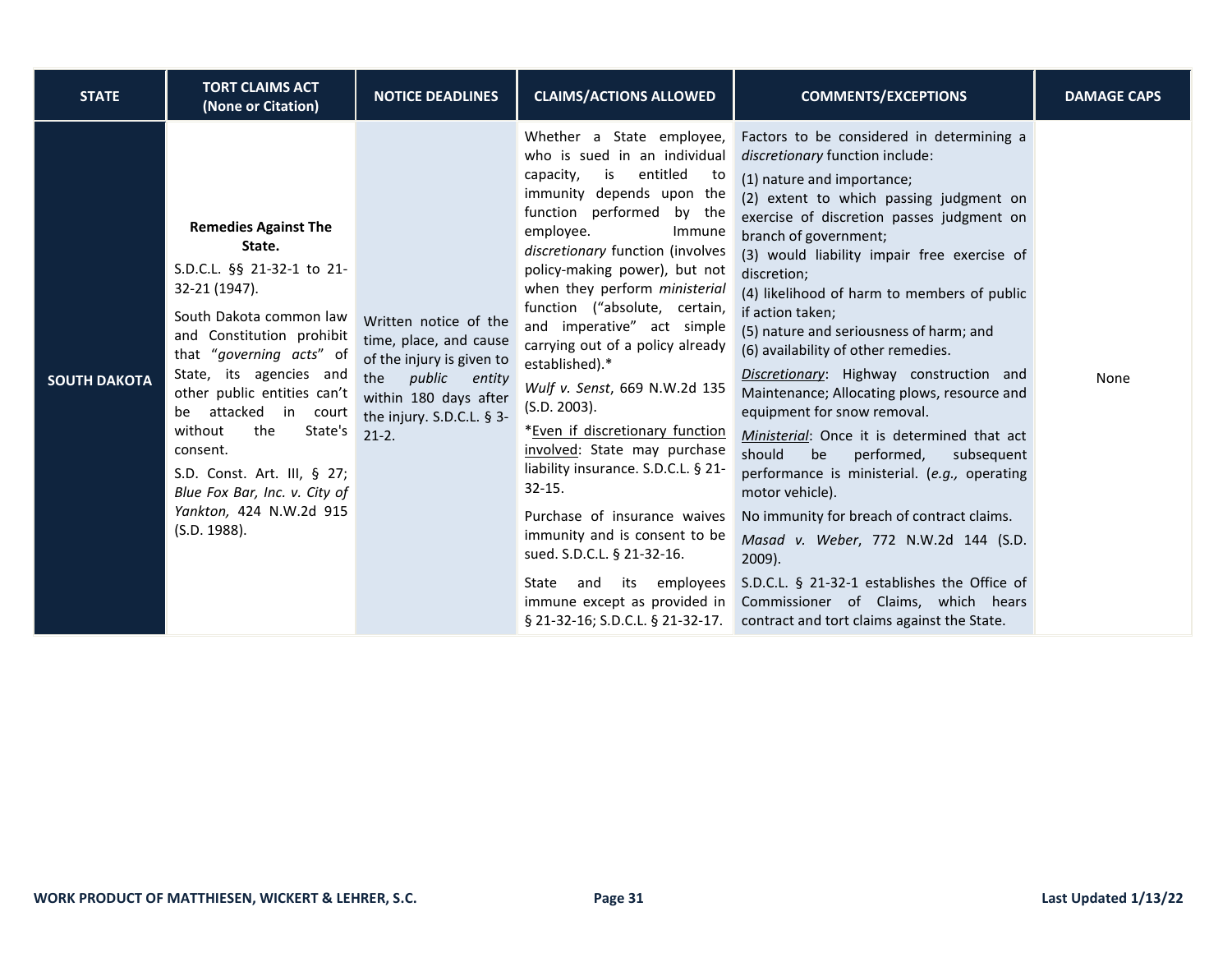| STATE | TORT CLAIMS ACT (None or Citation) | NOTICE DEADLINES | CLAIMS/ACTIONS ALLOWED | COMMENTS/EXCEPTIONS | DAMAGE CAPS |
| --- | --- | --- | --- | --- | --- |
| **SOUTH DAKOTA** | **Remedies Against The State.**<br><br>S.D.C.L. §§ 21-32-1 to 21-32-21 (1947).<br><br>South Dakota common law and Constitution prohibit that "*governing acts*" of State, its agencies and other public entities can't be attacked in court without the State's consent.<br><br>S.D. Const. Art. III, § 27; *Blue Fox Bar, Inc. v. City of Yankton,* 424 N.W.2d 915 (S.D. 1988). | Written notice of the time, place, and cause of the injury is given to the *public entity* within 180 days after the injury. S.D.C.L. § 3-21-2. | Whether a State employee, who is sued in an individual capacity, is entitled to immunity depends upon the function performed by the employee. Immune *discretionary* function (involves policy-making power), but not when they perform *ministerial* function ("absolute, certain, and imperative" act simple carrying out of a policy already established).*<br><br>*Wulf v. Senst*, 669 N.W.2d 135 (S.D. 2003).<br><br>*Even if discretionary function involved: State may purchase liability insurance. S.D.C.L. § 21-32-15.<br><br>Purchase of insurance waives immunity and is consent to be sued. S.D.C.L. § 21-32-16.<br><br>State and its employees immune except as provided in § 21-32-16; S.D.C.L. § 21-32-17. | Factors to be considered in determining a *discretionary* function include:<br><br>(1) nature and importance;<br>(2) extent to which passing judgment on exercise of discretion passes judgment on branch of government;<br>(3) would liability impair free exercise of discretion;<br>(4) likelihood of harm to members of public if action taken;<br>(5) nature and seriousness of harm; and<br>(6) availability of other remedies.<br><br>*Discretionary*: Highway construction and Maintenance; Allocating plows, resource and equipment for snow removal.<br><br>*Ministerial*: Once it is determined that act should be performed, subsequent performance is ministerial. (*e.g.,* operating motor vehicle).<br><br>No immunity for breach of contract claims.<br><br>*Masad v. Weber*, 772 N.W.2d 144 (S.D. 2009).<br><br>S.D.C.L. § 21-32-1 establishes the Office of Commissioner of Claims, which hears contract and tort claims against the State. | None |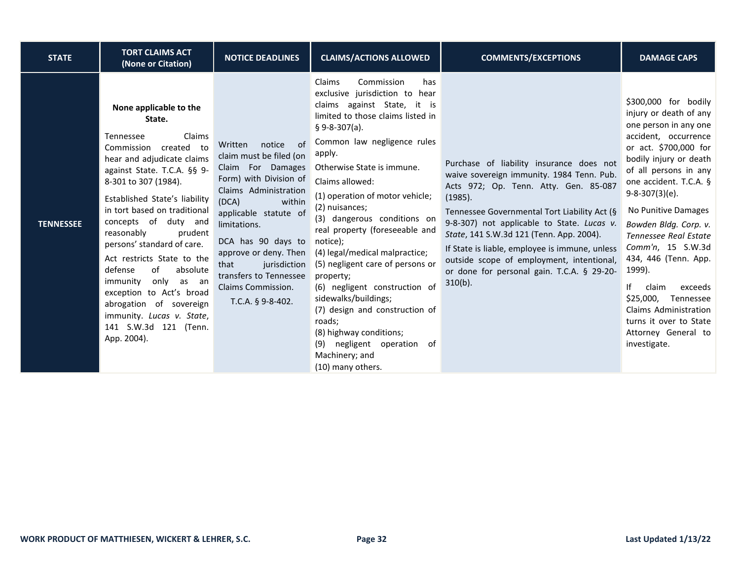| STATE | TORT CLAIMS ACT (None or Citation) | NOTICE DEADLINES | CLAIMS/ACTIONS ALLOWED | COMMENTS/EXCEPTIONS | DAMAGE CAPS |
|---|---|---|---|---|---|
| **TENNESSEE** | **None applicable to the State.**<br><br>Tennessee Claims Commission created to hear and adjudicate claims against State. T.C.A. §§ 9-8-301 to 307 (1984).<br><br>Established State's liability in tort based on traditional concepts of duty and reasonably prudent persons' standard of care.<br><br>Act restricts State to the defense of absolute immunity only as an exception to Act's broad abrogation of sovereign immunity. *Lucas v. State*, 141 S.W.3d 121 (Tenn. App. 2004). | Written notice of claim must be filed (on Claim For Damages Form) with Division of Claims Administration (DCA) within applicable statute of limitations.<br><br>DCA has 90 days to approve or deny. Then that jurisdiction transfers to Tennessee Claims Commission.<br><br>T.C.A. § 9-8-402. | Claims Commission has exclusive jurisdiction to hear claims against State, it is limited to those claims listed in § 9-8-307(a).<br><br>Common law negligence rules apply.<br><br>Otherwise State is immune.<br><br>Claims allowed:<br><br>(1) operation of motor vehicle;<br>(2) nuisances;<br>(3) dangerous conditions on real property (foreseeable and notice);<br>(4) legal/medical malpractice;<br>(5) negligent care of persons or property;<br>(6) negligent construction of sidewalks/buildings;<br>(7) design and construction of roads;<br>(8) highway conditions;<br>(9) negligent operation of Machinery; and<br>(10) many others. | Purchase of liability insurance does not waive sovereign immunity. 1984 Tenn. Pub. Acts 972; Op. Tenn. Atty. Gen. 85-087 (1985).<br><br>Tennessee Governmental Tort Liability Act (§ 9-8-307) not applicable to State. *Lucas v. State*, 141 S.W.3d 121 (Tenn. App. 2004).<br><br>If State is liable, employee is immune, unless outside scope of employment, intentional, or done for personal gain. T.C.A. § 29-20-310(b). | $300,000 for bodily injury or death of any one person in any one accident, occurrence or act. $700,000 for bodily injury or death of all persons in any one accident. T.C.A. § 9-8-307(3)(e).<br><br>No Punitive Damages<br><br>*Bowden Bldg. Corp. v. Tennessee Real Estate Comm'n*, 15 S.W.3d 434, 446 (Tenn. App. 1999).<br><br>If claim exceeds $25,000, Tennessee Claims Administration turns it over to State Attorney General to investigate. |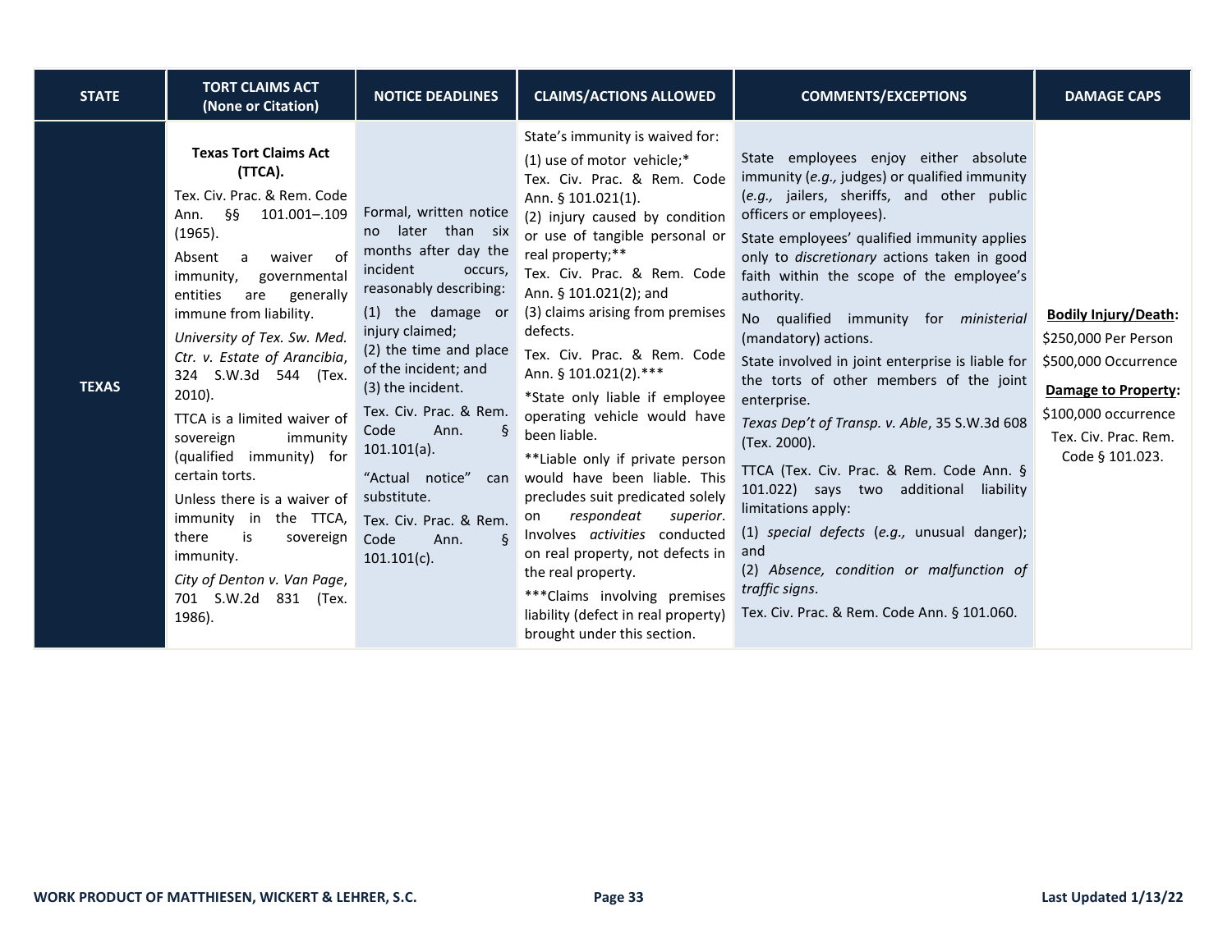| STATE | TORT CLAIMS ACT (None or Citation) | NOTICE DEADLINES | CLAIMS/ACTIONS ALLOWED | COMMENTS/EXCEPTIONS | DAMAGE CAPS |
|---|---|---|---|---|---|
| **TEXAS** | **Texas Tort Claims Act (TTCA).**<br><br>Tex. Civ. Prac. & Rem. Code Ann. §§ 101.001–.109 (1965).<br><br>Absent a waiver of immunity, governmental entities are generally immune from liability.<br><br>*University of Tex. Sw. Med. Ctr. v. Estate of Arancibia*, 324 S.W.3d 544 (Tex. 2010).<br><br>TTCA is a limited waiver of sovereign immunity (qualified immunity) for certain torts.<br><br>Unless there is a waiver of immunity in the TTCA, there is sovereign immunity.<br><br>*City of Denton v. Van Page*, 701 S.W.2d 831 (Tex. 1986). | Formal, written notice no later than six months after day the incident occurs, reasonably describing:<br><br>(1) the damage or injury claimed;<br>(2) the time and place of the incident; and<br>(3) the incident.<br><br>Tex. Civ. Prac. & Rem. Code Ann. § 101.101(a).<br><br>"Actual notice" can substitute.<br><br>Tex. Civ. Prac. & Rem. Code Ann. § 101.101(c). | State's immunity is waived for:<br><br>(1) use of motor vehicle;*<br>Tex. Civ. Prac. & Rem. Code Ann. § 101.021(1).<br>(2) injury caused by condition or use of tangible personal or real property;**<br>Tex. Civ. Prac. & Rem. Code Ann. § 101.021(2); and<br>(3) claims arising from premises defects.<br><br>Tex. Civ. Prac. & Rem. Code Ann. § 101.021(2).***<br><br>*State only liable if employee operating vehicle would have been liable.<br><br>**Liable only if private person would have been liable. This precludes suit predicated solely on *respondeat superior*. Involves *activities* conducted on real property, not defects in the real property.<br><br>***Claims involving premises liability (defect in real property) brought under this section. | State employees enjoy either absolute immunity (*e.g.,* judges) or qualified immunity (*e.g.,* jailers, sheriffs, and other public officers or employees).<br><br>State employees' qualified immunity applies only to *discretionary* actions taken in good faith within the scope of the employee's authority.<br><br>No qualified immunity for *ministerial* (mandatory) actions.<br><br>State involved in joint enterprise is liable for the torts of other members of the joint enterprise.<br><br>*Texas Dep't of Transp. v. Able*, 35 S.W.3d 608 (Tex. 2000).<br><br>TTCA (Tex. Civ. Prac. & Rem. Code Ann. § 101.022) says two additional liability limitations apply:<br><br>(1) *special defects* (*e.g.,* unusual danger); and<br>(2) *Absence, condition or malfunction of traffic signs*.<br><br>Tex. Civ. Prac. & Rem. Code Ann. § 101.060. | **Bodily Injury/Death:**<br><br>$250,000 Per Person<br><br>$500,000 Occurrence<br><br>**Damage to Property:**<br><br>$100,000 occurrence<br><br>Tex. Civ. Prac. Rem. Code § 101.023. |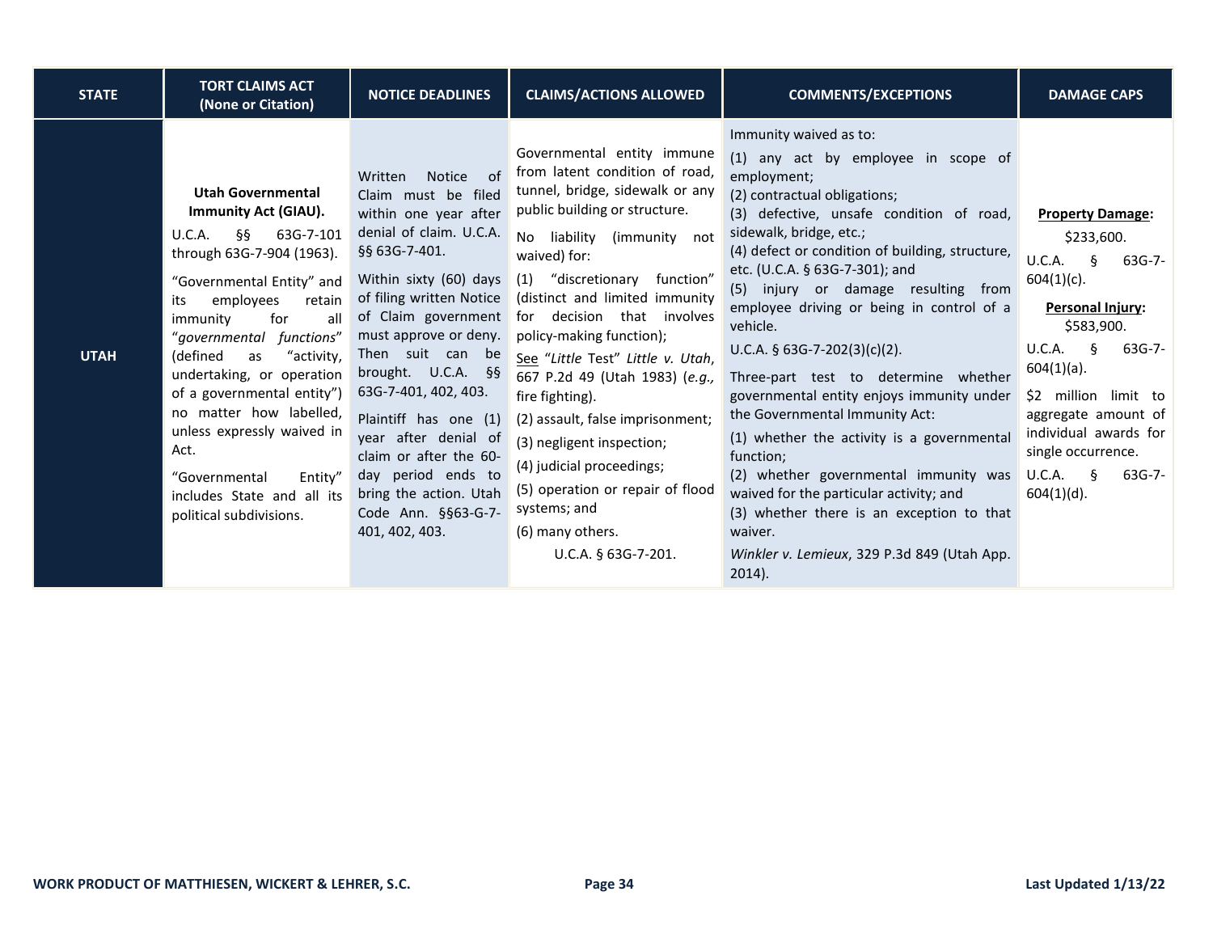| STATE | TORT CLAIMS ACT (None or Citation) | NOTICE DEADLINES | CLAIMS/ACTIONS ALLOWED | COMMENTS/EXCEPTIONS | DAMAGE CAPS |
|---|---|---|---|---|---|
| **UTAH** | **Utah Governmental Immunity Act (GIAU).**<br>U.C.A. §§ 63G-7-101 through 63G-7-904 (1963).<br>"Governmental Entity" and its employees retain immunity for all "*governmental functions*" (defined as "activity, undertaking, or operation of a governmental entity") no matter how labelled, unless expressly waived in Act.<br>"Governmental Entity" includes State and all its political subdivisions. | Written Notice of Claim must be filed within one year after denial of claim. U.C.A. §§ 63G-7-401.<br>Within sixty (60) days of filing written Notice of Claim government must approve or deny. Then suit can be brought. U.C.A. §§ 63G-7-401, 402, 403.<br>Plaintiff has one (1) year after denial of claim or after the 60-day period ends to bring the action. Utah Code Ann. §§63-G-7-401, 402, 403. | Governmental entity immune from latent condition of road, tunnel, bridge, sidewalk or any public building or structure.<br>No liability (immunity not waived) for:<br>(1) "discretionary function" (distinct and limited immunity for decision that involves policy-making function);<br>See "*Little* Test" *Little v. Utah*, 667 P.2d 49 (Utah 1983) (*e.g.,* fire fighting).<br>(2) assault, false imprisonment;<br>(3) negligent inspection;<br>(4) judicial proceedings;<br>(5) operation or repair of flood systems; and<br>(6) many others.<br>U.C.A. § 63G-7-201. | Immunity waived as to:<br>(1) any act by employee in scope of employment;<br>(2) contractual obligations;<br>(3) defective, unsafe condition of road, sidewalk, bridge, etc.;<br>(4) defect or condition of building, structure, etc. (U.C.A. § 63G-7-301); and<br>(5) injury or damage resulting from employee driving or being in control of a vehicle.<br>U.C.A. § 63G-7-202(3)(c)(2).<br>Three-part test to determine whether governmental entity enjoys immunity under the Governmental Immunity Act:<br>(1) whether the activity is a governmental function;<br>(2) whether governmental immunity was waived for the particular activity; and<br>(3) whether there is an exception to that waiver.<br>*Winkler v. Lemieux*, 329 P.3d 849 (Utah App. 2014). | **Property Damage:**<br>$233,600.<br>U.C.A. § 63G-7-604(1)(c).<br>**Personal Injury:**<br>$583,900.<br>U.C.A. § 63G-7-604(1)(a).<br>$2 million limit to aggregate amount of individual awards for single occurrence.<br>U.C.A. § 63G-7-604(1)(d). |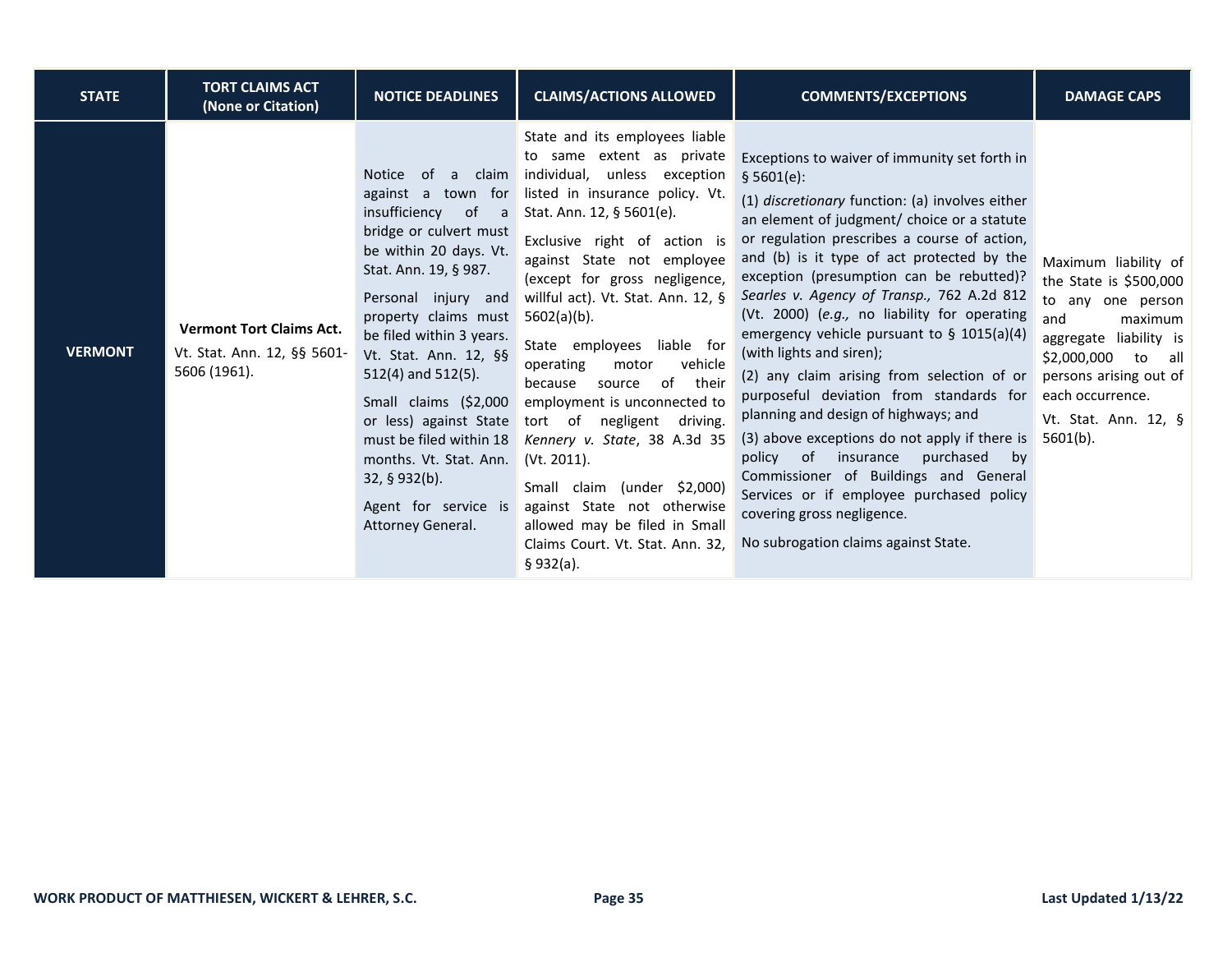| STATE | TORT CLAIMS ACT (None or Citation) | NOTICE DEADLINES | CLAIMS/ACTIONS ALLOWED | COMMENTS/EXCEPTIONS | DAMAGE CAPS |
|---|---|---|---|---|---|
| **VERMONT** | **Vermont Tort Claims Act.**<br><br>Vt. Stat. Ann. 12, §§ 5601-5606 (1961). | Notice of a claim against a town for insufficiency of a bridge or culvert must be within 20 days. Vt. Stat. Ann. 19, § 987.<br><br>Personal injury and property claims must be filed within 3 years. Vt. Stat. Ann. 12, §§ 512(4) and 512(5).<br><br>Small claims ($2,000 or less) against State must be filed within 18 months. Vt. Stat. Ann. 32, § 932(b).<br><br>Agent for service is Attorney General. | State and its employees liable to same extent as private individual, unless exception listed in insurance policy. Vt. Stat. Ann. 12, § 5601(e).<br><br>Exclusive right of action is against State not employee (except for gross negligence, willful act). Vt. Stat. Ann. 12, § 5602(a)(b).<br><br>State employees liable for operating motor vehicle because source of their employment is unconnected to tort of negligent driving. *Kennery v. State*, 38 A.3d 35 (Vt. 2011).<br><br>Small claim (under $2,000) against State not otherwise allowed may be filed in Small Claims Court. Vt. Stat. Ann. 32, § 932(a). | Exceptions to waiver of immunity set forth in § 5601(e):<br><br>(1) *discretionary* function: (a) involves either an element of judgment/ choice or a statute or regulation prescribes a course of action, and (b) is it type of act protected by the exception (presumption can be rebutted)? *Searles v. Agency of Transp.,* 762 A.2d 812 (Vt. 2000) (*e.g.,* no liability for operating emergency vehicle pursuant to § 1015(a)(4) (with lights and siren);<br><br>(2) any claim arising from selection of or purposeful deviation from standards for planning and design of highways; and<br><br>(3) above exceptions do not apply if there is policy of insurance purchased by Commissioner of Buildings and General Services or if employee purchased policy covering gross negligence.<br><br>No subrogation claims against State. | Maximum liability of the State is $500,000 to any one person and maximum aggregate liability is $2,000,000 to all persons arising out of each occurrence.<br><br>Vt. Stat. Ann. 12, § 5601(b). |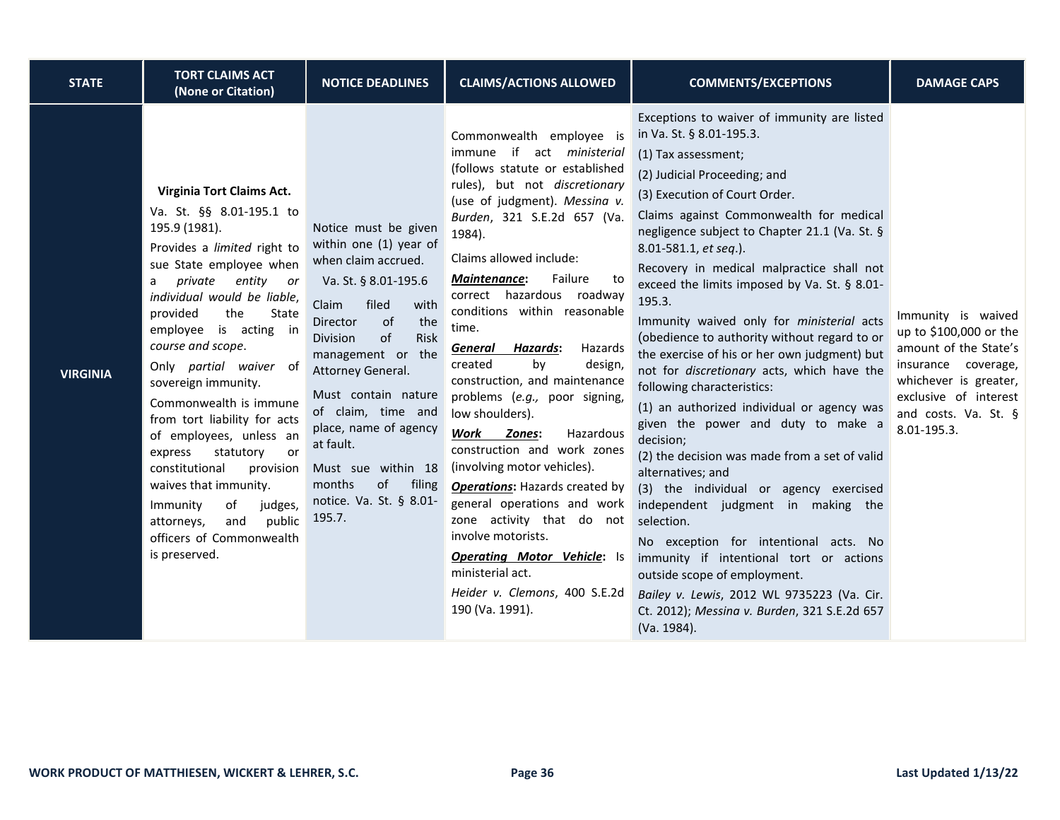| STATE | TORT CLAIMS ACT (None or Citation) | NOTICE DEADLINES | CLAIMS/ACTIONS ALLOWED | COMMENTS/EXCEPTIONS | DAMAGE CAPS |
|---|---|---|---|---|---|
| **VIRGINIA** | **Virginia Tort Claims Act.**<br>Va. St. §§ 8.01-195.1 to 195.9 (1981).<br>Provides a *limited* right to sue State employee when a *private entity or individual would be liable*, provided the State employee is acting in *course and scope*.<br>Only *partial waiver* of sovereign immunity.<br>Commonwealth is immune from tort liability for acts of employees, unless an express statutory or constitutional provision waives that immunity.<br>Immunity of judges, attorneys, and public officers of Commonwealth is preserved. | Notice must be given within one (1) year of when claim accrued.<br>Va. St. § 8.01-195.6<br>Claim filed with Director of the Division of Risk management or the Attorney General.<br>Must contain nature of claim, time and place, name of agency at fault.<br>Must sue within 18 months of filing notice. Va. St. § 8.01-195.7. | Commonwealth employee is immune if act *ministerial* (follows statute or established rules), but not *discretionary* (use of judgment). *Messina v. Burden*, 321 S.E.2d 657 (Va. 1984).<br>Claims allowed include:<br>***Maintenance*:** Failure to correct hazardous roadway conditions within reasonable time.<br>***General Hazards*:** Hazards created by design, construction, and maintenance problems (*e.g.,* poor signing, low shoulders).<br>***Work Zones*:** Hazardous construction and work zones (involving motor vehicles).<br>***Operations*:** Hazards created by general operations and work zone activity that do not involve motorists.<br>***Operating Motor Vehicle*:** Is ministerial act.<br>*Heider v. Clemons*, 400 S.E.2d 190 (Va. 1991). | Exceptions to waiver of immunity are listed in Va. St. § 8.01-195.3.<br>(1) Tax assessment;<br>(2) Judicial Proceeding; and<br>(3) Execution of Court Order.<br>Claims against Commonwealth for medical negligence subject to Chapter 21.1 (Va. St. § 8.01-581.1, *et seq*.).<br>Recovery in medical malpractice shall not exceed the limits imposed by Va. St. § 8.01-195.3.<br>Immunity waived only for *ministerial* acts (obedience to authority without regard to or the exercise of his or her own judgment) but not for *discretionary* acts, which have the following characteristics:<br>(1) an authorized individual or agency was given the power and duty to make a decision;<br>(2) the decision was made from a set of valid alternatives; and<br>(3) the individual or agency exercised independent judgment in making the selection.<br>No exception for intentional acts. No immunity if intentional tort or actions outside scope of employment.<br>*Bailey v. Lewis*, 2012 WL 9735223 (Va. Cir. Ct. 2012); *Messina v. Burden*, 321 S.E.2d 657 (Va. 1984). | Immunity is waived up to $100,000 or the amount of the State's insurance coverage, whichever is greater, exclusive of interest and costs. Va. St. § 8.01-195.3. |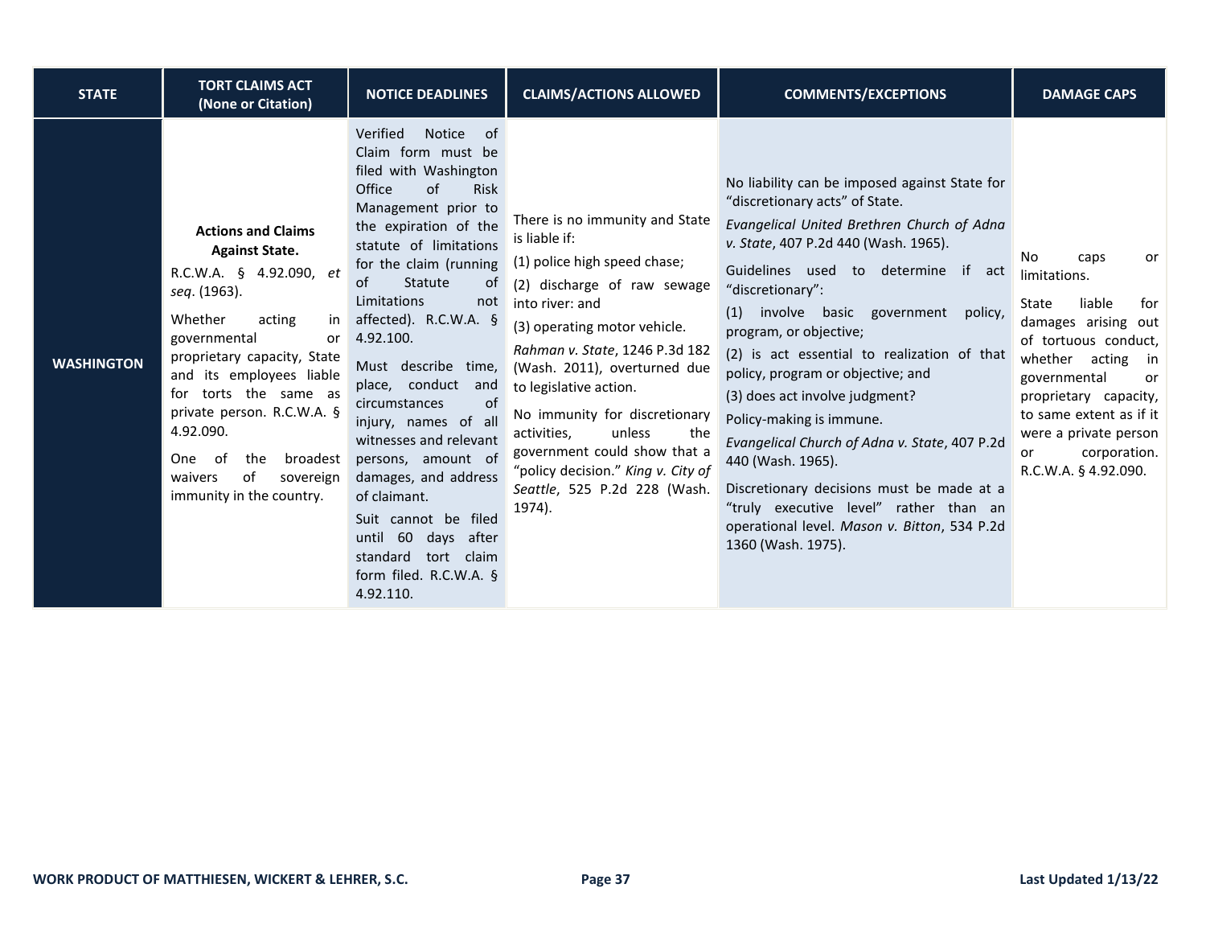| STATE | TORT CLAIMS ACT (None or Citation) | NOTICE DEADLINES | CLAIMS/ACTIONS ALLOWED | COMMENTS/EXCEPTIONS | DAMAGE CAPS |
|---|---|---|---|---|---|
| **WASHINGTON** | **Actions and Claims Against State.**<br><br>R.C.W.A. § 4.92.090, *et seq*. (1963).<br><br>Whether acting in governmental or proprietary capacity, State and its employees liable for torts the same as private person. R.C.W.A. § 4.92.090.<br><br>One of the broadest waivers of sovereign immunity in the country. | Verified Notice of Claim form must be filed with Washington Office of Risk Management prior to the expiration of the statute of limitations for the claim (running of Statute of Limitations not affected). R.C.W.A. § 4.92.100.<br><br>Must describe time, place, conduct and circumstances of injury, names of all witnesses and relevant persons, amount of damages, and address of claimant.<br><br>Suit cannot be filed until 60 days after standard tort claim form filed. R.C.W.A. § 4.92.110. | There is no immunity and State is liable if:<br><br>(1) police high speed chase;<br><br>(2) discharge of raw sewage into river: and<br><br>(3) operating motor vehicle.<br><br>*Rahman v. State*, 1246 P.3d 182 (Wash. 2011), overturned due to legislative action.<br><br>No immunity for discretionary activities, unless the government could show that a "policy decision." *King v. City of Seattle*, 525 P.2d 228 (Wash. 1974). | No liability can be imposed against State for "discretionary acts" of State.<br><br>*Evangelical United Brethren Church of Adna v. State*, 407 P.2d 440 (Wash. 1965).<br><br>Guidelines used to determine if act "discretionary":<br><br>(1) involve basic government policy, program, or objective;<br><br>(2) is act essential to realization of that policy, program or objective; and<br><br>(3) does act involve judgment?<br><br>Policy-making is immune.<br><br>*Evangelical Church of Adna v. State*, 407 P.2d 440 (Wash. 1965).<br><br>Discretionary decisions must be made at a "truly executive level" rather than an operational level. *Mason v. Bitton*, 534 P.2d 1360 (Wash. 1975). | No caps or limitations.<br><br>State liable for damages arising out of tortuous conduct, whether acting in governmental or proprietary capacity, to same extent as if it were a private person or corporation. R.C.W.A. § 4.92.090. |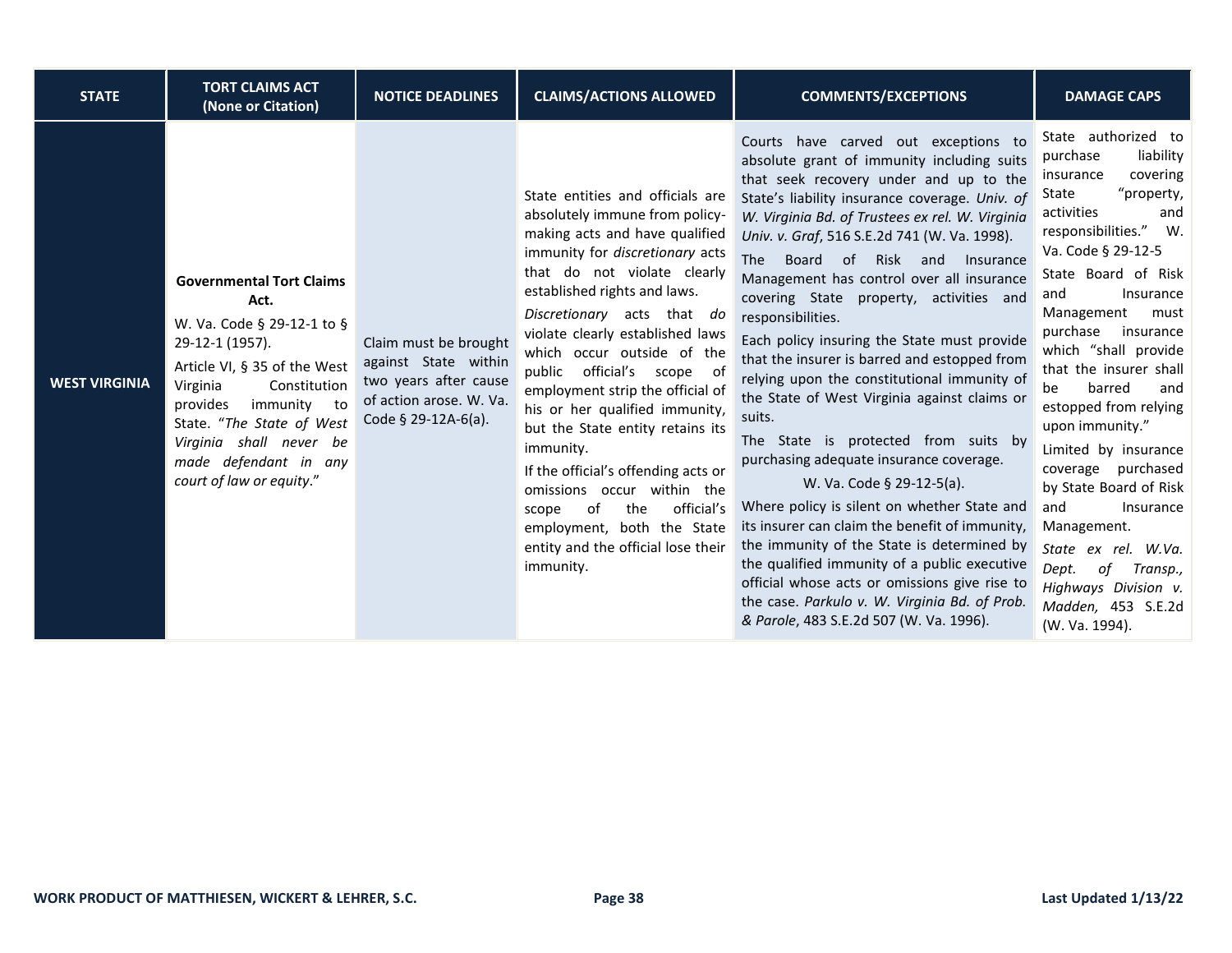| STATE | TORT CLAIMS ACT (None or Citation) | NOTICE DEADLINES | CLAIMS/ACTIONS ALLOWED | COMMENTS/EXCEPTIONS | DAMAGE CAPS |
|---|---|---|---|---|---|
| **WEST VIRGINIA** | **Governmental Tort Claims Act.**<br>W. Va. Code § 29-12-1 to § 29-12-1 (1957).<br>Article VI, § 35 of the West Virginia Constitution provides immunity to State. "*The State of West Virginia shall never be made defendant in any court of law or equity*." | Claim must be brought against State within two years after cause of action arose. W. Va. Code § 29-12A-6(a). | State entities and officials are absolutely immune from policy-making acts and have qualified immunity for *discretionary* acts that do not violate clearly established rights and laws.<br>*Discretionary* acts that *do* violate clearly established laws which occur outside of the public official's scope of employment strip the official of his or her qualified immunity, but the State entity retains its immunity.<br>If the official's offending acts or omissions occur within the scope of the official's employment, both the State entity and the official lose their immunity. | Courts have carved out exceptions to absolute grant of immunity including suits that seek recovery under and up to the State's liability insurance coverage. *Univ. of W. Virginia Bd. of Trustees ex rel. W. Virginia Univ. v. Graf*, 516 S.E.2d 741 (W. Va. 1998).<br>The Board of Risk and Insurance Management has control over all insurance covering State property, activities and responsibilities.<br>Each policy insuring the State must provide that the insurer is barred and estopped from relying upon the constitutional immunity of the State of West Virginia against claims or suits.<br>The State is protected from suits by purchasing adequate insurance coverage.<br>W. Va. Code § 29-12-5(a).<br>Where policy is silent on whether State and its insurer can claim the benefit of immunity, the immunity of the State is determined by the qualified immunity of a public executive official whose acts or omissions give rise to the case. *Parkulo v. W. Virginia Bd. of Prob. & Parole*, 483 S.E.2d 507 (W. Va. 1996). | State authorized to purchase liability insurance covering State "property, activities and responsibilities." W. Va. Code § 29-12-5<br>State Board of Risk and Insurance Management must purchase insurance which "shall provide that the insurer shall be barred and estopped from relying upon immunity."<br>Limited by insurance coverage purchased by State Board of Risk and Insurance Management.<br>*State ex rel. W.Va. Dept. of Transp., Highways Division v. Madden,* 453 S.E.2d (W. Va. 1994). |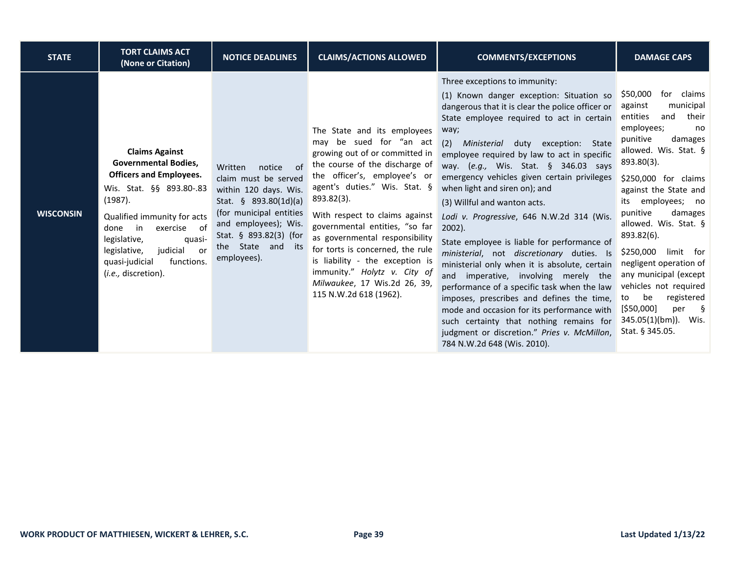| STATE | TORT CLAIMS ACT (None or Citation) | NOTICE DEADLINES | CLAIMS/ACTIONS ALLOWED | COMMENTS/EXCEPTIONS | DAMAGE CAPS |
|---|---|---|---|---|---|
| **WISCONSIN** | **Claims Against Governmental Bodies, Officers and Employees.** Wis. Stat. §§ 893.80-.83 (1987).<br><br>Qualified immunity for acts done in exercise of legislative, quasi-legislative, judicial or quasi-judicial functions. (*i.e.,* discretion). | Written notice of claim must be served within 120 days. Wis. Stat. § 893.80(1d)(a) (for municipal entities and employees); Wis. Stat. § 893.82(3) (for the State and its employees). | The State and its employees may be sued for "an act growing out of or committed in the course of the discharge of the officer's, employee's or agent's duties." Wis. Stat. § 893.82(3).<br><br>With respect to claims against governmental entities, "so far as governmental responsibility for torts is concerned, the rule is liability - the exception is immunity." *Holytz v. City of Milwaukee*, 17 Wis.2d 26, 39, 115 N.W.2d 618 (1962). | Three exceptions to immunity:<br><br>(1) Known danger exception: Situation so dangerous that it is clear the police officer or State employee required to act in certain way;<br><br>(2) *Ministerial* duty exception: State employee required by law to act in specific way. (*e.g.,* Wis. Stat. § 346.03 says emergency vehicles given certain privileges when light and siren on); and<br><br>(3) Willful and wanton acts.<br><br>*Lodi v. Progressive*, 646 N.W.2d 314 (Wis. 2002).<br><br>State employee is liable for performance of *ministerial*, not *discretionary* duties. Is ministerial only when it is absolute, certain and imperative, involving merely the performance of a specific task when the law imposes, prescribes and defines the time, mode and occasion for its performance with such certainty that nothing remains for judgment or discretion." *Pries v. McMillon*, 784 N.W.2d 648 (Wis. 2010). | $50,000 for claims against municipal entities and their employees; no punitive damages allowed. Wis. Stat. § 893.80(3).<br><br>$250,000 for claims against the State and its employees; no punitive damages allowed. Wis. Stat. § 893.82(6).<br><br>$250,000 limit for negligent operation of any municipal (except vehicles not required to be registered [$50,000] per § 345.05(1)(bm)). Wis. Stat. § 345.05. |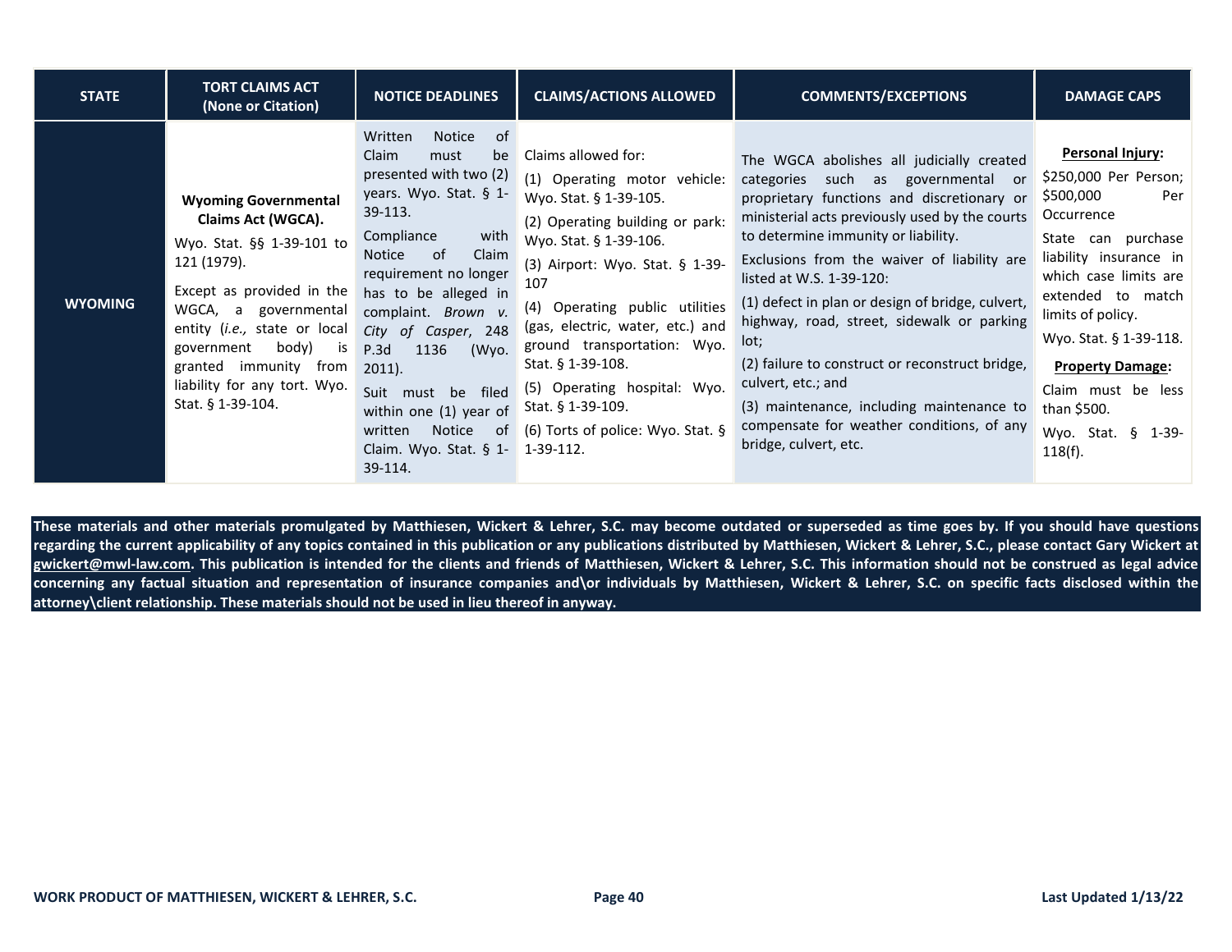| STATE | TORT CLAIMS ACT (None or Citation) | NOTICE DEADLINES | CLAIMS/ACTIONS ALLOWED | COMMENTS/EXCEPTIONS | DAMAGE CAPS |
|---|---|---|---|---|---|
| **WYOMING** | **Wyoming Governmental Claims Act (WGCA).**<br>Wyo. Stat. §§ 1-39-101 to 121 (1979).<br>Except as provided in the WGCA, a governmental entity (*i.e.,* state or local government body) is granted immunity from liability for any tort. Wyo. Stat. § 1-39-104. | Written Notice of Claim must be presented with two (2) years. Wyo. Stat. § 1-39-113.<br>Compliance with Notice of Claim requirement no longer has to be alleged in complaint. *Brown v. City of Casper*, 248 P.3d 1136 (Wyo. 2011).<br>Suit must be filed within one (1) year of written Notice of Claim. Wyo. Stat. § 1-39-114. | Claims allowed for:<br>(1) Operating motor vehicle: Wyo. Stat. § 1-39-105.<br>(2) Operating building or park: Wyo. Stat. § 1-39-106.<br>(3) Airport: Wyo. Stat. § 1-39-107<br>(4) Operating public utilities (gas, electric, water, etc.) and ground transportation: Wyo. Stat. § 1-39-108.<br>(5) Operating hospital: Wyo. Stat. § 1-39-109.<br>(6) Torts of police: Wyo. Stat. § 1-39-112. | The WGCA abolishes all judicially created categories such as governmental or proprietary functions and discretionary or ministerial acts previously used by the courts to determine immunity or liability.<br>Exclusions from the waiver of liability are listed at W.S. 1-39-120:<br>(1) defect in plan or design of bridge, culvert, highway, road, street, sidewalk or parking lot;<br>(2) failure to construct or reconstruct bridge, culvert, etc.; and<br>(3) maintenance, including maintenance to compensate for weather conditions, of any bridge, culvert, etc. | **Personal Injury:**<br>$250,000 Per Person; $500,000 Per Occurrence<br>State can purchase liability insurance in which case limits are extended to match limits of policy.<br>Wyo. Stat. § 1-39-118.<br>**Property Damage:**<br>Claim must be less than $500.<br>Wyo. Stat. § 1-39-118(f). |

**These materials and other materials promulgated by Matthiesen, Wickert & Lehrer, S.C. may become outdated or superseded as time goes by. If you should have questions regarding the current applicability of any topics contained in this publication or any publications distributed by Matthiesen, Wickert & Lehrer, S.C., please contact Gary Wickert at gwickert@mwl-law.com. This publication is intended for the clients and friends of Matthiesen, Wickert & Lehrer, S.C. This information should not be construed as legal advice concerning any factual situation and representation of insurance companies and\or individuals by Matthiesen, Wickert & Lehrer, S.C. on specific facts disclosed within the attorney\client relationship. These materials should not be used in lieu thereof in anyway.**